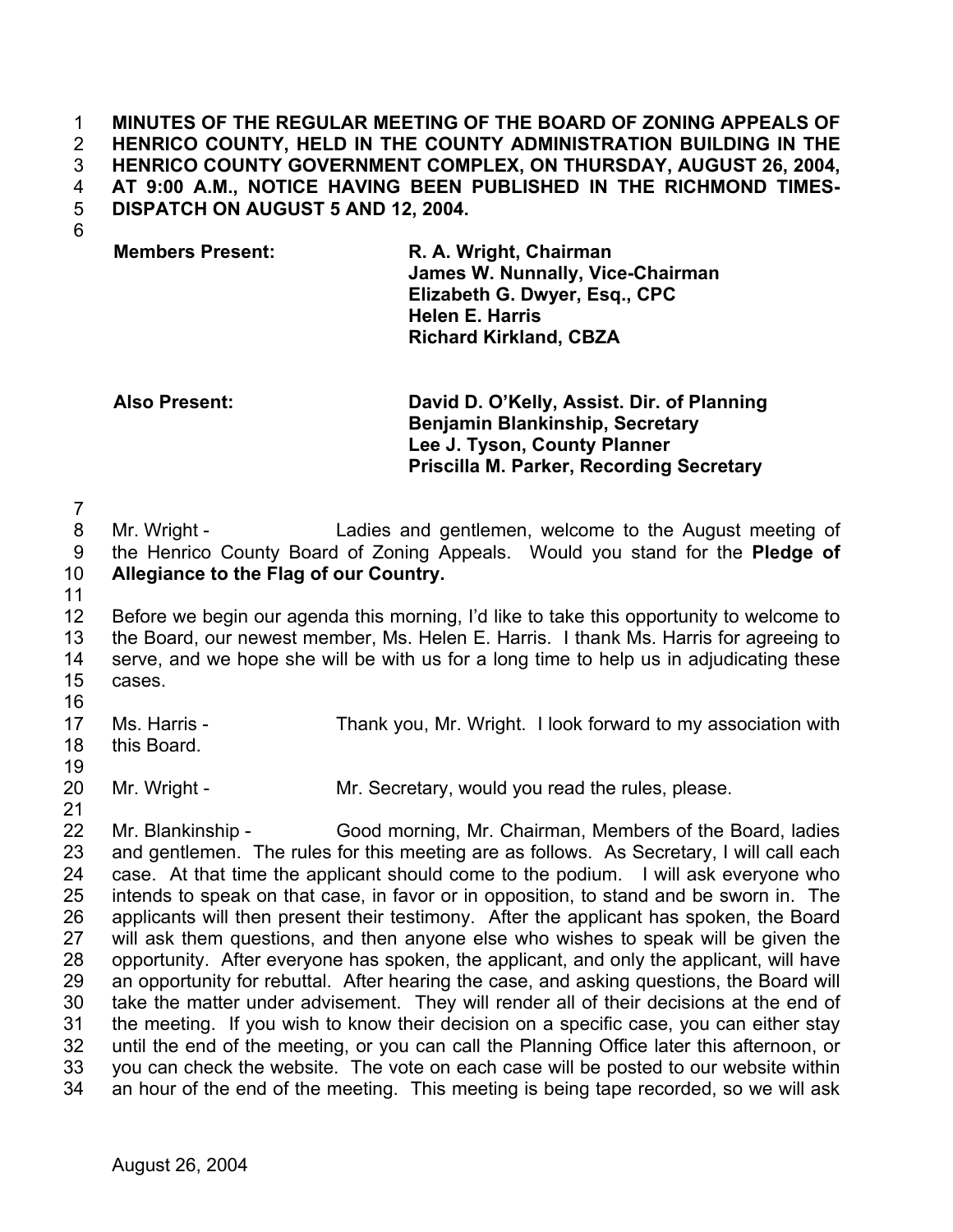**MINUTES OF THE REGULAR MEETING OF THE BOARD OF ZONING APPEALS OF HENRICO COUNTY, HELD IN THE COUNTY ADMINISTRATION BUILDING IN THE HENRICO COUNTY GOVERNMENT COMPLEX, ON THURSDAY, AUGUST 26, 2004, AT 9:00 A.M., NOTICE HAVING BEEN PUBLISHED IN THE RICHMOND TIMES-DISPATCH ON AUGUST 5 AND 12, 2004.**

| | |
|---|---|
| **Members Present:** | **R. A. Wright, Chairman** |
| | **James W. Nunnally, Vice-Chairman** |
| | **Elizabeth G. Dwyer, Esq., CPC** |
| | **Helen E. Harris** |
| | **Richard Kirkland, CBZA** |
| **Also Present:** | **David D. O'Kelly, Assist. Dir. of Planning** |
| | **Benjamin Blankinship, Secretary** |
| | **Lee J. Tyson, County Planner** |
| | **Priscilla M. Parker, Recording Secretary** |

Mr. Wright - Ladies and gentlemen, welcome to the August meeting of the Henrico County Board of Zoning Appeals. Would you stand for the **Pledge of Allegiance to the Flag of our Country.**

Before we begin our agenda this morning, I'd like to take this opportunity to welcome to the Board, our newest member, Ms. Helen E. Harris. I thank Ms. Harris for agreeing to serve, and we hope she will be with us for a long time to help us in adjudicating these cases.

Ms. Harris - Thank you, Mr. Wright. I look forward to my association with this Board.

Mr. Wright - Mr. Secretary, would you read the rules, please.

Mr. Blankinship - Good morning, Mr. Chairman, Members of the Board, ladies and gentlemen. The rules for this meeting are as follows. As Secretary, I will call each case. At that time the applicant should come to the podium. I will ask everyone who intends to speak on that case, in favor or in opposition, to stand and be sworn in. The applicants will then present their testimony. After the applicant has spoken, the Board will ask them questions, and then anyone else who wishes to speak will be given the opportunity. After everyone has spoken, the applicant, and only the applicant, will have an opportunity for rebuttal. After hearing the case, and asking questions, the Board will take the matter under advisement. They will render all of their decisions at the end of the meeting. If you wish to know their decision on a specific case, you can either stay until the end of the meeting, or you can call the Planning Office later this afternoon, or you can check the website. The vote on each case will be posted to our website within an hour of the end of the meeting. This meeting is being tape recorded, so we will ask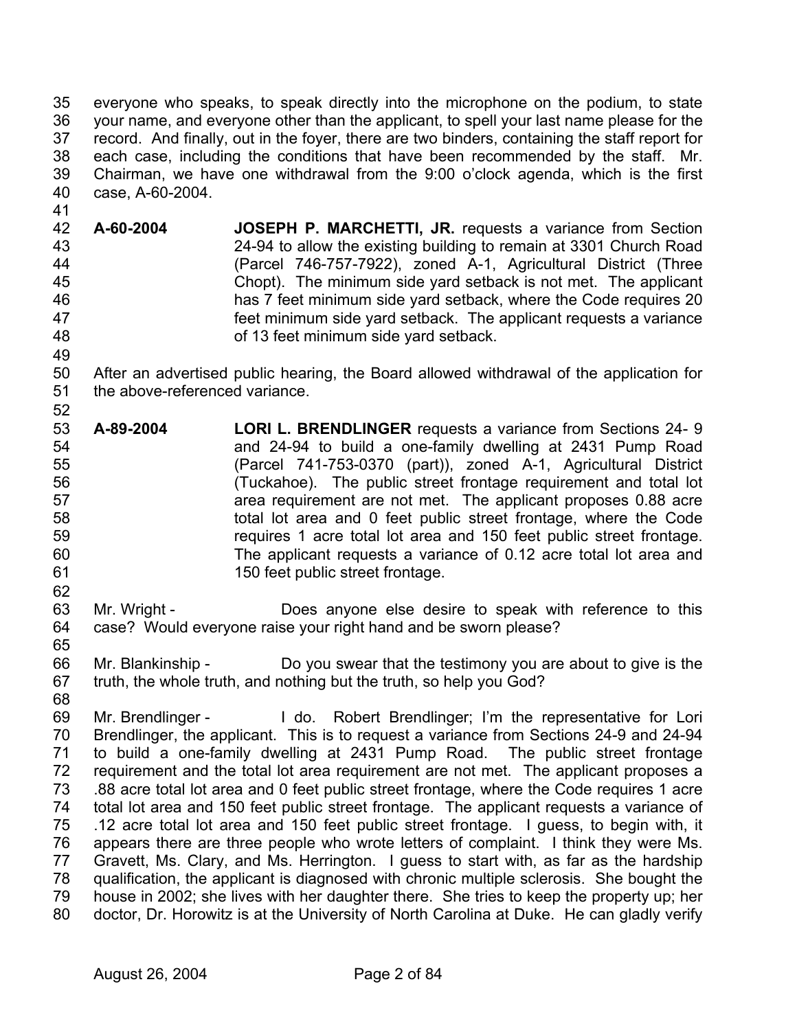everyone who speaks, to speak directly into the microphone on the podium, to state your name, and everyone other than the applicant, to spell your last name please for the record. And finally, out in the foyer, there are two binders, containing the staff report for each case, including the conditions that have been recommended by the staff. Mr. Chairman, we have one withdrawal from the 9:00 o'clock agenda, which is the first case, A-60-2004.

**A-60-2004** **JOSEPH P. MARCHETTI, JR.** requests a variance from Section 24-94 to allow the existing building to remain at 3301 Church Road (Parcel 746-757-7922), zoned A-1, Agricultural District (Three Chopt). The minimum side yard setback is not met. The applicant has 7 feet minimum side yard setback, where the Code requires 20 feet minimum side yard setback. The applicant requests a variance of 13 feet minimum side yard setback.

After an advertised public hearing, the Board allowed withdrawal of the application for the above-referenced variance.

**A-89-2004** **LORI L. BRENDLINGER** requests a variance from Sections 24- 9 and 24-94 to build a one-family dwelling at 2431 Pump Road (Parcel 741-753-0370 (part)), zoned A-1, Agricultural District (Tuckahoe). The public street frontage requirement and total lot area requirement are not met. The applicant proposes 0.88 acre total lot area and 0 feet public street frontage, where the Code requires 1 acre total lot area and 150 feet public street frontage. The applicant requests a variance of 0.12 acre total lot area and 150 feet public street frontage.

Mr. Wright - Does anyone else desire to speak with reference to this case? Would everyone raise your right hand and be sworn please?

Mr. Blankinship - Do you swear that the testimony you are about to give is the truth, the whole truth, and nothing but the truth, so help you God?

Mr. Brendlinger - I do. Robert Brendlinger; I'm the representative for Lori Brendlinger, the applicant. This is to request a variance from Sections 24-9 and 24-94 to build a one-family dwelling at 2431 Pump Road. The public street frontage requirement and the total lot area requirement are not met. The applicant proposes a .88 acre total lot area and 0 feet public street frontage, where the Code requires 1 acre total lot area and 150 feet public street frontage. The applicant requests a variance of .12 acre total lot area and 150 feet public street frontage. I guess, to begin with, it appears there are three people who wrote letters of complaint. I think they were Ms. Gravett, Ms. Clary, and Ms. Herrington. I guess to start with, as far as the hardship qualification, the applicant is diagnosed with chronic multiple sclerosis. She bought the house in 2002; she lives with her daughter there. She tries to keep the property up; her doctor, Dr. Horowitz is at the University of North Carolina at Duke. He can gladly verify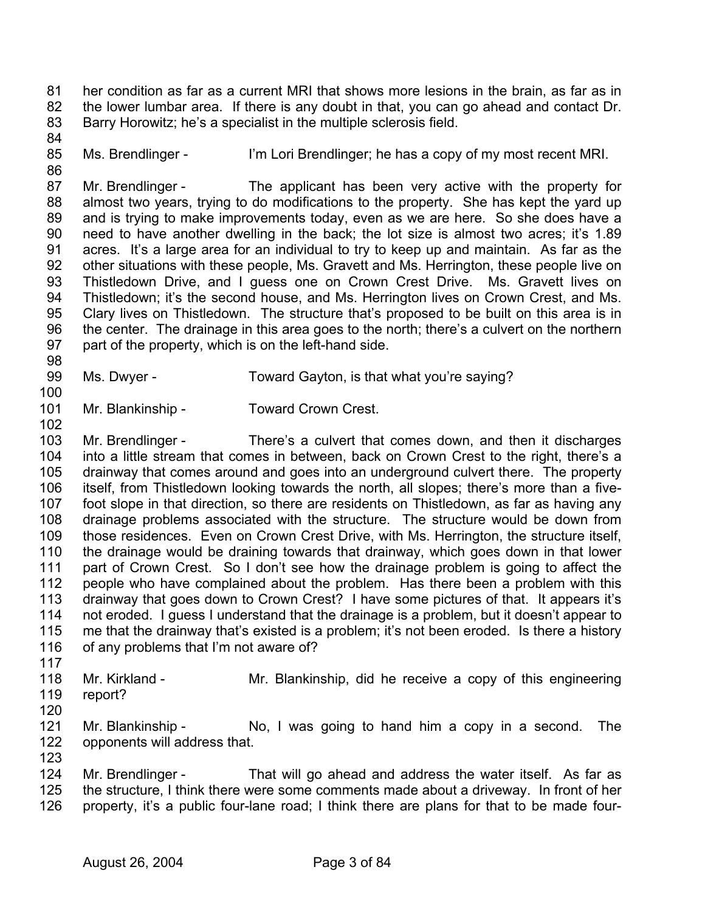her condition as far as a current MRI that shows more lesions in the brain, as far as in the lower lumbar area. If there is any doubt in that, you can go ahead and contact Dr. Barry Horowitz; he's a specialist in the multiple sclerosis field.

Ms. Brendlinger - I'm Lori Brendlinger; he has a copy of my most recent MRI.

Mr. Brendlinger - The applicant has been very active with the property for almost two years, trying to do modifications to the property. She has kept the yard up and is trying to make improvements today, even as we are here. So she does have a need to have another dwelling in the back; the lot size is almost two acres; it's 1.89 acres. It's a large area for an individual to try to keep up and maintain. As far as the other situations with these people, Ms. Gravett and Ms. Herrington, these people live on Thistledown Drive, and I guess one on Crown Crest Drive. Ms. Gravett lives on Thistledown; it's the second house, and Ms. Herrington lives on Crown Crest, and Ms. Clary lives on Thistledown. The structure that's proposed to be built on this area is in the center. The drainage in this area goes to the north; there's a culvert on the northern part of the property, which is on the left-hand side.

Ms. Dwyer - Toward Gayton, is that what you're saying?

Mr. Blankinship - Toward Crown Crest.

Mr. Brendlinger - There's a culvert that comes down, and then it discharges into a little stream that comes in between, back on Crown Crest to the right, there's a drainway that comes around and goes into an underground culvert there. The property itself, from Thistledown looking towards the north, all slopes; there's more than a five-foot slope in that direction, so there are residents on Thistledown, as far as having any drainage problems associated with the structure. The structure would be down from those residences. Even on Crown Crest Drive, with Ms. Herrington, the structure itself, the drainage would be draining towards that drainway, which goes down in that lower part of Crown Crest. So I don't see how the drainage problem is going to affect the people who have complained about the problem. Has there been a problem with this drainway that goes down to Crown Crest? I have some pictures of that. It appears it's not eroded. I guess I understand that the drainage is a problem, but it doesn't appear to me that the drainway that's existed is a problem; it's not been eroded. Is there a history of any problems that I'm not aware of?

Mr. Kirkland - Mr. Blankinship, did he receive a copy of this engineering report?

Mr. Blankinship - No, I was going to hand him a copy in a second. The opponents will address that.

Mr. Brendlinger - That will go ahead and address the water itself. As far as the structure, I think there were some comments made about a driveway. In front of her property, it's a public four-lane road; I think there are plans for that to be made four-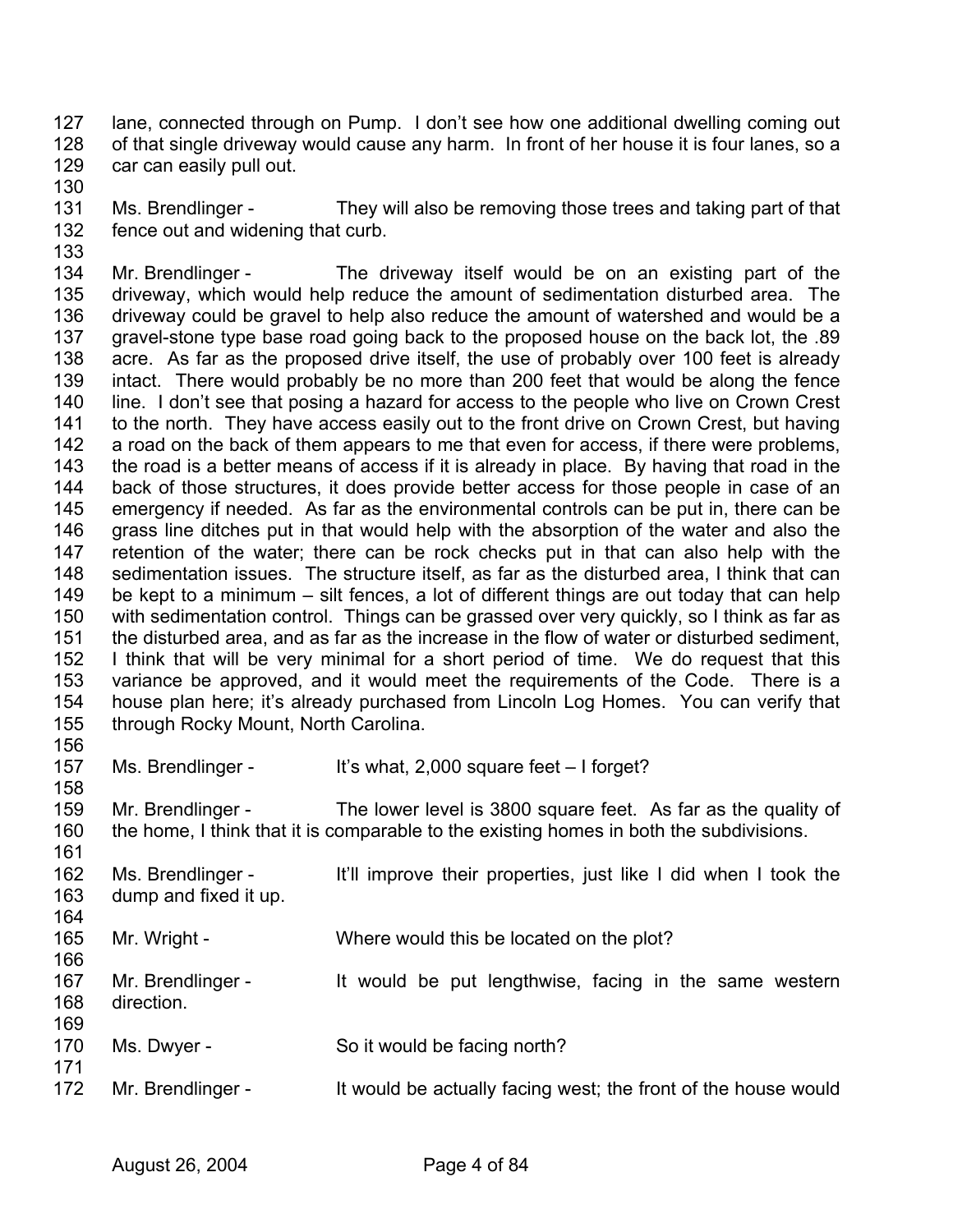lane, connected through on Pump. I don't see how one additional dwelling coming out of that single driveway would cause any harm. In front of her house it is four lanes, so a car can easily pull out.

Ms. Brendlinger - They will also be removing those trees and taking part of that fence out and widening that curb.

Mr. Brendlinger - The driveway itself would be on an existing part of the driveway, which would help reduce the amount of sedimentation disturbed area. The driveway could be gravel to help also reduce the amount of watershed and would be a gravel-stone type base road going back to the proposed house on the back lot, the .89 acre. As far as the proposed drive itself, the use of probably over 100 feet is already intact. There would probably be no more than 200 feet that would be along the fence line. I don't see that posing a hazard for access to the people who live on Crown Crest to the north. They have access easily out to the front drive on Crown Crest, but having a road on the back of them appears to me that even for access, if there were problems, the road is a better means of access if it is already in place. By having that road in the back of those structures, it does provide better access for those people in case of an emergency if needed. As far as the environmental controls can be put in, there can be grass line ditches put in that would help with the absorption of the water and also the retention of the water; there can be rock checks put in that can also help with the sedimentation issues. The structure itself, as far as the disturbed area, I think that can be kept to a minimum – silt fences, a lot of different things are out today that can help with sedimentation control. Things can be grassed over very quickly, so I think as far as the disturbed area, and as far as the increase in the flow of water or disturbed sediment, I think that will be very minimal for a short period of time. We do request that this variance be approved, and it would meet the requirements of the Code. There is a house plan here; it's already purchased from Lincoln Log Homes. You can verify that through Rocky Mount, North Carolina.

Ms. Brendlinger - It's what, 2,000 square feet – I forget?

Mr. Brendlinger - The lower level is 3800 square feet. As far as the quality of the home, I think that it is comparable to the existing homes in both the subdivisions.

Ms. Brendlinger - It'll improve their properties, just like I did when I took the dump and fixed it up.

Mr. Wright - Where would this be located on the plot?

Mr. Brendlinger - It would be put lengthwise, facing in the same western direction.

Ms. Dwyer - So it would be facing north?

Mr. Brendlinger - It would be actually facing west; the front of the house would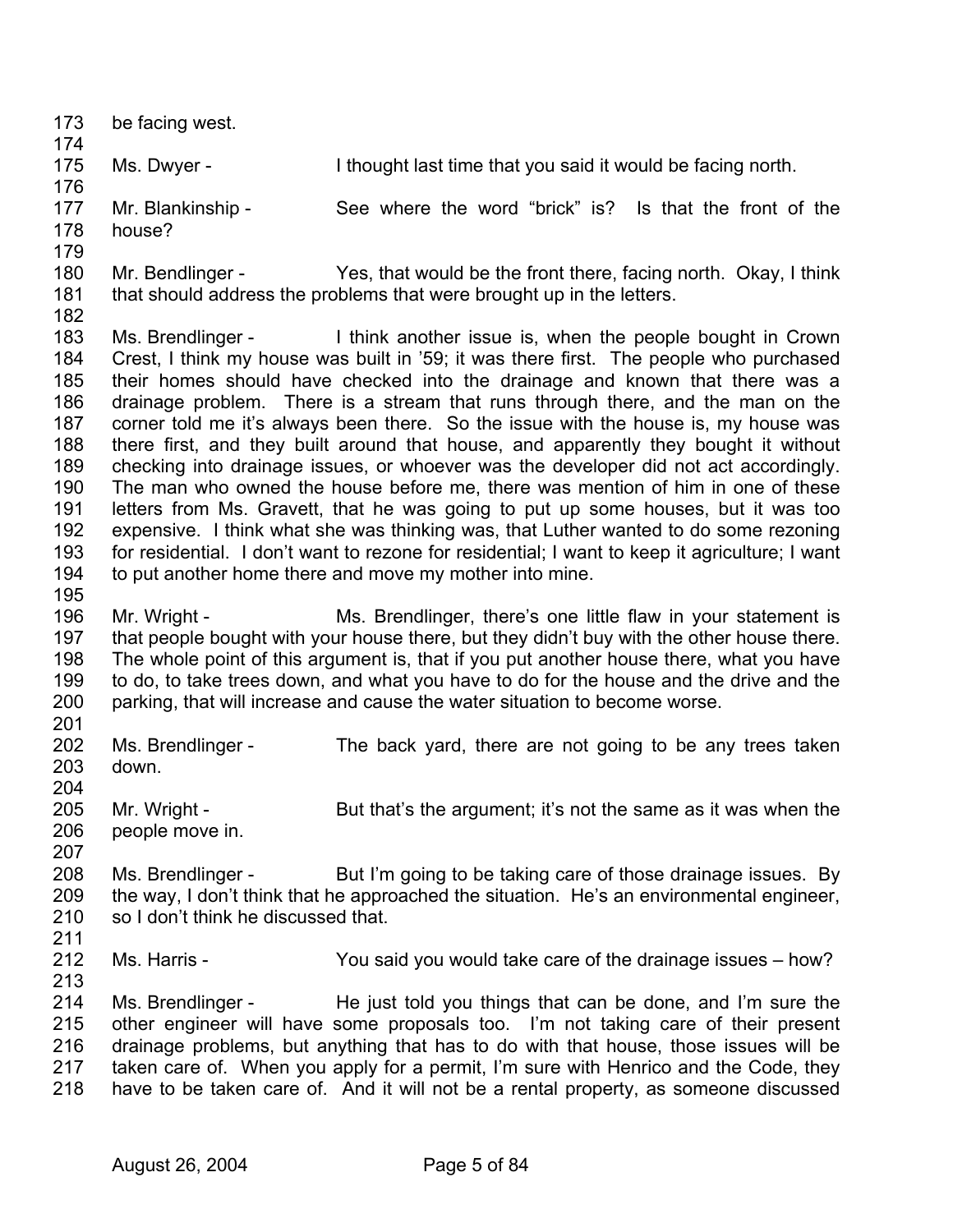be facing west.

Ms. Dwyer - I thought last time that you said it would be facing north.

Mr. Blankinship - See where the word "brick" is? Is that the front of the house?

Mr. Bendlinger - Yes, that would be the front there, facing north. Okay, I think that should address the problems that were brought up in the letters.

Ms. Brendlinger - I think another issue is, when the people bought in Crown Crest, I think my house was built in '59; it was there first. The people who purchased their homes should have checked into the drainage and known that there was a drainage problem. There is a stream that runs through there, and the man on the corner told me it's always been there. So the issue with the house is, my house was there first, and they built around that house, and apparently they bought it without checking into drainage issues, or whoever was the developer did not act accordingly. The man who owned the house before me, there was mention of him in one of these letters from Ms. Gravett, that he was going to put up some houses, but it was too expensive. I think what she was thinking was, that Luther wanted to do some rezoning for residential. I don't want to rezone for residential; I want to keep it agriculture; I want to put another home there and move my mother into mine.

Mr. Wright - Ms. Brendlinger, there's one little flaw in your statement is that people bought with your house there, but they didn't buy with the other house there. The whole point of this argument is, that if you put another house there, what you have to do, to take trees down, and what you have to do for the house and the drive and the parking, that will increase and cause the water situation to become worse.

Ms. Brendlinger - The back yard, there are not going to be any trees taken down.

Mr. Wright - But that's the argument; it's not the same as it was when the people move in.

Ms. Brendlinger - But I'm going to be taking care of those drainage issues. By the way, I don't think that he approached the situation. He's an environmental engineer, so I don't think he discussed that.

Ms. Harris - You said you would take care of the drainage issues – how?

Ms. Brendlinger - He just told you things that can be done, and I'm sure the other engineer will have some proposals too. I'm not taking care of their present drainage problems, but anything that has to do with that house, those issues will be taken care of. When you apply for a permit, I'm sure with Henrico and the Code, they have to be taken care of. And it will not be a rental property, as someone discussed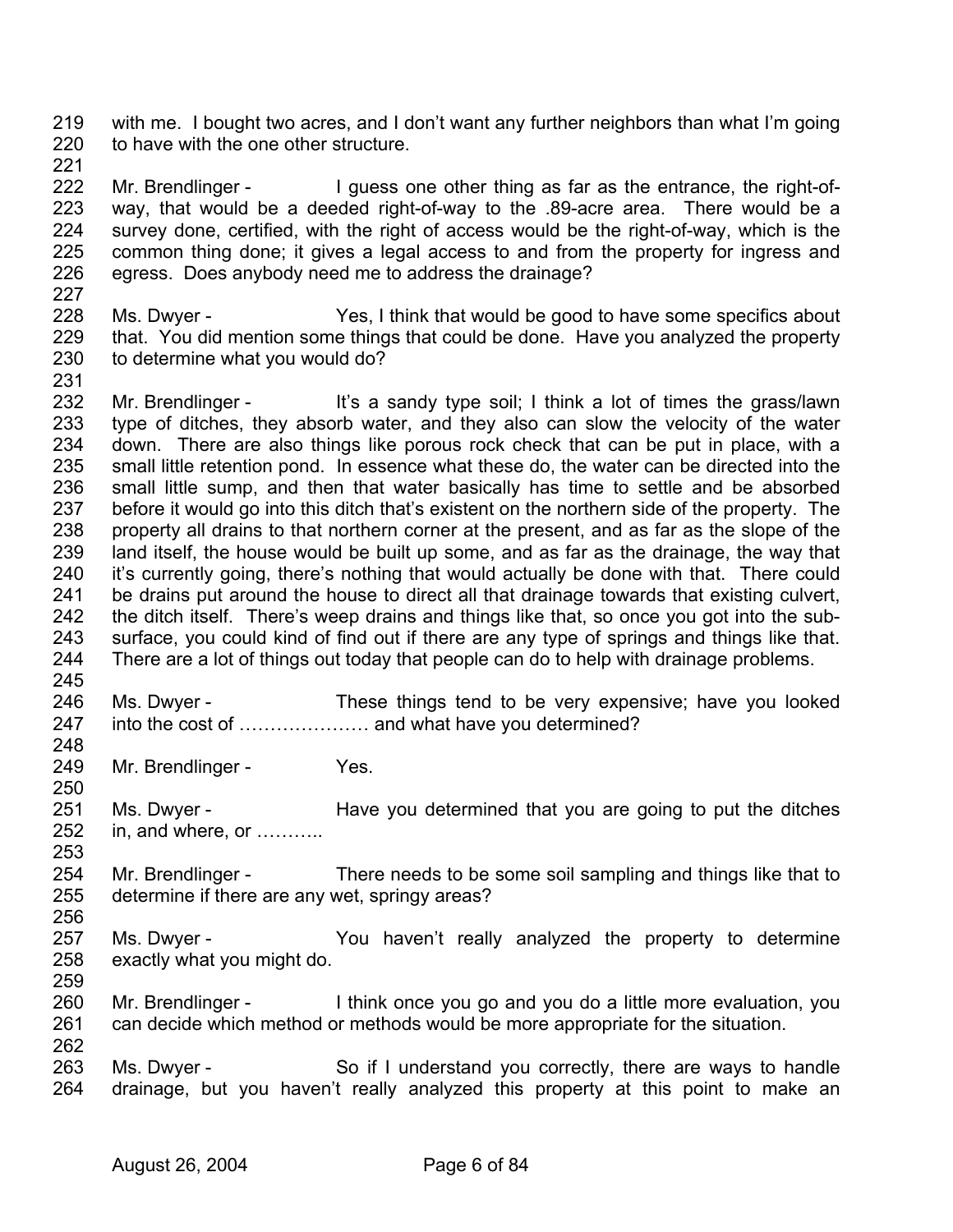with me. I bought two acres, and I don't want any further neighbors than what I'm going to have with the one other structure.

Mr. Brendlinger - I guess one other thing as far as the entrance, the right-of-way, that would be a deeded right-of-way to the .89-acre area. There would be a survey done, certified, with the right of access would be the right-of-way, which is the common thing done; it gives a legal access to and from the property for ingress and egress. Does anybody need me to address the drainage?

Ms. Dwyer - Yes, I think that would be good to have some specifics about that. You did mention some things that could be done. Have you analyzed the property to determine what you would do?

Mr. Brendlinger - It's a sandy type soil; I think a lot of times the grass/lawn type of ditches, they absorb water, and they also can slow the velocity of the water down. There are also things like porous rock check that can be put in place, with a small little retention pond. In essence what these do, the water can be directed into the small little sump, and then that water basically has time to settle and be absorbed before it would go into this ditch that's existent on the northern side of the property. The property all drains to that northern corner at the present, and as far as the slope of the land itself, the house would be built up some, and as far as the drainage, the way that it's currently going, there's nothing that would actually be done with that. There could be drains put around the house to direct all that drainage towards that existing culvert, the ditch itself. There's weep drains and things like that, so once you got into the sub-surface, you could kind of find out if there are any type of springs and things like that. There are a lot of things out today that people can do to help with drainage problems.

Ms. Dwyer - These things tend to be very expensive; have you looked into the cost of ………………… and what have you determined?

Mr. Brendlinger - Yes.

Ms. Dwyer - Have you determined that you are going to put the ditches in, and where, or ………..

Mr. Brendlinger - There needs to be some soil sampling and things like that to determine if there are any wet, springy areas?

Ms. Dwyer - You haven't really analyzed the property to determine exactly what you might do.

Mr. Brendlinger - I think once you go and you do a little more evaluation, you can decide which method or methods would be more appropriate for the situation.

Ms. Dwyer - So if I understand you correctly, there are ways to handle drainage, but you haven't really analyzed this property at this point to make an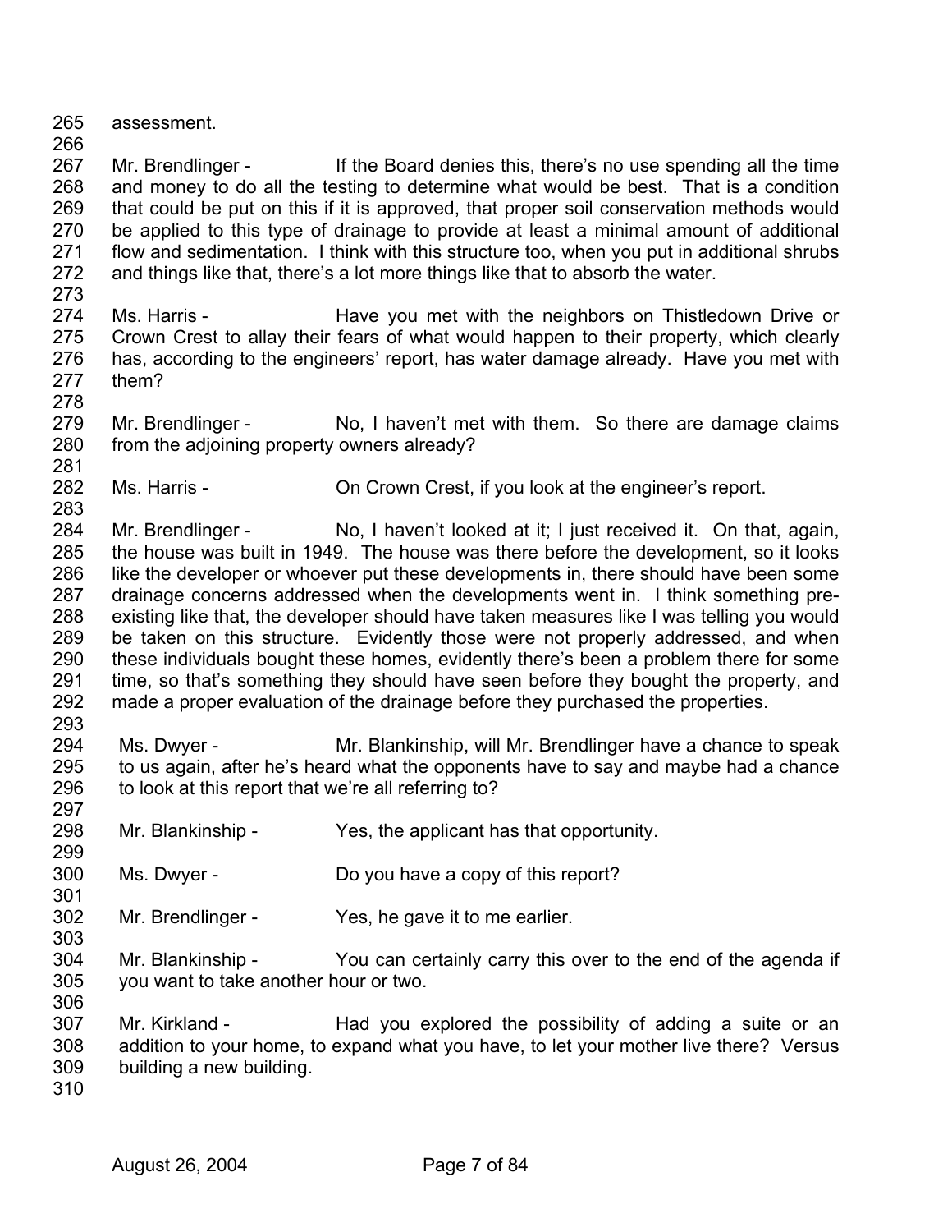assessment.

Mr. Brendlinger - If the Board denies this, there's no use spending all the time and money to do all the testing to determine what would be best. That is a condition that could be put on this if it is approved, that proper soil conservation methods would be applied to this type of drainage to provide at least a minimal amount of additional flow and sedimentation. I think with this structure too, when you put in additional shrubs and things like that, there's a lot more things like that to absorb the water.

Ms. Harris - Have you met with the neighbors on Thistledown Drive or Crown Crest to allay their fears of what would happen to their property, which clearly has, according to the engineers' report, has water damage already. Have you met with them?

Mr. Brendlinger - No, I haven't met with them. So there are damage claims from the adjoining property owners already?

Ms. Harris - On Crown Crest, if you look at the engineer's report.

Mr. Brendlinger - No, I haven't looked at it; I just received it. On that, again, the house was built in 1949. The house was there before the development, so it looks like the developer or whoever put these developments in, there should have been some drainage concerns addressed when the developments went in. I think something pre-existing like that, the developer should have taken measures like I was telling you would be taken on this structure. Evidently those were not properly addressed, and when these individuals bought these homes, evidently there's been a problem there for some time, so that's something they should have seen before they bought the property, and made a proper evaluation of the drainage before they purchased the properties.

Ms. Dwyer - Mr. Blankinship, will Mr. Brendlinger have a chance to speak to us again, after he's heard what the opponents have to say and maybe had a chance to look at this report that we're all referring to?

Mr. Blankinship - Yes, the applicant has that opportunity.

Ms. Dwyer - Do you have a copy of this report?

Mr. Brendlinger - Yes, he gave it to me earlier.

Mr. Blankinship - You can certainly carry this over to the end of the agenda if you want to take another hour or two.

Mr. Kirkland - Had you explored the possibility of adding a suite or an addition to your home, to expand what you have, to let your mother live there? Versus building a new building.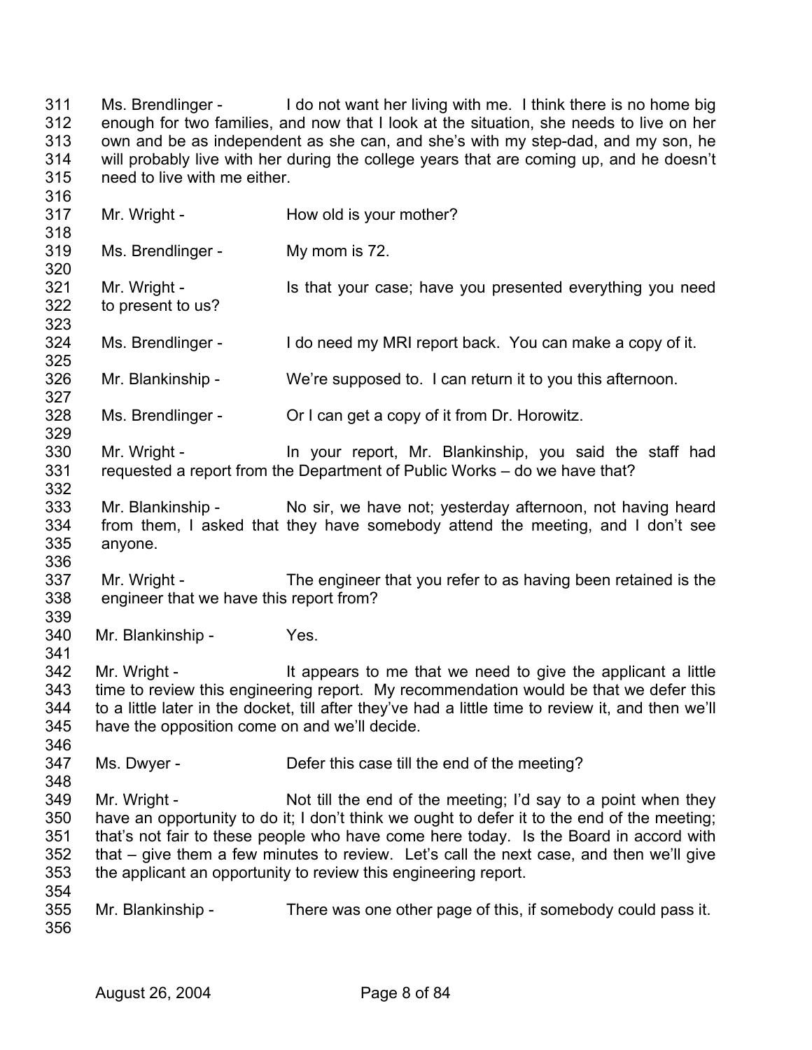311 Ms. Brendlinger - I do not want her living with me. I think there is no home big
312 enough for two families, and now that I look at the situation, she needs to live on her
313 own and be as independent as she can, and she's with my step-dad, and my son, he
314 will probably live with her during the college years that are coming up, and he doesn't
315 need to live with me either.
316
317 Mr. Wright - How old is your mother?
318
319 Ms. Brendlinger - My mom is 72.
320
321 Mr. Wright - Is that your case; have you presented everything you need
322 to present to us?
323
324 Ms. Brendlinger - I do need my MRI report back. You can make a copy of it.
325
326 Mr. Blankinship - We're supposed to. I can return it to you this afternoon.
327
328 Ms. Brendlinger - Or I can get a copy of it from Dr. Horowitz.
329
330 Mr. Wright - In your report, Mr. Blankinship, you said the staff had
331 requested a report from the Department of Public Works – do we have that?
332
333 Mr. Blankinship - No sir, we have not; yesterday afternoon, not having heard
334 from them, I asked that they have somebody attend the meeting, and I don't see
335 anyone.
336
337 Mr. Wright - The engineer that you refer to as having been retained is the
338 engineer that we have this report from?
339
340 Mr. Blankinship - Yes.
341
342 Mr. Wright - It appears to me that we need to give the applicant a little
343 time to review this engineering report. My recommendation would be that we defer this
344 to a little later in the docket, till after they've had a little time to review it, and then we'll
345 have the opposition come on and we'll decide.
346
347 Ms. Dwyer - Defer this case till the end of the meeting?
348
349 Mr. Wright - Not till the end of the meeting; I'd say to a point when they
350 have an opportunity to do it; I don't think we ought to defer it to the end of the meeting;
351 that's not fair to these people who have come here today. Is the Board in accord with
352 that – give them a few minutes to review. Let's call the next case, and then we'll give
353 the applicant an opportunity to review this engineering report.
354
355 Mr. Blankinship - There was one other page of this, if somebody could pass it.
356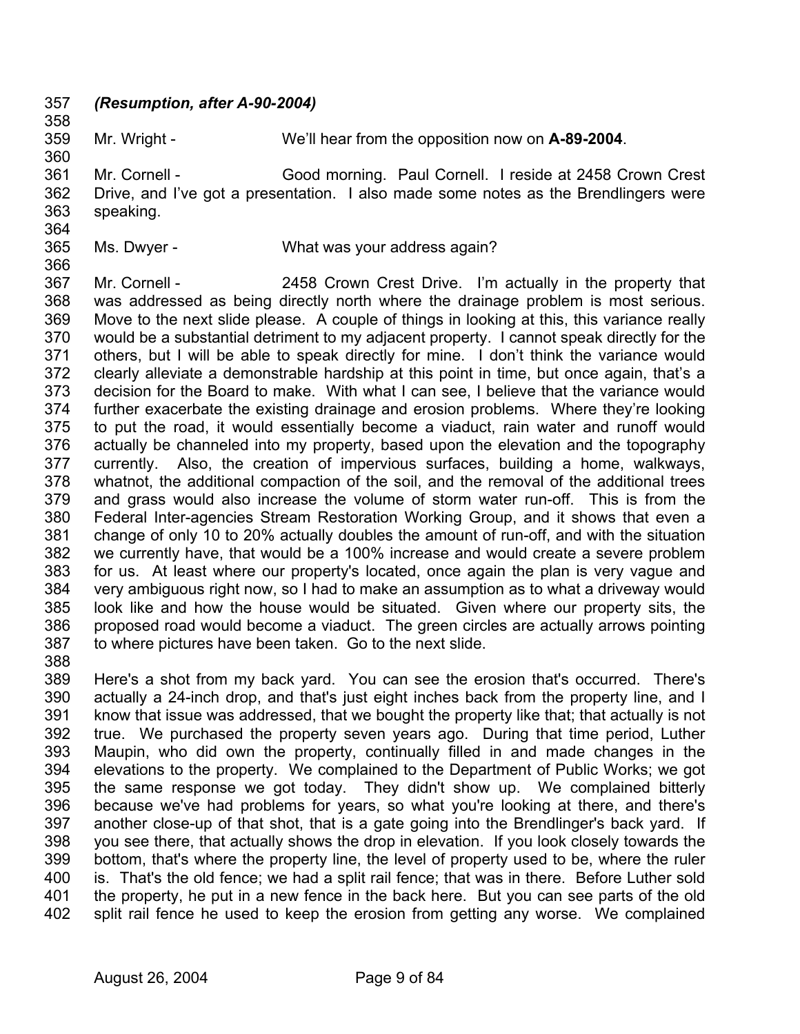*(Resumption, after A-90-2004)*

Mr. Wright - We'll hear from the opposition now on **A-89-2004**.

Mr. Cornell - Good morning. Paul Cornell. I reside at 2458 Crown Crest Drive, and I've got a presentation. I also made some notes as the Brendlingers were speaking.

Ms. Dwyer - What was your address again?

Mr. Cornell - 2458 Crown Crest Drive. I'm actually in the property that was addressed as being directly north where the drainage problem is most serious. Move to the next slide please. A couple of things in looking at this, this variance really would be a substantial detriment to my adjacent property. I cannot speak directly for the others, but I will be able to speak directly for mine. I don't think the variance would clearly alleviate a demonstrable hardship at this point in time, but once again, that's a decision for the Board to make. With what I can see, I believe that the variance would further exacerbate the existing drainage and erosion problems. Where they're looking to put the road, it would essentially become a viaduct, rain water and runoff would actually be channeled into my property, based upon the elevation and the topography currently. Also, the creation of impervious surfaces, building a home, walkways, whatnot, the additional compaction of the soil, and the removal of the additional trees and grass would also increase the volume of storm water run-off. This is from the Federal Inter-agencies Stream Restoration Working Group, and it shows that even a change of only 10 to 20% actually doubles the amount of run-off, and with the situation we currently have, that would be a 100% increase and would create a severe problem for us. At least where our property's located, once again the plan is very vague and very ambiguous right now, so I had to make an assumption as to what a driveway would look like and how the house would be situated. Given where our property sits, the proposed road would become a viaduct. The green circles are actually arrows pointing to where pictures have been taken. Go to the next slide.

Here's a shot from my back yard. You can see the erosion that's occurred. There's actually a 24-inch drop, and that's just eight inches back from the property line, and I know that issue was addressed, that we bought the property like that; that actually is not true. We purchased the property seven years ago. During that time period, Luther Maupin, who did own the property, continually filled in and made changes in the elevations to the property. We complained to the Department of Public Works; we got the same response we got today. They didn't show up. We complained bitterly because we've had problems for years, so what you're looking at there, and there's another close-up of that shot, that is a gate going into the Brendlinger's back yard. If you see there, that actually shows the drop in elevation. If you look closely towards the bottom, that's where the property line, the level of property used to be, where the ruler is. That's the old fence; we had a split rail fence; that was in there. Before Luther sold the property, he put in a new fence in the back here. But you can see parts of the old split rail fence he used to keep the erosion from getting any worse. We complained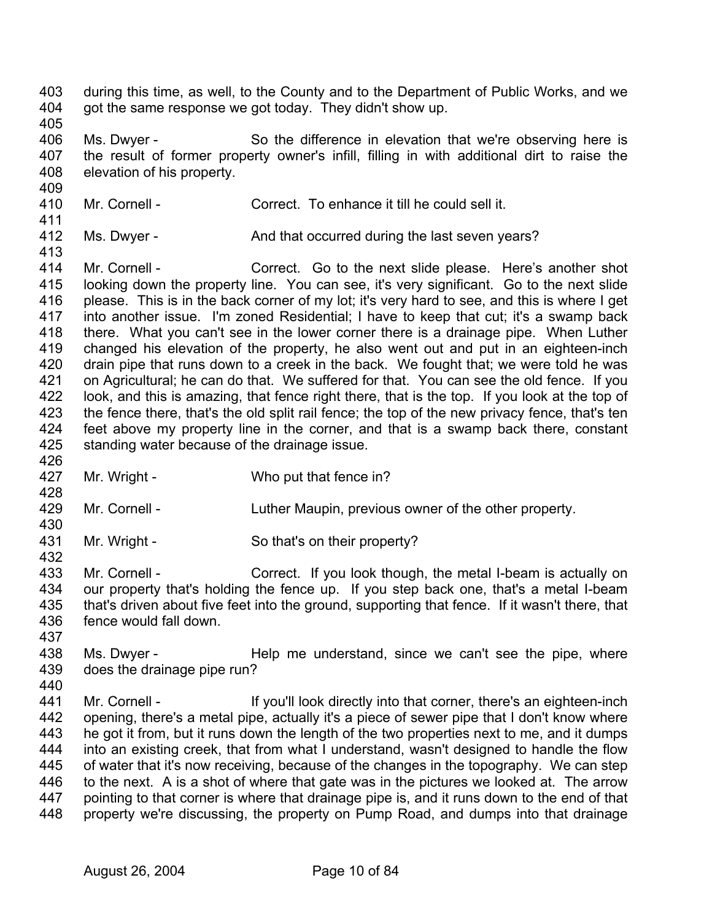during this time, as well, to the County and to the Department of Public Works, and we got the same response we got today. They didn't show up.

Ms. Dwyer - So the difference in elevation that we're observing here is the result of former property owner's infill, filling in with additional dirt to raise the elevation of his property.

Mr. Cornell - Correct. To enhance it till he could sell it.

Ms. Dwyer - And that occurred during the last seven years?

Mr. Cornell - Correct. Go to the next slide please. Here's another shot looking down the property line. You can see, it's very significant. Go to the next slide please. This is in the back corner of my lot; it's very hard to see, and this is where I get into another issue. I'm zoned Residential; I have to keep that cut; it's a swamp back there. What you can't see in the lower corner there is a drainage pipe. When Luther changed his elevation of the property, he also went out and put in an eighteen-inch drain pipe that runs down to a creek in the back. We fought that; we were told he was on Agricultural; he can do that. We suffered for that. You can see the old fence. If you look, and this is amazing, that fence right there, that is the top. If you look at the top of the fence there, that's the old split rail fence; the top of the new privacy fence, that's ten feet above my property line in the corner, and that is a swamp back there, constant standing water because of the drainage issue.

Mr. Wright - Who put that fence in?

Mr. Cornell - Luther Maupin, previous owner of the other property.

Mr. Wright - So that's on their property?

Mr. Cornell - Correct. If you look though, the metal I-beam is actually on our property that's holding the fence up. If you step back one, that's a metal I-beam that's driven about five feet into the ground, supporting that fence. If it wasn't there, that fence would fall down.

Ms. Dwyer - Help me understand, since we can't see the pipe, where does the drainage pipe run?

Mr. Cornell - If you'll look directly into that corner, there's an eighteen-inch opening, there's a metal pipe, actually it's a piece of sewer pipe that I don't know where he got it from, but it runs down the length of the two properties next to me, and it dumps into an existing creek, that from what I understand, wasn't designed to handle the flow of water that it's now receiving, because of the changes in the topography. We can step to the next. A is a shot of where that gate was in the pictures we looked at. The arrow pointing to that corner is where that drainage pipe is, and it runs down to the end of that property we're discussing, the property on Pump Road, and dumps into that drainage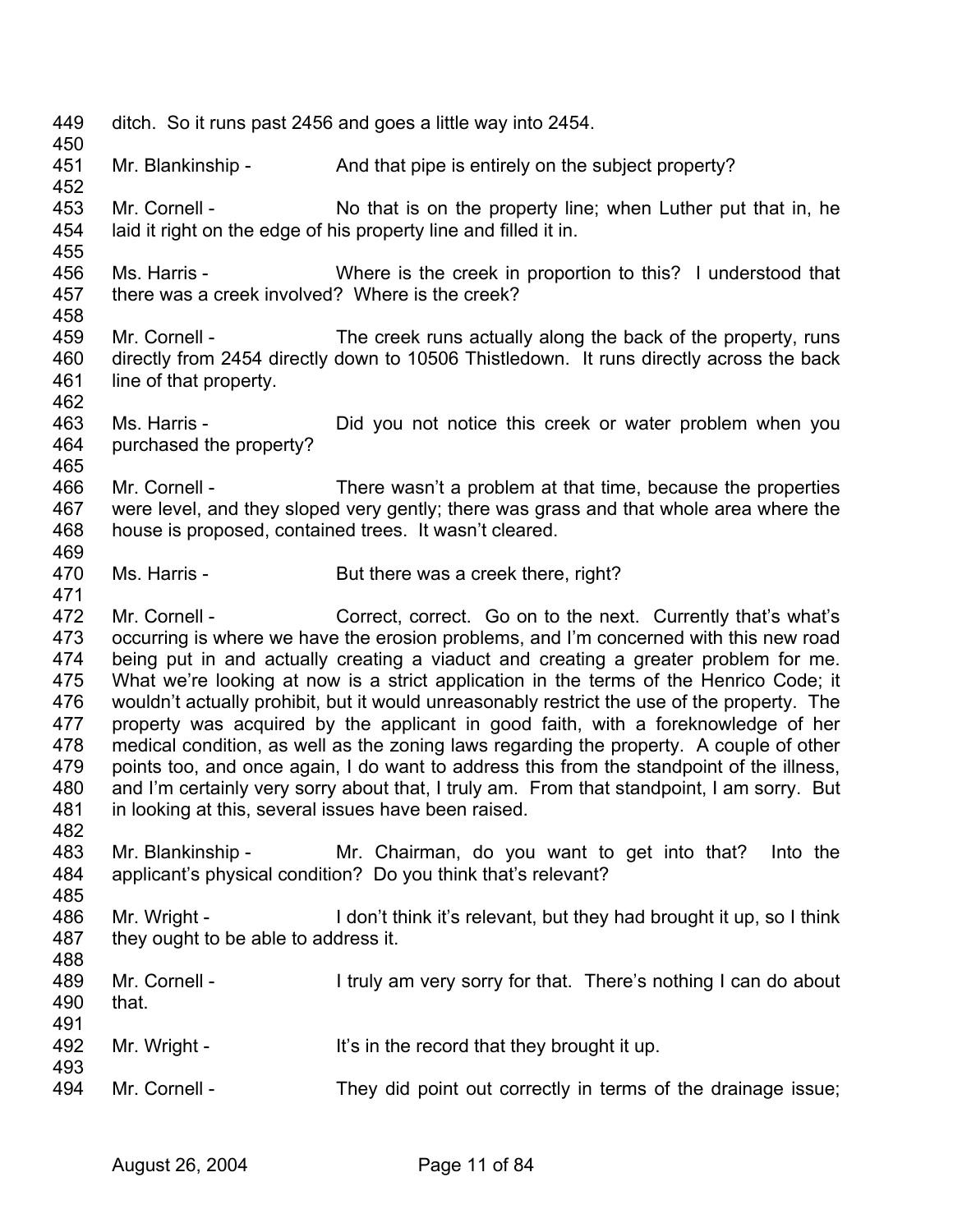449 ditch. So it runs past 2456 and goes a little way into 2454.

451 Mr. Blankinship - And that pipe is entirely on the subject property?

453 Mr. Cornell - No that is on the property line; when Luther put that in, he
454 laid it right on the edge of his property line and filled it in.

456 Ms. Harris - Where is the creek in proportion to this? I understood that
457 there was a creek involved? Where is the creek?

459 Mr. Cornell - The creek runs actually along the back of the property, runs
460 directly from 2454 directly down to 10506 Thistledown. It runs directly across the back
461 line of that property.

463 Ms. Harris - Did you not notice this creek or water problem when you
464 purchased the property?

466 Mr. Cornell - There wasn't a problem at that time, because the properties
467 were level, and they sloped very gently; there was grass and that whole area where the
468 house is proposed, contained trees. It wasn't cleared.

470 Ms. Harris - But there was a creek there, right?

472 Mr. Cornell - Correct, correct. Go on to the next. Currently that's what's
473 occurring is where we have the erosion problems, and I'm concerned with this new road
474 being put in and actually creating a viaduct and creating a greater problem for me.
475 What we're looking at now is a strict application in the terms of the Henrico Code; it
476 wouldn't actually prohibit, but it would unreasonably restrict the use of the property. The
477 property was acquired by the applicant in good faith, with a foreknowledge of her
478 medical condition, as well as the zoning laws regarding the property. A couple of other
479 points too, and once again, I do want to address this from the standpoint of the illness,
480 and I'm certainly very sorry about that, I truly am. From that standpoint, I am sorry. But
481 in looking at this, several issues have been raised.

483 Mr. Blankinship - Mr. Chairman, do you want to get into that? Into the
484 applicant's physical condition? Do you think that's relevant?

486 Mr. Wright - I don't think it's relevant, but they had brought it up, so I think
487 they ought to be able to address it.

489 Mr. Cornell - I truly am very sorry for that. There's nothing I can do about
490 that.

492 Mr. Wright - It's in the record that they brought it up.

494 Mr. Cornell - They did point out correctly in terms of the drainage issue;

August 26, 2004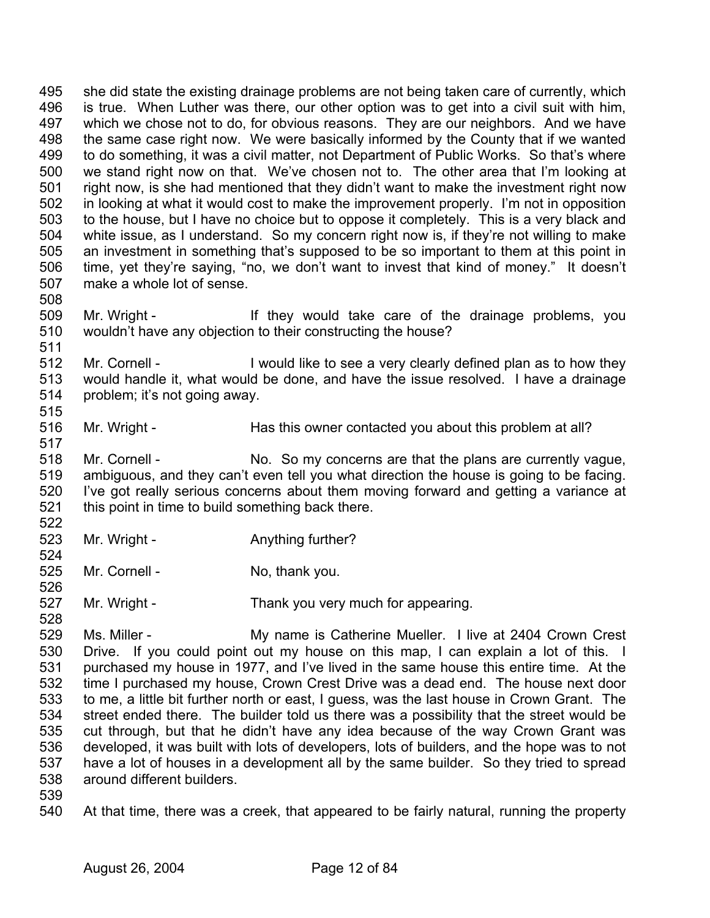495 she did state the existing drainage problems are not being taken care of currently, which
496 is true. When Luther was there, our other option was to get into a civil suit with him,
497 which we chose not to do, for obvious reasons. They are our neighbors. And we have
498 the same case right now. We were basically informed by the County that if we wanted
499 to do something, it was a civil matter, not Department of Public Works. So that's where
500 we stand right now on that. We've chosen not to. The other area that I'm looking at
501 right now, is she had mentioned that they didn't want to make the investment right now
502 in looking at what it would cost to make the improvement properly. I'm not in opposition
503 to the house, but I have no choice but to oppose it completely. This is a very black and
504 white issue, as I understand. So my concern right now is, if they're not willing to make
505 an investment in something that's supposed to be so important to them at this point in
506 time, yet they're saying, "no, we don't want to invest that kind of money." It doesn't
507 make a whole lot of sense.
508
509 Mr. Wright - If they would take care of the drainage problems, you
510 wouldn't have any objection to their constructing the house?
511
512 Mr. Cornell - I would like to see a very clearly defined plan as to how they
513 would handle it, what would be done, and have the issue resolved. I have a drainage
514 problem; it's not going away.
515
516 Mr. Wright - Has this owner contacted you about this problem at all?
517
518 Mr. Cornell - No. So my concerns are that the plans are currently vague,
519 ambiguous, and they can't even tell you what direction the house is going to be facing.
520 I've got really serious concerns about them moving forward and getting a variance at
521 this point in time to build something back there.
522
523 Mr. Wright - Anything further?
524
525 Mr. Cornell - No, thank you.
526
527 Mr. Wright - Thank you very much for appearing.
528
529 Ms. Miller - My name is Catherine Mueller. I live at 2404 Crown Crest
530 Drive. If you could point out my house on this map, I can explain a lot of this. I
531 purchased my house in 1977, and I've lived in the same house this entire time. At the
532 time I purchased my house, Crown Crest Drive was a dead end. The house next door
533 to me, a little bit further north or east, I guess, was the last house in Crown Grant. The
534 street ended there. The builder told us there was a possibility that the street would be
535 cut through, but that he didn't have any idea because of the way Crown Grant was
536 developed, it was built with lots of developers, lots of builders, and the hope was to not
537 have a lot of houses in a development all by the same builder. So they tried to spread
538 around different builders.
539
540 At that time, there was a creek, that appeared to be fairly natural, running the property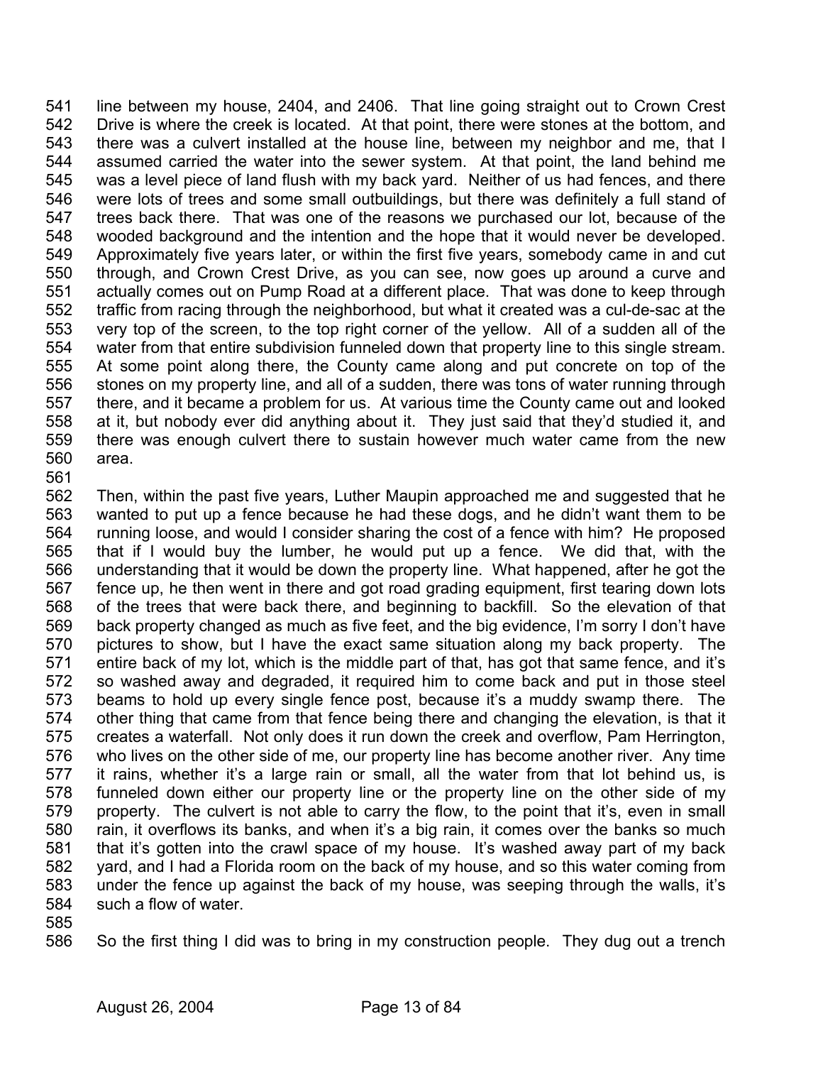line between my house, 2404, and 2406. That line going straight out to Crown Crest Drive is where the creek is located. At that point, there were stones at the bottom, and there was a culvert installed at the house line, between my neighbor and me, that I assumed carried the water into the sewer system. At that point, the land behind me was a level piece of land flush with my back yard. Neither of us had fences, and there were lots of trees and some small outbuildings, but there was definitely a full stand of trees back there. That was one of the reasons we purchased our lot, because of the wooded background and the intention and the hope that it would never be developed. Approximately five years later, or within the first five years, somebody came in and cut through, and Crown Crest Drive, as you can see, now goes up around a curve and actually comes out on Pump Road at a different place. That was done to keep through traffic from racing through the neighborhood, but what it created was a cul-de-sac at the very top of the screen, to the top right corner of the yellow. All of a sudden all of the water from that entire subdivision funneled down that property line to this single stream. At some point along there, the County came along and put concrete on top of the stones on my property line, and all of a sudden, there was tons of water running through there, and it became a problem for us. At various time the County came out and looked at it, but nobody ever did anything about it. They just said that they'd studied it, and there was enough culvert there to sustain however much water came from the new area.

Then, within the past five years, Luther Maupin approached me and suggested that he wanted to put up a fence because he had these dogs, and he didn't want them to be running loose, and would I consider sharing the cost of a fence with him? He proposed that if I would buy the lumber, he would put up a fence. We did that, with the understanding that it would be down the property line. What happened, after he got the fence up, he then went in there and got road grading equipment, first tearing down lots of the trees that were back there, and beginning to backfill. So the elevation of that back property changed as much as five feet, and the big evidence, I'm sorry I don't have pictures to show, but I have the exact same situation along my back property. The entire back of my lot, which is the middle part of that, has got that same fence, and it's so washed away and degraded, it required him to come back and put in those steel beams to hold up every single fence post, because it's a muddy swamp there. The other thing that came from that fence being there and changing the elevation, is that it creates a waterfall. Not only does it run down the creek and overflow, Pam Herrington, who lives on the other side of me, our property line has become another river. Any time it rains, whether it's a large rain or small, all the water from that lot behind us, is funneled down either our property line or the property line on the other side of my property. The culvert is not able to carry the flow, to the point that it's, even in small rain, it overflows its banks, and when it's a big rain, it comes over the banks so much that it's gotten into the crawl space of my house. It's washed away part of my back yard, and I had a Florida room on the back of my house, and so this water coming from under the fence up against the back of my house, was seeping through the walls, it's such a flow of water.

So the first thing I did was to bring in my construction people. They dug out a trench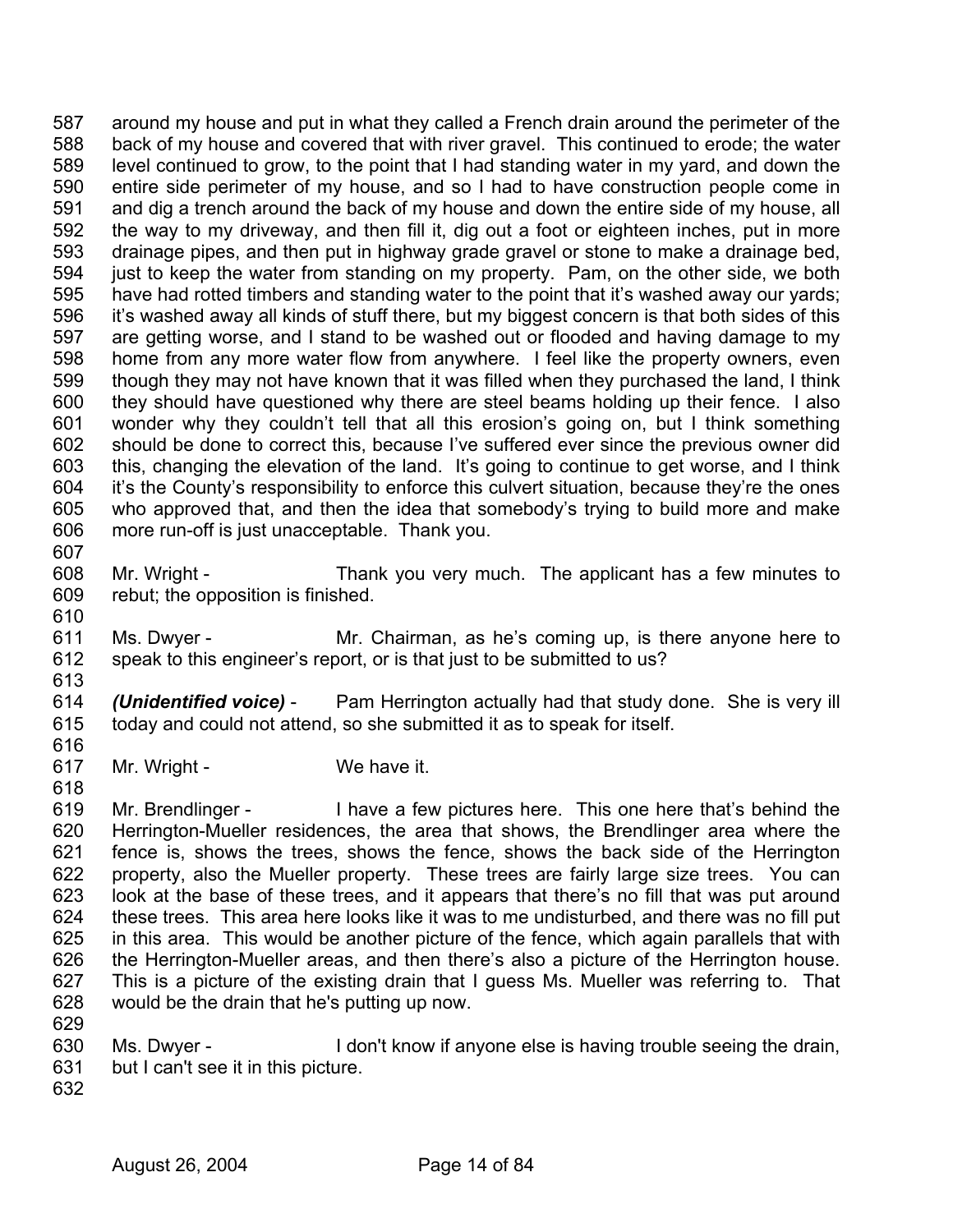around my house and put in what they called a French drain around the perimeter of the back of my house and covered that with river gravel. This continued to erode; the water level continued to grow, to the point that I had standing water in my yard, and down the entire side perimeter of my house, and so I had to have construction people come in and dig a trench around the back of my house and down the entire side of my house, all the way to my driveway, and then fill it, dig out a foot or eighteen inches, put in more drainage pipes, and then put in highway grade gravel or stone to make a drainage bed, just to keep the water from standing on my property. Pam, on the other side, we both have had rotted timbers and standing water to the point that it's washed away our yards; it's washed away all kinds of stuff there, but my biggest concern is that both sides of this are getting worse, and I stand to be washed out or flooded and having damage to my home from any more water flow from anywhere. I feel like the property owners, even though they may not have known that it was filled when they purchased the land, I think they should have questioned why there are steel beams holding up their fence. I also wonder why they couldn't tell that all this erosion's going on, but I think something should be done to correct this, because I've suffered ever since the previous owner did this, changing the elevation of the land. It's going to continue to get worse, and I think it's the County's responsibility to enforce this culvert situation, because they're the ones who approved that, and then the idea that somebody's trying to build more and make more run-off is just unacceptable. Thank you.

Mr. Wright - Thank you very much. The applicant has a few minutes to rebut; the opposition is finished.

Ms. Dwyer - Mr. Chairman, as he's coming up, is there anyone here to speak to this engineer's report, or is that just to be submitted to us?

***(Unidentified voice)*** - Pam Herrington actually had that study done. She is very ill today and could not attend, so she submitted it as to speak for itself.

Mr. Wright - We have it.

Mr. Brendlinger - I have a few pictures here. This one here that's behind the Herrington-Mueller residences, the area that shows, the Brendlinger area where the fence is, shows the trees, shows the fence, shows the back side of the Herrington property, also the Mueller property. These trees are fairly large size trees. You can look at the base of these trees, and it appears that there's no fill that was put around these trees. This area here looks like it was to me undisturbed, and there was no fill put in this area. This would be another picture of the fence, which again parallels that with the Herrington-Mueller areas, and then there's also a picture of the Herrington house. This is a picture of the existing drain that I guess Ms. Mueller was referring to. That would be the drain that he's putting up now.

Ms. Dwyer - I don't know if anyone else is having trouble seeing the drain, but I can't see it in this picture.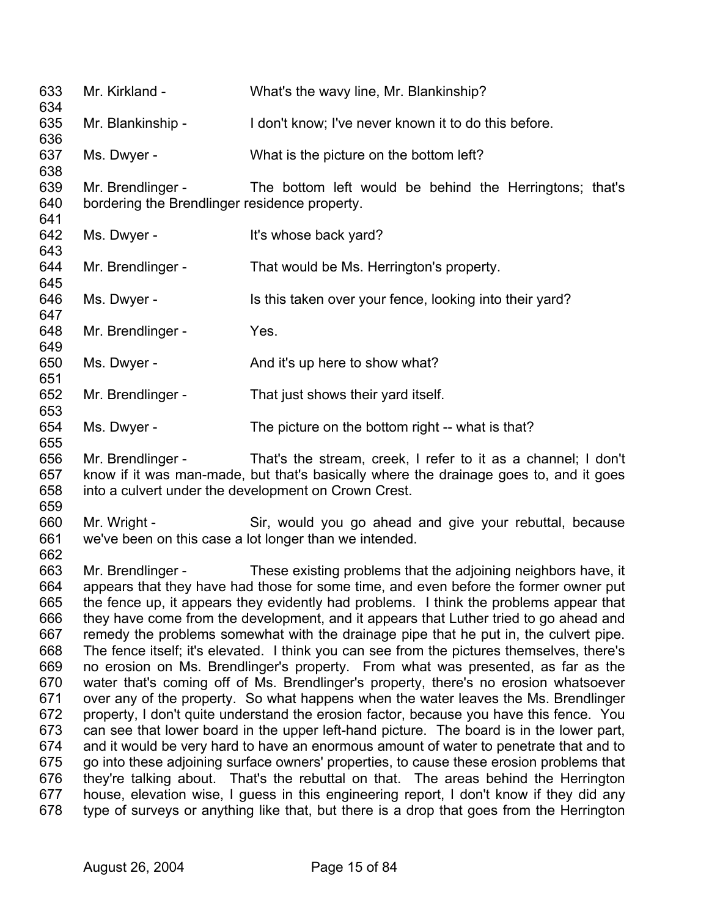633 Mr. Kirkland - What's the wavy line, Mr. Blankinship?
634
635 Mr. Blankinship - I don't know; I've never known it to do this before.
636
637 Ms. Dwyer - What is the picture on the bottom left?
638
639 Mr. Brendlinger - The bottom left would be behind the Herringtons; that's
640 bordering the Brendlinger residence property.
641
642 Ms. Dwyer - It's whose back yard?
643
644 Mr. Brendlinger - That would be Ms. Herrington's property.
645
646 Ms. Dwyer - Is this taken over your fence, looking into their yard?
647
648 Mr. Brendlinger - Yes.
649
650 Ms. Dwyer - And it's up here to show what?
651
652 Mr. Brendlinger - That just shows their yard itself.
653
654 Ms. Dwyer - The picture on the bottom right -- what is that?
655
656 Mr. Brendlinger - That's the stream, creek, I refer to it as a channel; I don't
657 know if it was man-made, but that's basically where the drainage goes to, and it goes
658 into a culvert under the development on Crown Crest.
659
660 Mr. Wright - Sir, would you go ahead and give your rebuttal, because
661 we've been on this case a lot longer than we intended.
662
663 Mr. Brendlinger - These existing problems that the adjoining neighbors have, it
664 appears that they have had those for some time, and even before the former owner put
665 the fence up, it appears they evidently had problems. I think the problems appear that
666 they have come from the development, and it appears that Luther tried to go ahead and
667 remedy the problems somewhat with the drainage pipe that he put in, the culvert pipe.
668 The fence itself; it's elevated. I think you can see from the pictures themselves, there's
669 no erosion on Ms. Brendlinger's property. From what was presented, as far as the
670 water that's coming off of Ms. Brendlinger's property, there's no erosion whatsoever
671 over any of the property. So what happens when the water leaves the Ms. Brendlinger
672 property, I don't quite understand the erosion factor, because you have this fence. You
673 can see that lower board in the upper left-hand picture. The board is in the lower part,
674 and it would be very hard to have an enormous amount of water to penetrate that and to
675 go into these adjoining surface owners' properties, to cause these erosion problems that
676 they're talking about. That's the rebuttal on that. The areas behind the Herrington
677 house, elevation wise, I guess in this engineering report, I don't know if they did any
678 type of surveys or anything like that, but there is a drop that goes from the Herrington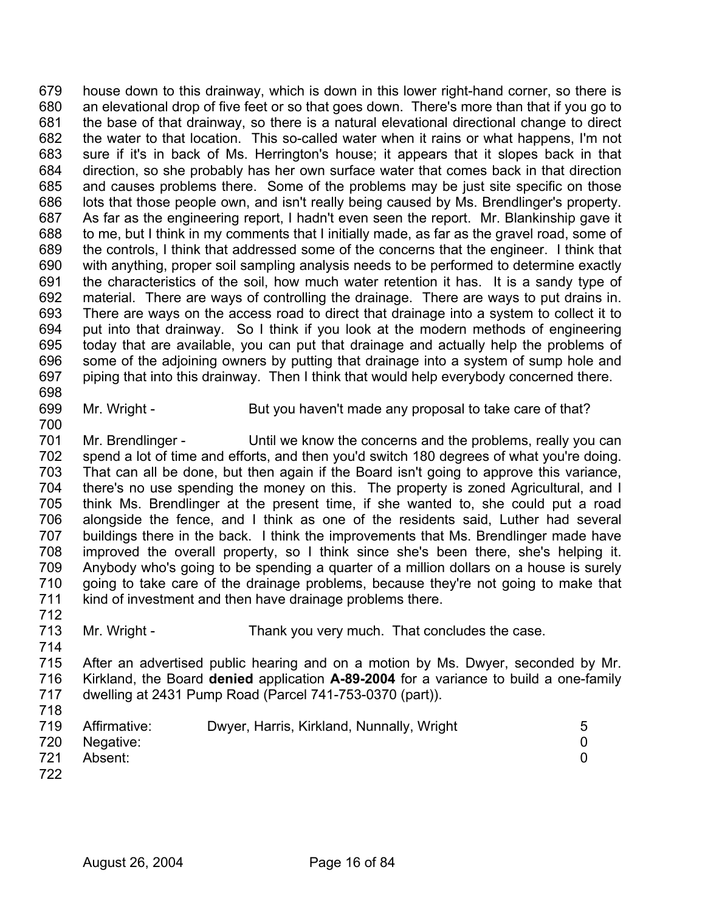house down to this drainway, which is down in this lower right-hand corner, so there is an elevational drop of five feet or so that goes down. There's more than that if you go to the base of that drainway, so there is a natural elevational directional change to direct the water to that location. This so-called water when it rains or what happens, I'm not sure if it's in back of Ms. Herrington's house; it appears that it slopes back in that direction, so she probably has her own surface water that comes back in that direction and causes problems there. Some of the problems may be just site specific on those lots that those people own, and isn't really being caused by Ms. Brendlinger's property. As far as the engineering report, I hadn't even seen the report. Mr. Blankinship gave it to me, but I think in my comments that I initially made, as far as the gravel road, some of the controls, I think that addressed some of the concerns that the engineer. I think that with anything, proper soil sampling analysis needs to be performed to determine exactly the characteristics of the soil, how much water retention it has. It is a sandy type of material. There are ways of controlling the drainage. There are ways to put drains in. There are ways on the access road to direct that drainage into a system to collect it to put into that drainway. So I think if you look at the modern methods of engineering today that are available, you can put that drainage and actually help the problems of some of the adjoining owners by putting that drainage into a system of sump hole and piping that into this drainway. Then I think that would help everybody concerned there.

Mr. Wright - But you haven't made any proposal to take care of that?

Mr. Brendlinger - Until we know the concerns and the problems, really you can spend a lot of time and efforts, and then you'd switch 180 degrees of what you're doing. That can all be done, but then again if the Board isn't going to approve this variance, there's no use spending the money on this. The property is zoned Agricultural, and I think Ms. Brendlinger at the present time, if she wanted to, she could put a road alongside the fence, and I think as one of the residents said, Luther had several buildings there in the back. I think the improvements that Ms. Brendlinger made have improved the overall property, so I think since she's been there, she's helping it. Anybody who's going to be spending a quarter of a million dollars on a house is surely going to take care of the drainage problems, because they're not going to make that kind of investment and then have drainage problems there.

Mr. Wright - Thank you very much. That concludes the case.

After an advertised public hearing and on a motion by Ms. Dwyer, seconded by Mr. Kirkland, the Board **denied** application **A-89-2004** for a variance to build a one-family dwelling at 2431 Pump Road (Parcel 741-753-0370 (part)).

| | | |
|---|---|---|
| Affirmative: | Dwyer, Harris, Kirkland, Nunnally, Wright | 5 |
| Negative: | | 0 |
| Absent: | | 0 |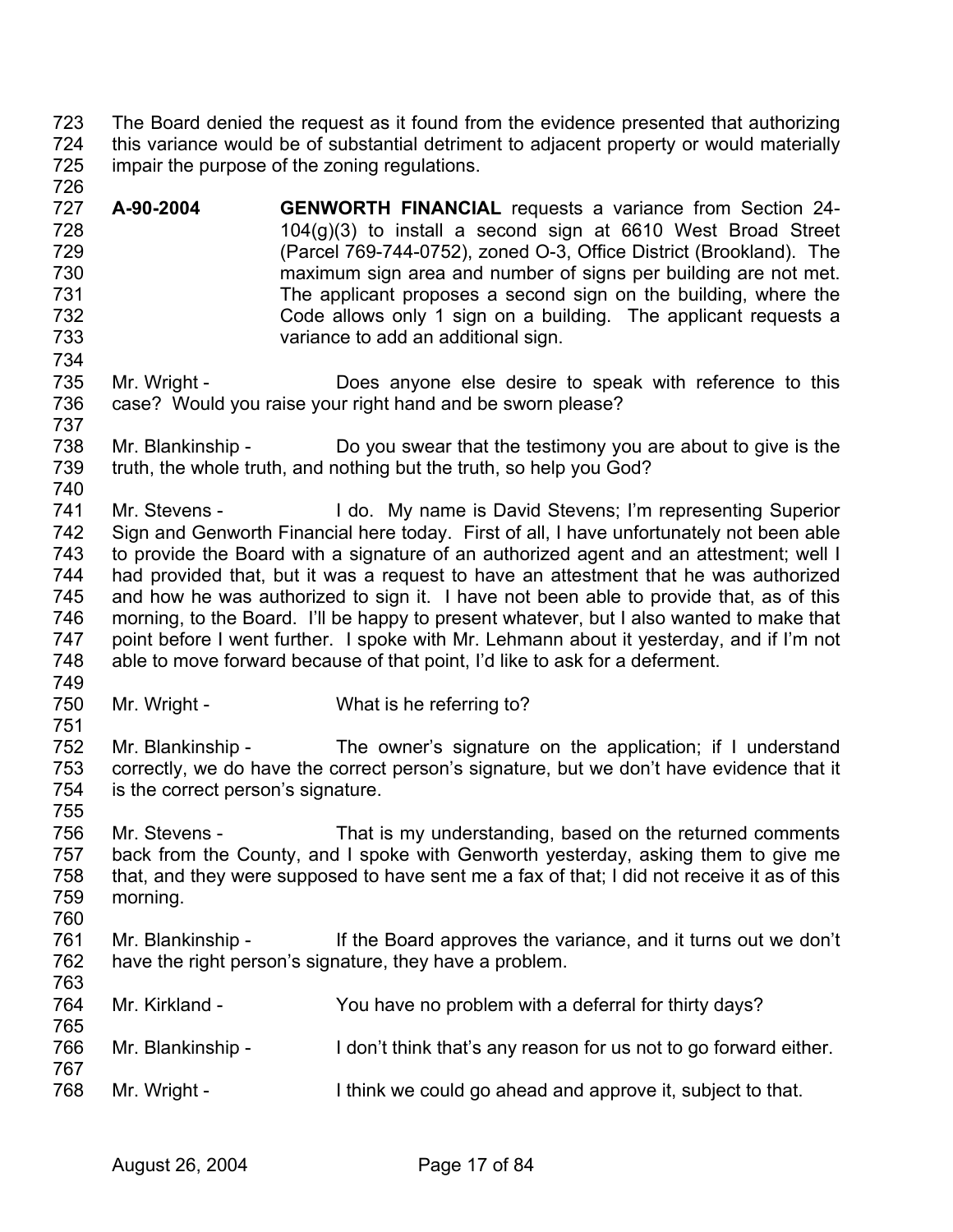The Board denied the request as it found from the evidence presented that authorizing this variance would be of substantial detriment to adjacent property or would materially impair the purpose of the zoning regulations.

**A-90-2004** **GENWORTH FINANCIAL** requests a variance from Section 24-104(g)(3) to install a second sign at 6610 West Broad Street (Parcel 769-744-0752), zoned O-3, Office District (Brookland). The maximum sign area and number of signs per building are not met. The applicant proposes a second sign on the building, where the Code allows only 1 sign on a building. The applicant requests a variance to add an additional sign.

Mr. Wright - Does anyone else desire to speak with reference to this case? Would you raise your right hand and be sworn please?

Mr. Blankinship - Do you swear that the testimony you are about to give is the truth, the whole truth, and nothing but the truth, so help you God?

Mr. Stevens - I do. My name is David Stevens; I'm representing Superior Sign and Genworth Financial here today. First of all, I have unfortunately not been able to provide the Board with a signature of an authorized agent and an attestment; well I had provided that, but it was a request to have an attestment that he was authorized and how he was authorized to sign it. I have not been able to provide that, as of this morning, to the Board. I'll be happy to present whatever, but I also wanted to make that point before I went further. I spoke with Mr. Lehmann about it yesterday, and if I'm not able to move forward because of that point, I'd like to ask for a deferment.

Mr. Wright - What is he referring to?

Mr. Blankinship - The owner's signature on the application; if I understand correctly, we do have the correct person's signature, but we don't have evidence that it is the correct person's signature.

Mr. Stevens - That is my understanding, based on the returned comments back from the County, and I spoke with Genworth yesterday, asking them to give me that, and they were supposed to have sent me a fax of that; I did not receive it as of this morning.

Mr. Blankinship - If the Board approves the variance, and it turns out we don't have the right person's signature, they have a problem.

Mr. Kirkland - You have no problem with a deferral for thirty days?

Mr. Blankinship - I don't think that's any reason for us not to go forward either.

Mr. Wright - I think we could go ahead and approve it, subject to that.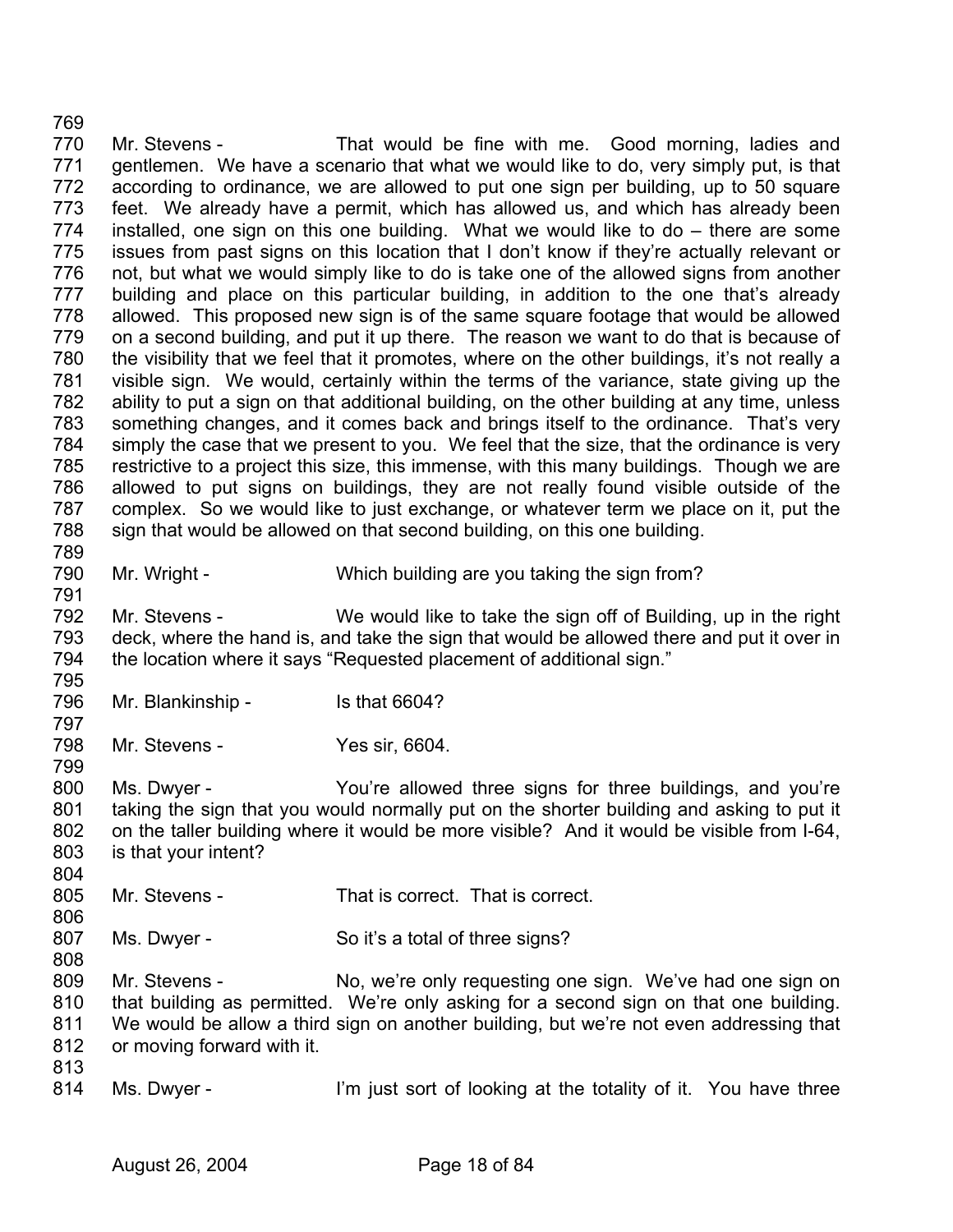Mr. Stevens - That would be fine with me. Good morning, ladies and gentlemen. We have a scenario that what we would like to do, very simply put, is that according to ordinance, we are allowed to put one sign per building, up to 50 square feet. We already have a permit, which has allowed us, and which has already been installed, one sign on this one building. What we would like to do – there are some issues from past signs on this location that I don't know if they're actually relevant or not, but what we would simply like to do is take one of the allowed signs from another building and place on this particular building, in addition to the one that's already allowed. This proposed new sign is of the same square footage that would be allowed on a second building, and put it up there. The reason we want to do that is because of the visibility that we feel that it promotes, where on the other buildings, it's not really a visible sign. We would, certainly within the terms of the variance, state giving up the ability to put a sign on that additional building, on the other building at any time, unless something changes, and it comes back and brings itself to the ordinance. That's very simply the case that we present to you. We feel that the size, that the ordinance is very restrictive to a project this size, this immense, with this many buildings. Though we are allowed to put signs on buildings, they are not really found visible outside of the complex. So we would like to just exchange, or whatever term we place on it, put the sign that would be allowed on that second building, on this one building.

Mr. Wright - Which building are you taking the sign from?

Mr. Stevens - We would like to take the sign off of Building, up in the right deck, where the hand is, and take the sign that would be allowed there and put it over in the location where it says "Requested placement of additional sign."

Mr. Blankinship - Is that 6604?

Mr. Stevens - Yes sir, 6604.

Ms. Dwyer - You're allowed three signs for three buildings, and you're taking the sign that you would normally put on the shorter building and asking to put it on the taller building where it would be more visible? And it would be visible from I-64, is that your intent?

Mr. Stevens - That is correct. That is correct.

Ms. Dwyer - So it's a total of three signs?

Mr. Stevens - No, we're only requesting one sign. We've had one sign on that building as permitted. We're only asking for a second sign on that one building. We would be allow a third sign on another building, but we're not even addressing that or moving forward with it.

Ms. Dwyer - I'm just sort of looking at the totality of it. You have three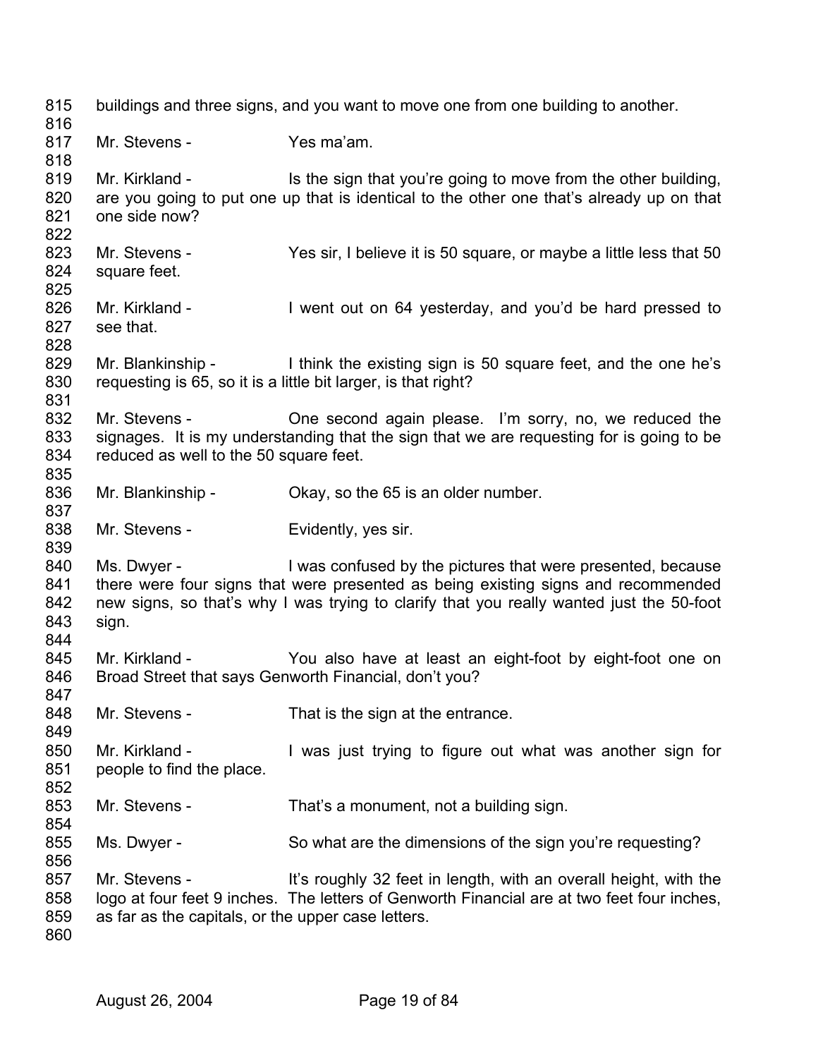buildings and three signs, and you want to move one from one building to another.

Mr. Stevens - Yes ma'am.

Mr. Kirkland - Is the sign that you're going to move from the other building, are you going to put one up that is identical to the other one that's already up on that one side now?

Mr. Stevens - Yes sir, I believe it is 50 square, or maybe a little less that 50 square feet.

Mr. Kirkland - I went out on 64 yesterday, and you'd be hard pressed to see that.

Mr. Blankinship - I think the existing sign is 50 square feet, and the one he's requesting is 65, so it is a little bit larger, is that right?

Mr. Stevens - One second again please. I'm sorry, no, we reduced the signages. It is my understanding that the sign that we are requesting for is going to be reduced as well to the 50 square feet.

Mr. Blankinship - Okay, so the 65 is an older number.

Mr. Stevens - Evidently, yes sir.

Ms. Dwyer - I was confused by the pictures that were presented, because there were four signs that were presented as being existing signs and recommended new signs, so that's why I was trying to clarify that you really wanted just the 50-foot sign.

Mr. Kirkland - You also have at least an eight-foot by eight-foot one on Broad Street that says Genworth Financial, don't you?

Mr. Stevens - That is the sign at the entrance.

Mr. Kirkland - I was just trying to figure out what was another sign for people to find the place.

Mr. Stevens - That's a monument, not a building sign.

Ms. Dwyer - So what are the dimensions of the sign you're requesting?

Mr. Stevens - It's roughly 32 feet in length, with an overall height, with the logo at four feet 9 inches. The letters of Genworth Financial are at two feet four inches, as far as the capitals, or the upper case letters.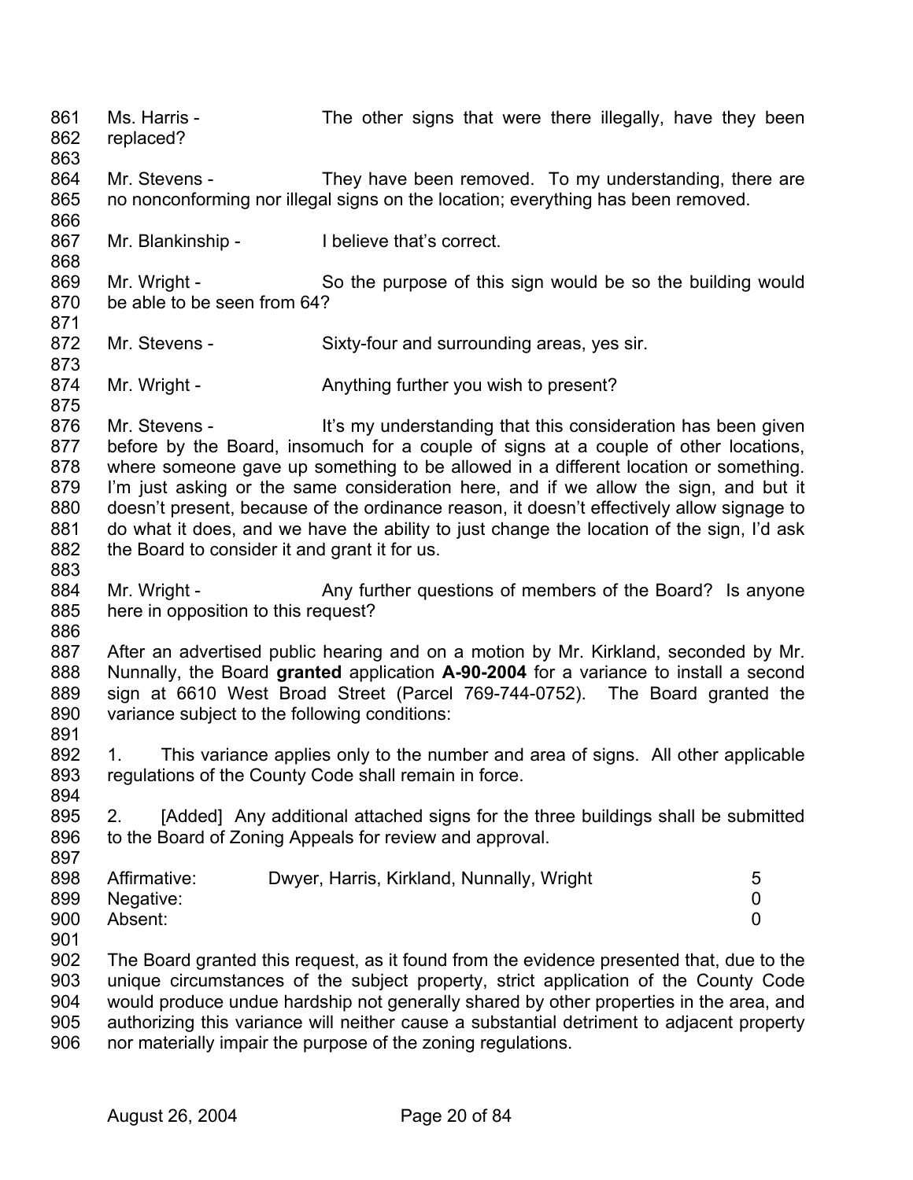Ms. Harris - The other signs that were there illegally, have they been replaced?

Mr. Stevens - They have been removed. To my understanding, there are no nonconforming nor illegal signs on the location; everything has been removed.

Mr. Blankinship - I believe that's correct.

Mr. Wright - So the purpose of this sign would be so the building would be able to be seen from 64?

Mr. Stevens - Sixty-four and surrounding areas, yes sir.

Mr. Wright - Anything further you wish to present?

Mr. Stevens - It's my understanding that this consideration has been given before by the Board, insomuch for a couple of signs at a couple of other locations, where someone gave up something to be allowed in a different location or something. I'm just asking or the same consideration here, and if we allow the sign, and but it doesn't present, because of the ordinance reason, it doesn't effectively allow signage to do what it does, and we have the ability to just change the location of the sign, I'd ask the Board to consider it and grant it for us.

Mr. Wright - Any further questions of members of the Board? Is anyone here in opposition to this request?

After an advertised public hearing and on a motion by Mr. Kirkland, seconded by Mr. Nunnally, the Board **granted** application **A-90-2004** for a variance to install a second sign at 6610 West Broad Street (Parcel 769-744-0752). The Board granted the variance subject to the following conditions:

1. This variance applies only to the number and area of signs. All other applicable regulations of the County Code shall remain in force.

2. [Added] Any additional attached signs for the three buildings shall be submitted to the Board of Zoning Appeals for review and approval.

| | | |
|---|---|---|
| Affirmative: | Dwyer, Harris, Kirkland, Nunnally, Wright | 5 |
| Negative: | | 0 |
| Absent: | | 0 |

The Board granted this request, as it found from the evidence presented that, due to the unique circumstances of the subject property, strict application of the County Code would produce undue hardship not generally shared by other properties in the area, and authorizing this variance will neither cause a substantial detriment to adjacent property nor materially impair the purpose of the zoning regulations.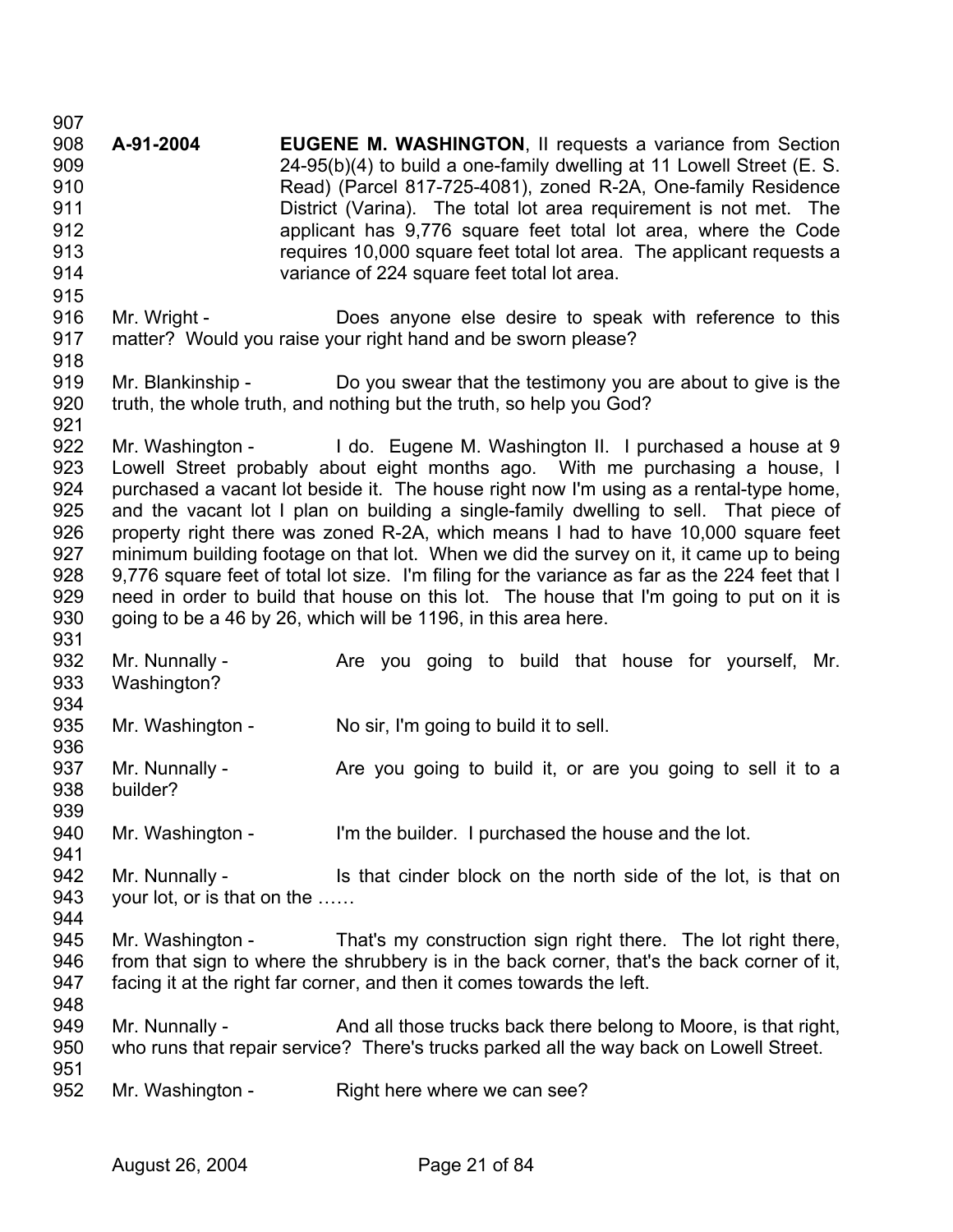**A-91-2004** **EUGENE M. WASHINGTON**, II requests a variance from Section 24-95(b)(4) to build a one-family dwelling at 11 Lowell Street (E. S. Read) (Parcel 817-725-4081), zoned R-2A, One-family Residence District (Varina). The total lot area requirement is not met. The applicant has 9,776 square feet total lot area, where the Code requires 10,000 square feet total lot area. The applicant requests a variance of 224 square feet total lot area.

Mr. Wright - Does anyone else desire to speak with reference to this matter? Would you raise your right hand and be sworn please?

Mr. Blankinship - Do you swear that the testimony you are about to give is the truth, the whole truth, and nothing but the truth, so help you God?

Mr. Washington - I do. Eugene M. Washington II. I purchased a house at 9 Lowell Street probably about eight months ago. With me purchasing a house, I purchased a vacant lot beside it. The house right now I'm using as a rental-type home, and the vacant lot I plan on building a single-family dwelling to sell. That piece of property right there was zoned R-2A, which means I had to have 10,000 square feet minimum building footage on that lot. When we did the survey on it, it came up to being 9,776 square feet of total lot size. I'm filing for the variance as far as the 224 feet that I need in order to build that house on this lot. The house that I'm going to put on it is going to be a 46 by 26, which will be 1196, in this area here.

Mr. Nunnally - Are you going to build that house for yourself, Mr. Washington?

Mr. Washington - No sir, I'm going to build it to sell.

Mr. Nunnally - Are you going to build it, or are you going to sell it to a builder?

Mr. Washington - I'm the builder. I purchased the house and the lot.

Mr. Nunnally - Is that cinder block on the north side of the lot, is that on your lot, or is that on the ……

Mr. Washington - That's my construction sign right there. The lot right there, from that sign to where the shrubbery is in the back corner, that's the back corner of it, facing it at the right far corner, and then it comes towards the left.

Mr. Nunnally - And all those trucks back there belong to Moore, is that right, who runs that repair service? There's trucks parked all the way back on Lowell Street.

Mr. Washington - Right here where we can see?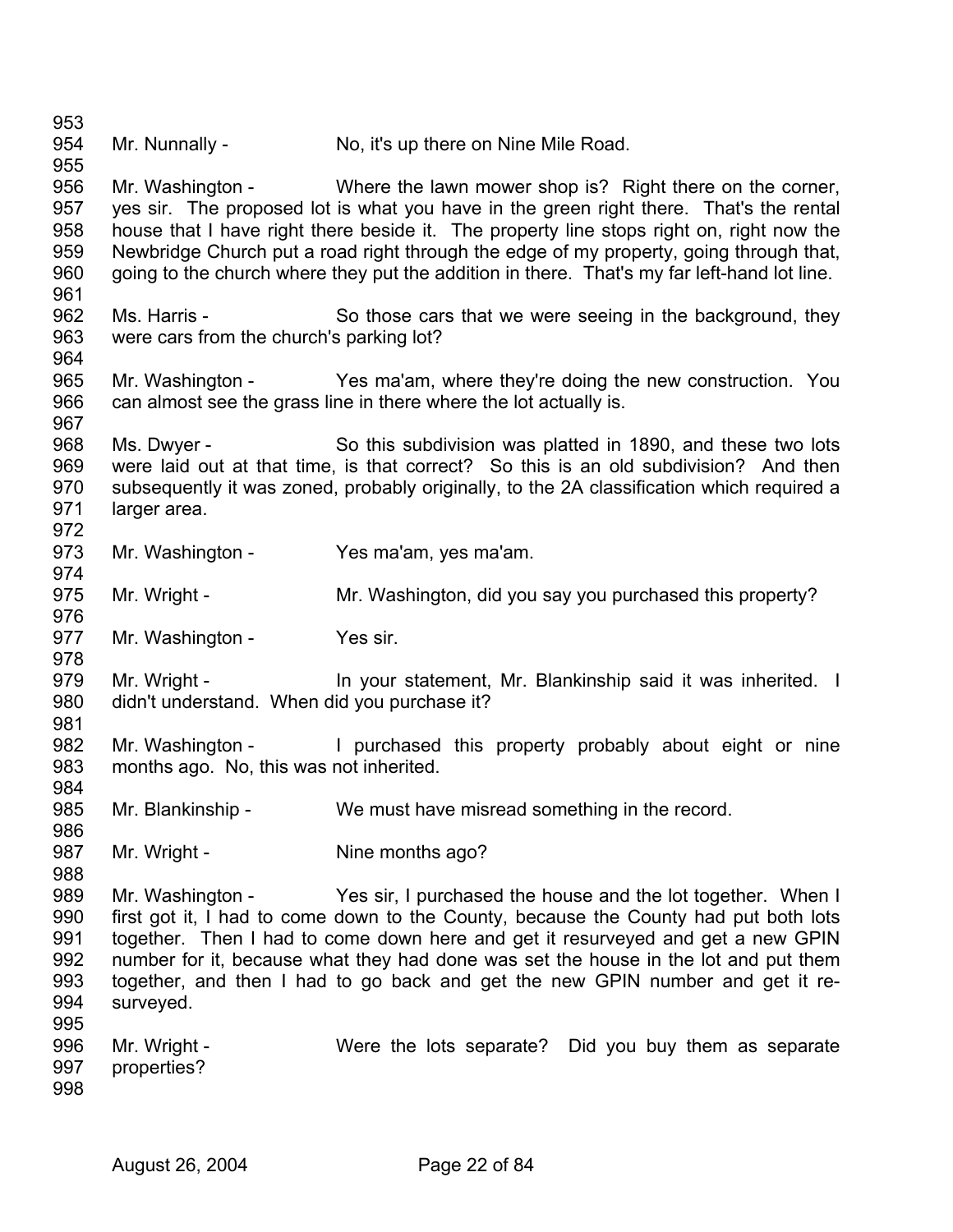Mr. Nunnally - No, it's up there on Nine Mile Road.

Mr. Washington - Where the lawn mower shop is? Right there on the corner, yes sir. The proposed lot is what you have in the green right there. That's the rental house that I have right there beside it. The property line stops right on, right now the Newbridge Church put a road right through the edge of my property, going through that, going to the church where they put the addition in there. That's my far left-hand lot line.

Ms. Harris - So those cars that we were seeing in the background, they were cars from the church's parking lot?

Mr. Washington - Yes ma'am, where they're doing the new construction. You can almost see the grass line in there where the lot actually is.

Ms. Dwyer - So this subdivision was platted in 1890, and these two lots were laid out at that time, is that correct? So this is an old subdivision? And then subsequently it was zoned, probably originally, to the 2A classification which required a larger area.

Mr. Washington - Yes ma'am, yes ma'am.

Mr. Wright - Mr. Washington, did you say you purchased this property?

Mr. Washington - Yes sir.

Mr. Wright - In your statement, Mr. Blankinship said it was inherited. I didn't understand. When did you purchase it?

Mr. Washington - I purchased this property probably about eight or nine months ago. No, this was not inherited.

Mr. Blankinship - We must have misread something in the record.

Mr. Wright - Nine months ago?

Mr. Washington - Yes sir, I purchased the house and the lot together. When I first got it, I had to come down to the County, because the County had put both lots together. Then I had to come down here and get it resurveyed and get a new GPIN number for it, because what they had done was set the house in the lot and put them together, and then I had to go back and get the new GPIN number and get it re-surveyed.

Mr. Wright - Were the lots separate? Did you buy them as separate properties?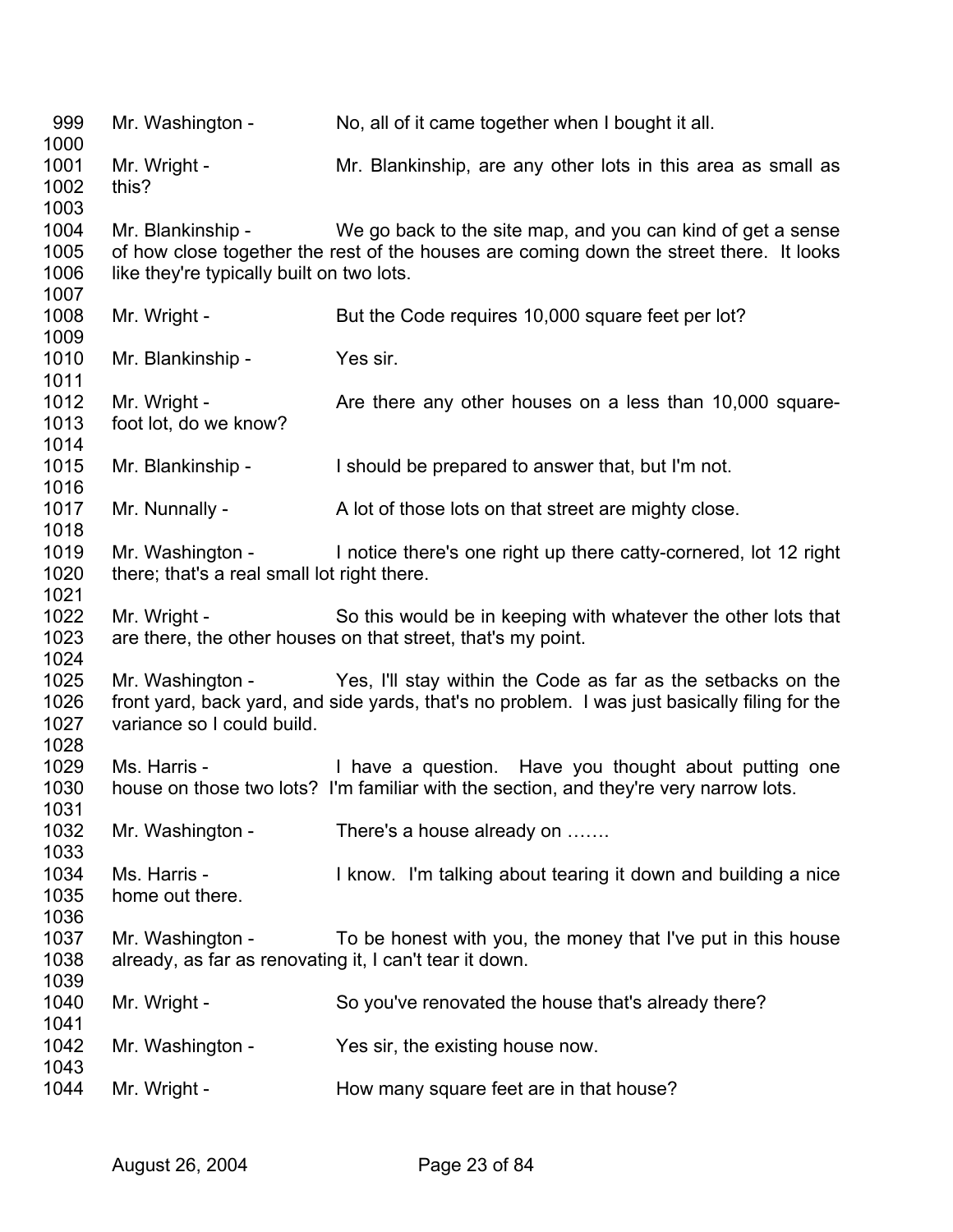999 Mr. Washington - No, all of it came together when I bought it all.
1000
1001 Mr. Wright - Mr. Blankinship, are any other lots in this area as small as
1002 this?
1003
1004 Mr. Blankinship - We go back to the site map, and you can kind of get a sense
1005 of how close together the rest of the houses are coming down the street there. It looks
1006 like they're typically built on two lots.
1007
1008 Mr. Wright - But the Code requires 10,000 square feet per lot?
1009
1010 Mr. Blankinship - Yes sir.
1011
1012 Mr. Wright - Are there any other houses on a less than 10,000 square-
1013 foot lot, do we know?
1014
1015 Mr. Blankinship - I should be prepared to answer that, but I'm not.
1016
1017 Mr. Nunnally - A lot of those lots on that street are mighty close.
1018
1019 Mr. Washington - I notice there's one right up there catty-cornered, lot 12 right
1020 there; that's a real small lot right there.
1021
1022 Mr. Wright - So this would be in keeping with whatever the other lots that
1023 are there, the other houses on that street, that's my point.
1024
1025 Mr. Washington - Yes, I'll stay within the Code as far as the setbacks on the
1026 front yard, back yard, and side yards, that's no problem. I was just basically filing for the
1027 variance so I could build.
1028
1029 Ms. Harris - I have a question. Have you thought about putting one
1030 house on those two lots? I'm familiar with the section, and they're very narrow lots.
1031
1032 Mr. Washington - There's a house already on …….
1033
1034 Ms. Harris - I know. I'm talking about tearing it down and building a nice
1035 home out there.
1036
1037 Mr. Washington - To be honest with you, the money that I've put in this house
1038 already, as far as renovating it, I can't tear it down.
1039
1040 Mr. Wright - So you've renovated the house that's already there?
1041
1042 Mr. Washington - Yes sir, the existing house now.
1043
1044 Mr. Wright - How many square feet are in that house?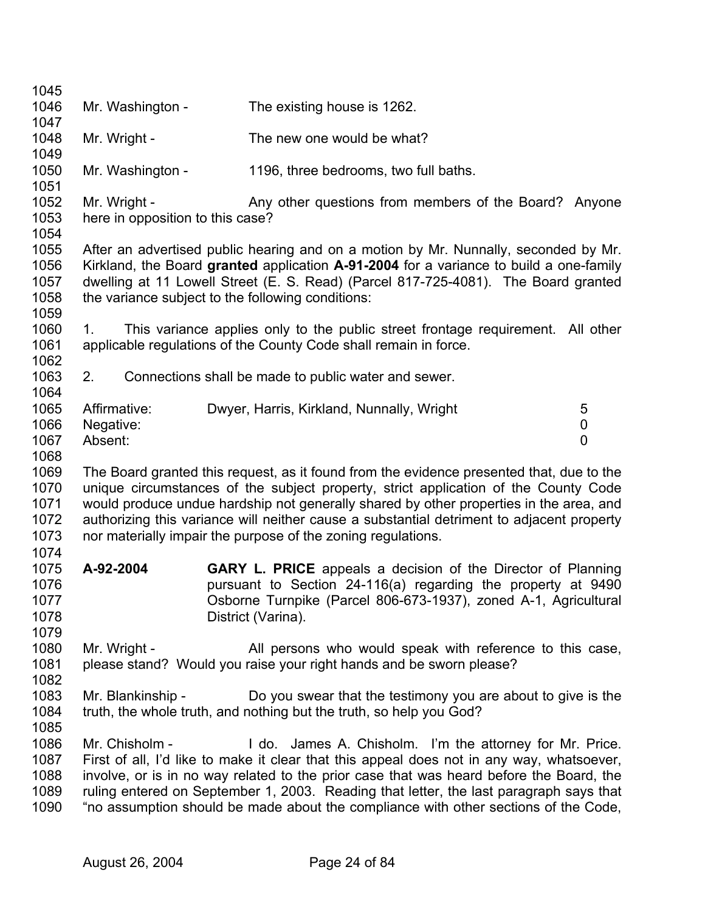Mr. Washington - The existing house is 1262.

Mr. Wright - The new one would be what?

Mr. Washington - 1196, three bedrooms, two full baths.

Mr. Wright - Any other questions from members of the Board? Anyone here in opposition to this case?

After an advertised public hearing and on a motion by Mr. Nunnally, seconded by Mr. Kirkland, the Board **granted** application **A-91-2004** for a variance to build a one-family dwelling at 11 Lowell Street (E. S. Read) (Parcel 817-725-4081). The Board granted the variance subject to the following conditions:

1. This variance applies only to the public street frontage requirement. All other applicable regulations of the County Code shall remain in force.

2. Connections shall be made to public water and sewer.

| | | |
|---|---|---|
| Affirmative: | Dwyer, Harris, Kirkland, Nunnally, Wright | 5 |
| Negative: | | 0 |
| Absent: | | 0 |

The Board granted this request, as it found from the evidence presented that, due to the unique circumstances of the subject property, strict application of the County Code would produce undue hardship not generally shared by other properties in the area, and authorizing this variance will neither cause a substantial detriment to adjacent property nor materially impair the purpose of the zoning regulations.

**A-92-2004** **GARY L. PRICE** appeals a decision of the Director of Planning pursuant to Section 24-116(a) regarding the property at 9490 Osborne Turnpike (Parcel 806-673-1937), zoned A-1, Agricultural District (Varina).

Mr. Wright - All persons who would speak with reference to this case, please stand? Would you raise your right hands and be sworn please?

Mr. Blankinship - Do you swear that the testimony you are about to give is the truth, the whole truth, and nothing but the truth, so help you God?

Mr. Chisholm - I do. James A. Chisholm. I'm the attorney for Mr. Price. First of all, I'd like to make it clear that this appeal does not in any way, whatsoever, involve, or is in no way related to the prior case that was heard before the Board, the ruling entered on September 1, 2003. Reading that letter, the last paragraph says that "no assumption should be made about the compliance with other sections of the Code,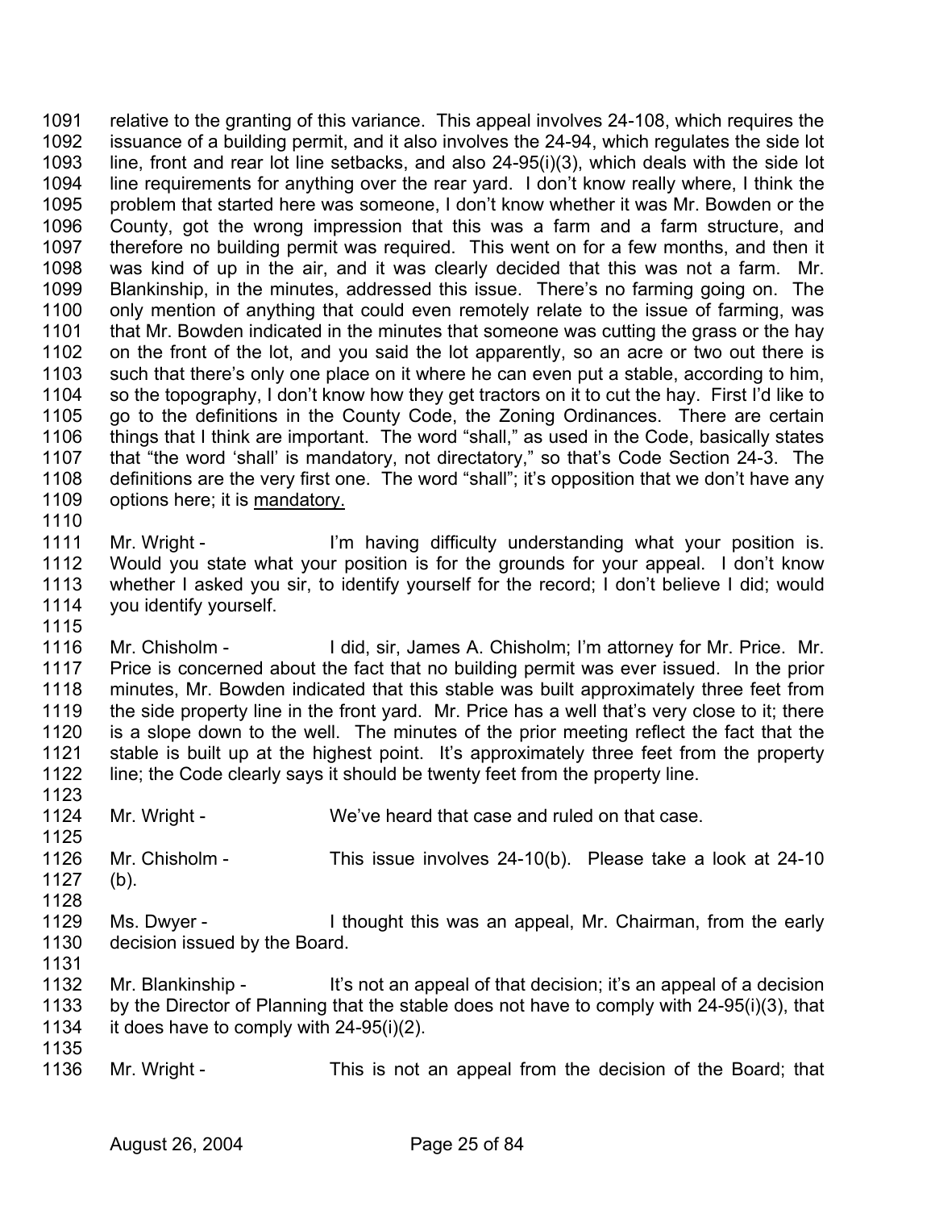1091 relative to the granting of this variance. This appeal involves 24-108, which requires the
1092 issuance of a building permit, and it also involves the 24-94, which regulates the side lot
1093 line, front and rear lot line setbacks, and also 24-95(i)(3), which deals with the side lot
1094 line requirements for anything over the rear yard. I don't know really where, I think the
1095 problem that started here was someone, I don't know whether it was Mr. Bowden or the
1096 County, got the wrong impression that this was a farm and a farm structure, and
1097 therefore no building permit was required. This went on for a few months, and then it
1098 was kind of up in the air, and it was clearly decided that this was not a farm. Mr.
1099 Blankinship, in the minutes, addressed this issue. There's no farming going on. The
1100 only mention of anything that could even remotely relate to the issue of farming, was
1101 that Mr. Bowden indicated in the minutes that someone was cutting the grass or the hay
1102 on the front of the lot, and you said the lot apparently, so an acre or two out there is
1103 such that there's only one place on it where he can even put a stable, according to him,
1104 so the topography, I don't know how they get tractors on it to cut the hay. First I'd like to
1105 go to the definitions in the County Code, the Zoning Ordinances. There are certain
1106 things that I think are important. The word "shall," as used in the Code, basically states
1107 that "the word 'shall' is mandatory, not directatory," so that's Code Section 24-3. The
1108 definitions are the very first one. The word "shall"; it's opposition that we don't have any
1109 options here; it is <u>mandatory.</u>
1110
1111 Mr. Wright - I'm having difficulty understanding what your position is.
1112 Would you state what your position is for the grounds for your appeal. I don't know
1113 whether I asked you sir, to identify yourself for the record; I don't believe I did; would
1114 you identify yourself.
1115
1116 Mr. Chisholm - I did, sir, James A. Chisholm; I'm attorney for Mr. Price. Mr.
1117 Price is concerned about the fact that no building permit was ever issued. In the prior
1118 minutes, Mr. Bowden indicated that this stable was built approximately three feet from
1119 the side property line in the front yard. Mr. Price has a well that's very close to it; there
1120 is a slope down to the well. The minutes of the prior meeting reflect the fact that the
1121 stable is built up at the highest point. It's approximately three feet from the property
1122 line; the Code clearly says it should be twenty feet from the property line.
1123
1124 Mr. Wright - We've heard that case and ruled on that case.
1125
1126 Mr. Chisholm - This issue involves 24-10(b). Please take a look at 24-10
1127 (b).
1128
1129 Ms. Dwyer - I thought this was an appeal, Mr. Chairman, from the early
1130 decision issued by the Board.
1131
1132 Mr. Blankinship - It's not an appeal of that decision; it's an appeal of a decision
1133 by the Director of Planning that the stable does not have to comply with 24-95(i)(3), that
1134 it does have to comply with 24-95(i)(2).
1135
1136 Mr. Wright - This is not an appeal from the decision of the Board; that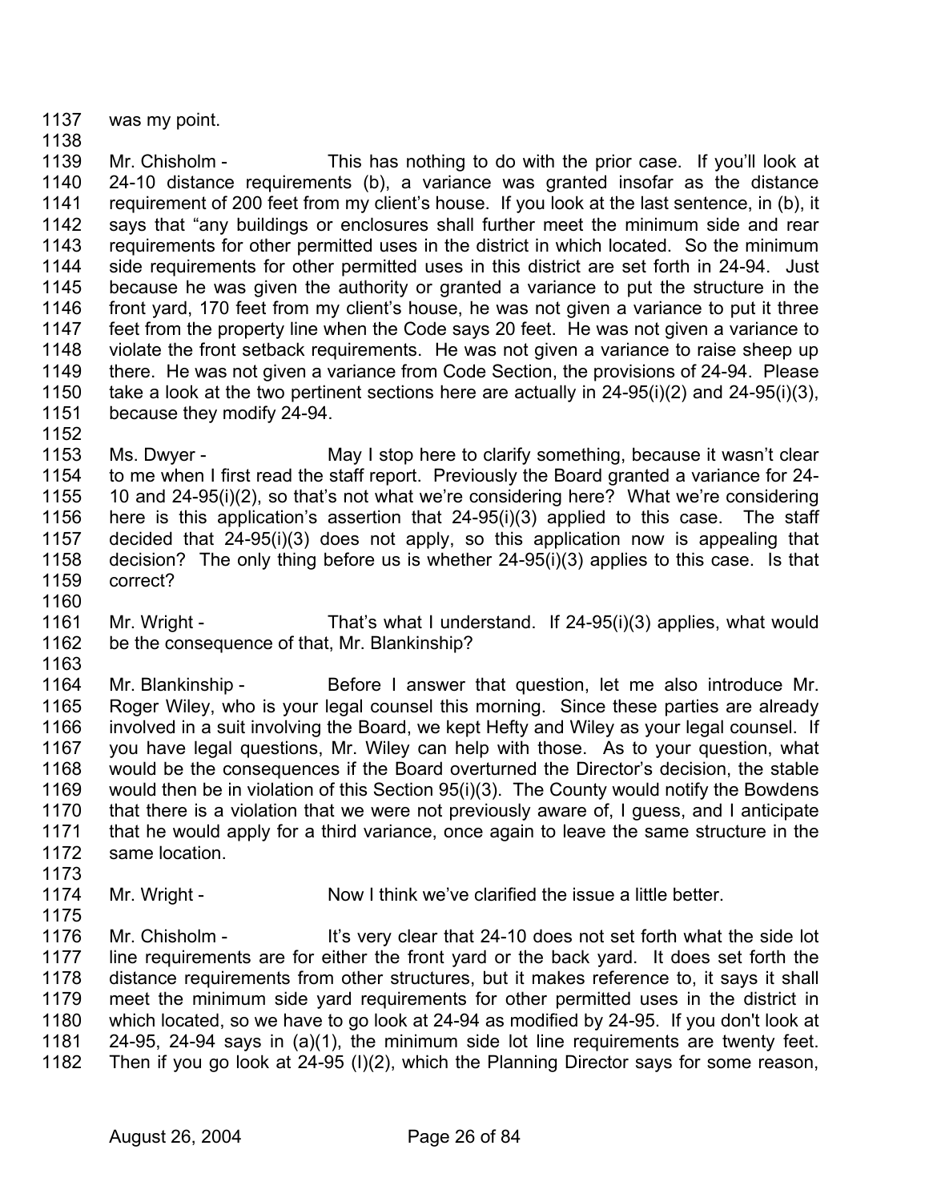was my point.

Mr. Chisholm - This has nothing to do with the prior case. If you'll look at 24-10 distance requirements (b), a variance was granted insofar as the distance requirement of 200 feet from my client's house. If you look at the last sentence, in (b), it says that "any buildings or enclosures shall further meet the minimum side and rear requirements for other permitted uses in the district in which located. So the minimum side requirements for other permitted uses in this district are set forth in 24-94. Just because he was given the authority or granted a variance to put the structure in the front yard, 170 feet from my client's house, he was not given a variance to put it three feet from the property line when the Code says 20 feet. He was not given a variance to violate the front setback requirements. He was not given a variance to raise sheep up there. He was not given a variance from Code Section, the provisions of 24-94. Please take a look at the two pertinent sections here are actually in 24-95(i)(2) and 24-95(i)(3), because they modify 24-94.

Ms. Dwyer - May I stop here to clarify something, because it wasn't clear to me when I first read the staff report. Previously the Board granted a variance for 24-10 and 24-95(i)(2), so that's not what we're considering here? What we're considering here is this application's assertion that 24-95(i)(3) applied to this case. The staff decided that 24-95(i)(3) does not apply, so this application now is appealing that decision? The only thing before us is whether 24-95(i)(3) applies to this case. Is that correct?

Mr. Wright - That's what I understand. If 24-95(i)(3) applies, what would be the consequence of that, Mr. Blankinship?

Mr. Blankinship - Before I answer that question, let me also introduce Mr. Roger Wiley, who is your legal counsel this morning. Since these parties are already involved in a suit involving the Board, we kept Hefty and Wiley as your legal counsel. If you have legal questions, Mr. Wiley can help with those. As to your question, what would be the consequences if the Board overturned the Director's decision, the stable would then be in violation of this Section 95(i)(3). The County would notify the Bowdens that there is a violation that we were not previously aware of, I guess, and I anticipate that he would apply for a third variance, once again to leave the same structure in the same location.

Mr. Wright - Now I think we've clarified the issue a little better.

Mr. Chisholm - It's very clear that 24-10 does not set forth what the side lot line requirements are for either the front yard or the back yard. It does set forth the distance requirements from other structures, but it makes reference to, it says it shall meet the minimum side yard requirements for other permitted uses in the district in which located, so we have to go look at 24-94 as modified by 24-95. If you don't look at 24-95, 24-94 says in (a)(1), the minimum side lot line requirements are twenty feet. Then if you go look at 24-95 (I)(2), which the Planning Director says for some reason,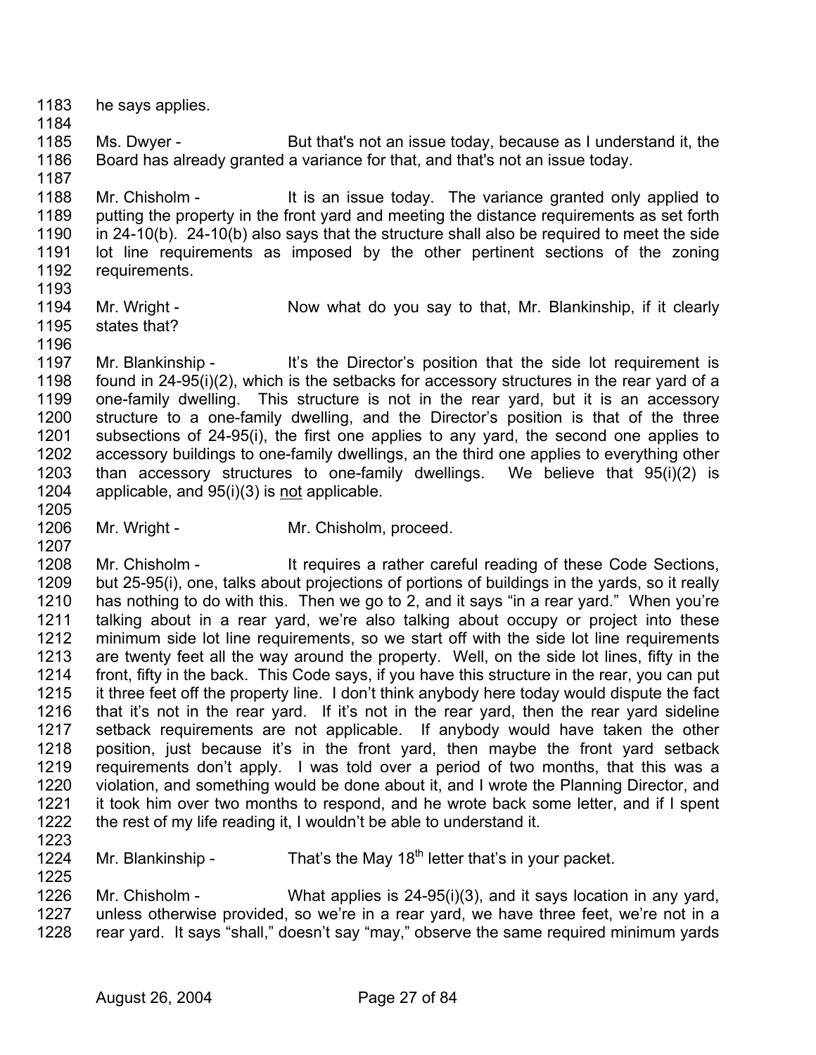1183 he says applies.

1184

1185 Ms. Dwyer - But that's not an issue today, because as I understand it, the
1186 Board has already granted a variance for that, and that's not an issue today.

1187

1188 Mr. Chisholm - It is an issue today. The variance granted only applied to
1189 putting the property in the front yard and meeting the distance requirements as set forth
1190 in 24-10(b). 24-10(b) also says that the structure shall also be required to meet the side
1191 lot line requirements as imposed by the other pertinent sections of the zoning
1192 requirements.

1193

1194 Mr. Wright - Now what do you say to that, Mr. Blankinship, if it clearly
1195 states that?

1196

1197 Mr. Blankinship - It's the Director's position that the side lot requirement is
1198 found in 24-95(i)(2), which is the setbacks for accessory structures in the rear yard of a
1199 one-family dwelling. This structure is not in the rear yard, but it is an accessory
1200 structure to a one-family dwelling, and the Director's position is that of the three
1201 subsections of 24-95(i), the first one applies to any yard, the second one applies to
1202 accessory buildings to one-family dwellings, an the third one applies to everything other
1203 than accessory structures to one-family dwellings. We believe that 95(i)(2) is
1204 applicable, and 95(i)(3) is <u>not</u> applicable.

1205

1206 Mr. Wright - Mr. Chisholm, proceed.

1207

1208 Mr. Chisholm - It requires a rather careful reading of these Code Sections,
1209 but 25-95(i), one, talks about projections of portions of buildings in the yards, so it really
1210 has nothing to do with this. Then we go to 2, and it says "in a rear yard." When you're
1211 talking about in a rear yard, we're also talking about occupy or project into these
1212 minimum side lot line requirements, so we start off with the side lot line requirements
1213 are twenty feet all the way around the property. Well, on the side lot lines, fifty in the
1214 front, fifty in the back. This Code says, if you have this structure in the rear, you can put
1215 it three feet off the property line. I don't think anybody here today would dispute the fact
1216 that it's not in the rear yard. If it's not in the rear yard, then the rear yard sideline
1217 setback requirements are not applicable. If anybody would have taken the other
1218 position, just because it's in the front yard, then maybe the front yard setback
1219 requirements don't apply. I was told over a period of two months, that this was a
1220 violation, and something would be done about it, and I wrote the Planning Director, and
1221 it took him over two months to respond, and he wrote back some letter, and if I spent
1222 the rest of my life reading it, I wouldn't be able to understand it.

1223

1224 Mr. Blankinship - That's the May 18th letter that's in your packet.

1225

1226 Mr. Chisholm - What applies is 24-95(i)(3), and it says location in any yard,
1227 unless otherwise provided, so we're in a rear yard, we have three feet, we're not in a
1228 rear yard. It says "shall," doesn't say "may," observe the same required minimum yards

August 26, 2004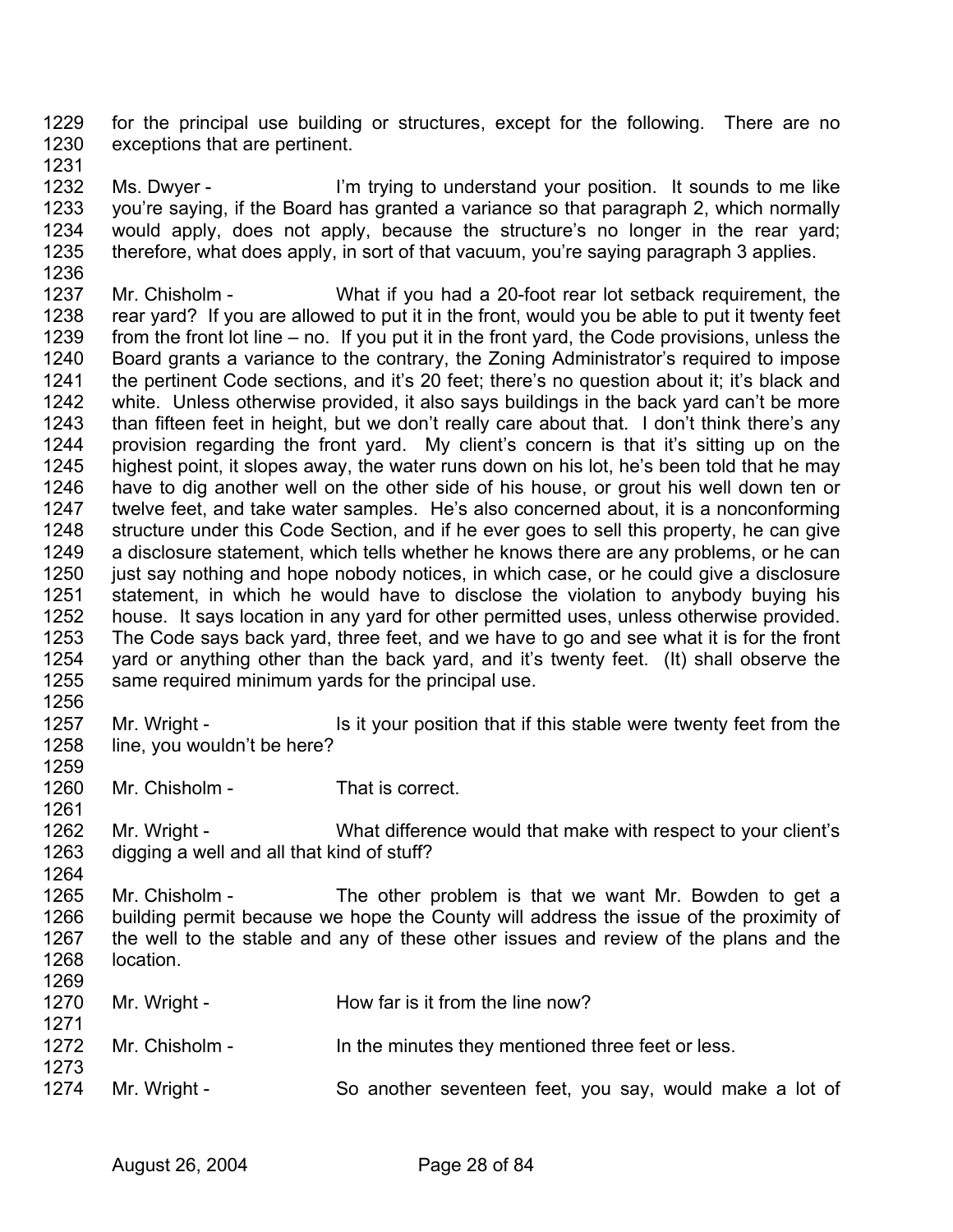for the principal use building or structures, except for the following. There are no exceptions that are pertinent.

Ms. Dwyer - I'm trying to understand your position. It sounds to me like you're saying, if the Board has granted a variance so that paragraph 2, which normally would apply, does not apply, because the structure's no longer in the rear yard; therefore, what does apply, in sort of that vacuum, you're saying paragraph 3 applies.

Mr. Chisholm - What if you had a 20-foot rear lot setback requirement, the rear yard? If you are allowed to put it in the front, would you be able to put it twenty feet from the front lot line – no. If you put it in the front yard, the Code provisions, unless the Board grants a variance to the contrary, the Zoning Administrator's required to impose the pertinent Code sections, and it's 20 feet; there's no question about it; it's black and white. Unless otherwise provided, it also says buildings in the back yard can't be more than fifteen feet in height, but we don't really care about that. I don't think there's any provision regarding the front yard. My client's concern is that it's sitting up on the highest point, it slopes away, the water runs down on his lot, he's been told that he may have to dig another well on the other side of his house, or grout his well down ten or twelve feet, and take water samples. He's also concerned about, it is a nonconforming structure under this Code Section, and if he ever goes to sell this property, he can give a disclosure statement, which tells whether he knows there are any problems, or he can just say nothing and hope nobody notices, in which case, or he could give a disclosure statement, in which he would have to disclose the violation to anybody buying his house. It says location in any yard for other permitted uses, unless otherwise provided. The Code says back yard, three feet, and we have to go and see what it is for the front yard or anything other than the back yard, and it's twenty feet. (It) shall observe the same required minimum yards for the principal use.

Mr. Wright - Is it your position that if this stable were twenty feet from the line, you wouldn't be here?

Mr. Chisholm - That is correct.

Mr. Wright - What difference would that make with respect to your client's digging a well and all that kind of stuff?

Mr. Chisholm - The other problem is that we want Mr. Bowden to get a building permit because we hope the County will address the issue of the proximity of the well to the stable and any of these other issues and review of the plans and the location.

Mr. Wright - How far is it from the line now?

Mr. Chisholm - In the minutes they mentioned three feet or less.

Mr. Wright - So another seventeen feet, you say, would make a lot of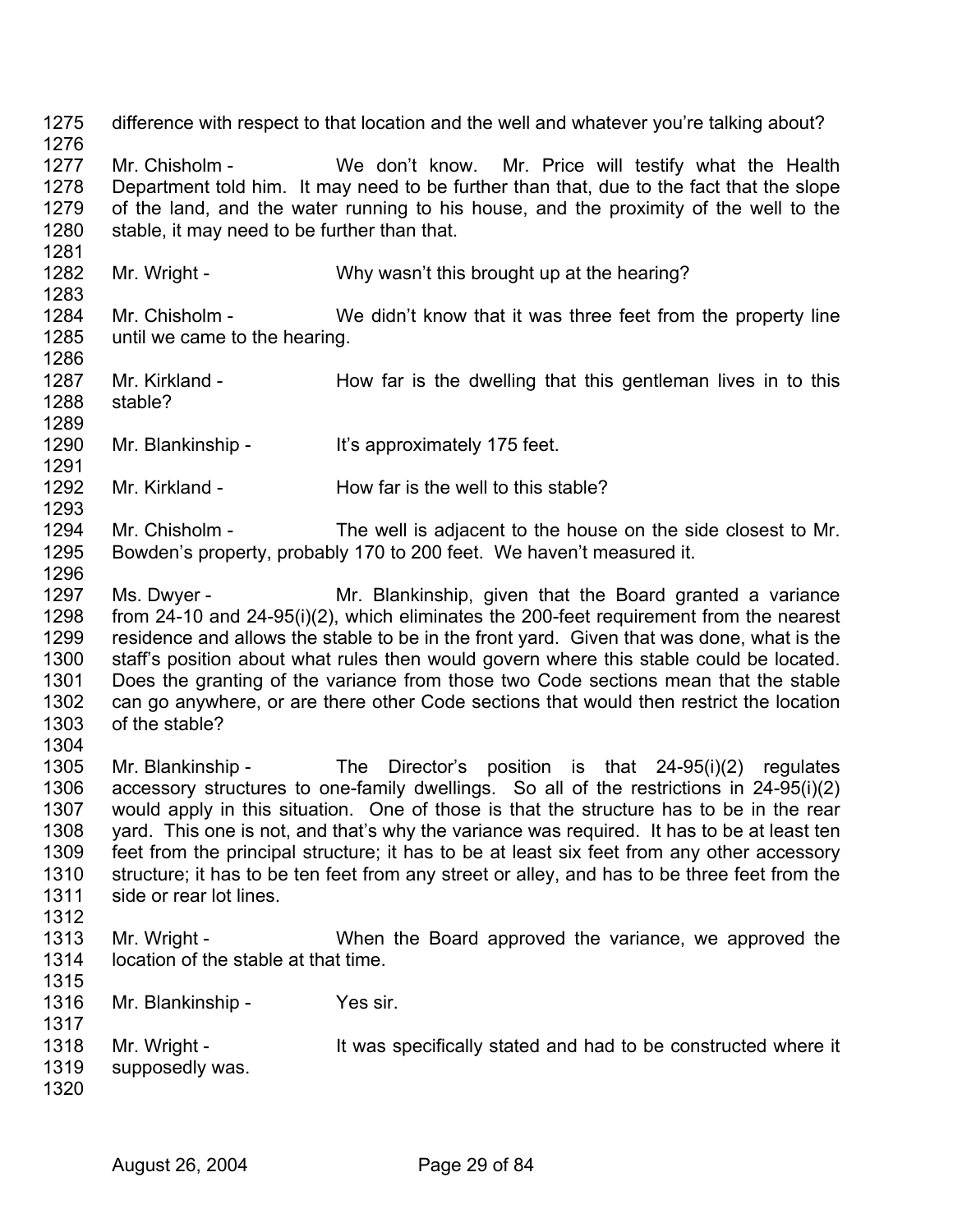difference with respect to that location and the well and whatever you're talking about?

Mr. Chisholm - We don't know. Mr. Price will testify what the Health Department told him. It may need to be further than that, due to the fact that the slope of the land, and the water running to his house, and the proximity of the well to the stable, it may need to be further than that.

Mr. Wright - Why wasn't this brought up at the hearing?

Mr. Chisholm - We didn't know that it was three feet from the property line until we came to the hearing.

Mr. Kirkland - How far is the dwelling that this gentleman lives in to this stable?

Mr. Blankinship - It's approximately 175 feet.

Mr. Kirkland - How far is the well to this stable?

Mr. Chisholm - The well is adjacent to the house on the side closest to Mr. Bowden's property, probably 170 to 200 feet. We haven't measured it.

Ms. Dwyer - Mr. Blankinship, given that the Board granted a variance from 24-10 and 24-95(i)(2), which eliminates the 200-feet requirement from the nearest residence and allows the stable to be in the front yard. Given that was done, what is the staff's position about what rules then would govern where this stable could be located. Does the granting of the variance from those two Code sections mean that the stable can go anywhere, or are there other Code sections that would then restrict the location of the stable?

Mr. Blankinship - The Director's position is that 24-95(i)(2) regulates accessory structures to one-family dwellings. So all of the restrictions in 24-95(i)(2) would apply in this situation. One of those is that the structure has to be in the rear yard. This one is not, and that's why the variance was required. It has to be at least ten feet from the principal structure; it has to be at least six feet from any other accessory structure; it has to be ten feet from any street or alley, and has to be three feet from the side or rear lot lines.

Mr. Wright - When the Board approved the variance, we approved the location of the stable at that time.

Mr. Blankinship - Yes sir.

Mr. Wright - It was specifically stated and had to be constructed where it supposedly was.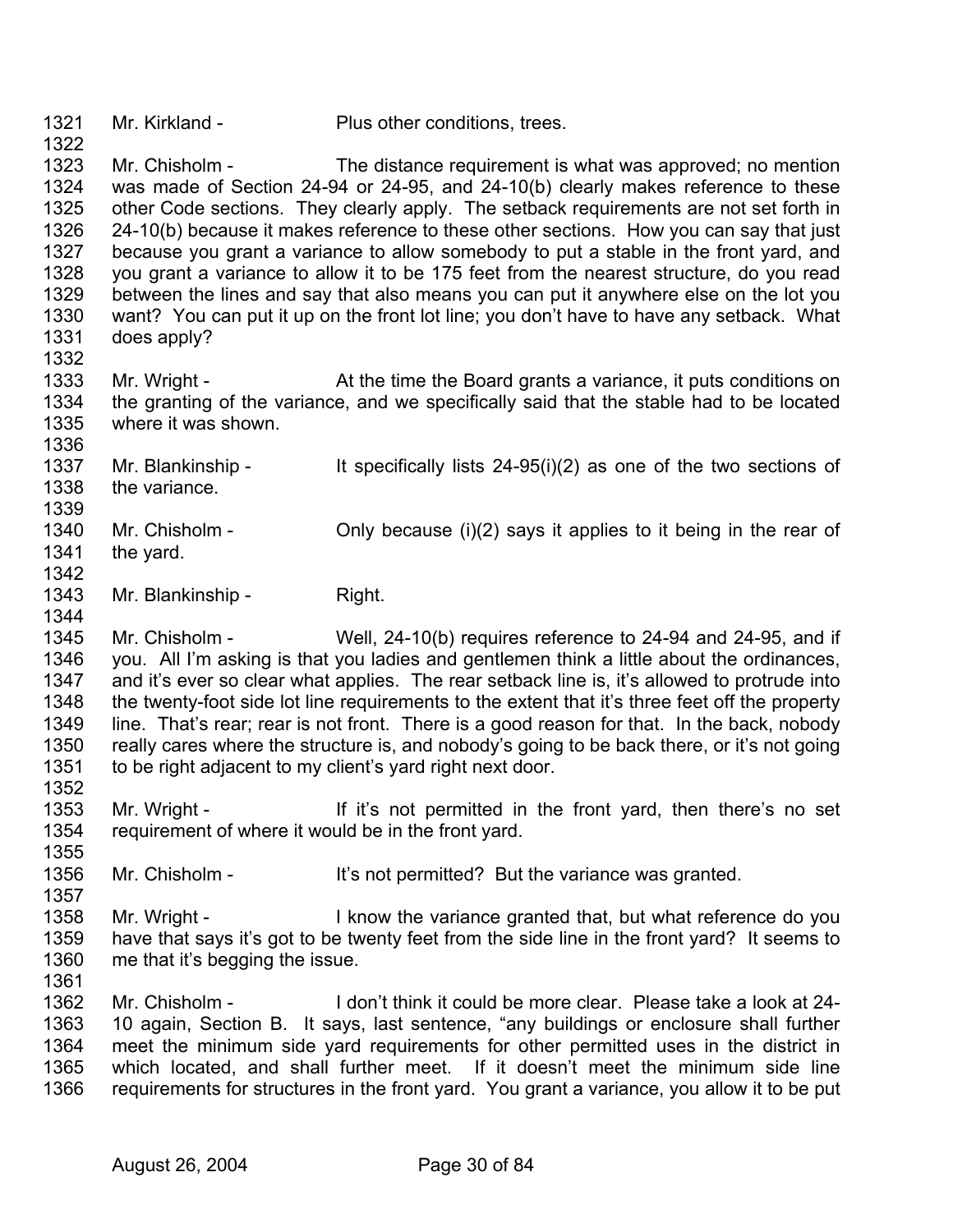1321 Mr. Kirkland - Plus other conditions, trees.

1322

1323 Mr. Chisholm - The distance requirement is what was approved; no mention
1324 was made of Section 24-94 or 24-95, and 24-10(b) clearly makes reference to these
1325 other Code sections. They clearly apply. The setback requirements are not set forth in
1326 24-10(b) because it makes reference to these other sections. How you can say that just
1327 because you grant a variance to allow somebody to put a stable in the front yard, and
1328 you grant a variance to allow it to be 175 feet from the nearest structure, do you read
1329 between the lines and say that also means you can put it anywhere else on the lot you
1330 want? You can put it up on the front lot line; you don't have to have any setback. What
1331 does apply?

1332

1333 Mr. Wright - At the time the Board grants a variance, it puts conditions on
1334 the granting of the variance, and we specifically said that the stable had to be located
1335 where it was shown.

1336

1337 Mr. Blankinship - It specifically lists 24-95(i)(2) as one of the two sections of
1338 the variance.

1339

1340 Mr. Chisholm - Only because (i)(2) says it applies to it being in the rear of
1341 the yard.

1342

1343 Mr. Blankinship - Right.

1344

1345 Mr. Chisholm - Well, 24-10(b) requires reference to 24-94 and 24-95, and if
1346 you. All I'm asking is that you ladies and gentlemen think a little about the ordinances,
1347 and it's ever so clear what applies. The rear setback line is, it's allowed to protrude into
1348 the twenty-foot side lot line requirements to the extent that it's three feet off the property
1349 line. That's rear; rear is not front. There is a good reason for that. In the back, nobody
1350 really cares where the structure is, and nobody's going to be back there, or it's not going
1351 to be right adjacent to my client's yard right next door.

1352

1353 Mr. Wright - If it's not permitted in the front yard, then there's no set
1354 requirement of where it would be in the front yard.

1355

1356 Mr. Chisholm - It's not permitted? But the variance was granted.

1357

1358 Mr. Wright - I know the variance granted that, but what reference do you
1359 have that says it's got to be twenty feet from the side line in the front yard? It seems to
1360 me that it's begging the issue.

1361

1362 Mr. Chisholm - I don't think it could be more clear. Please take a look at 24-
1363 10 again, Section B. It says, last sentence, "any buildings or enclosure shall further
1364 meet the minimum side yard requirements for other permitted uses in the district in
1365 which located, and shall further meet. If it doesn't meet the minimum side line
1366 requirements for structures in the front yard. You grant a variance, you allow it to be put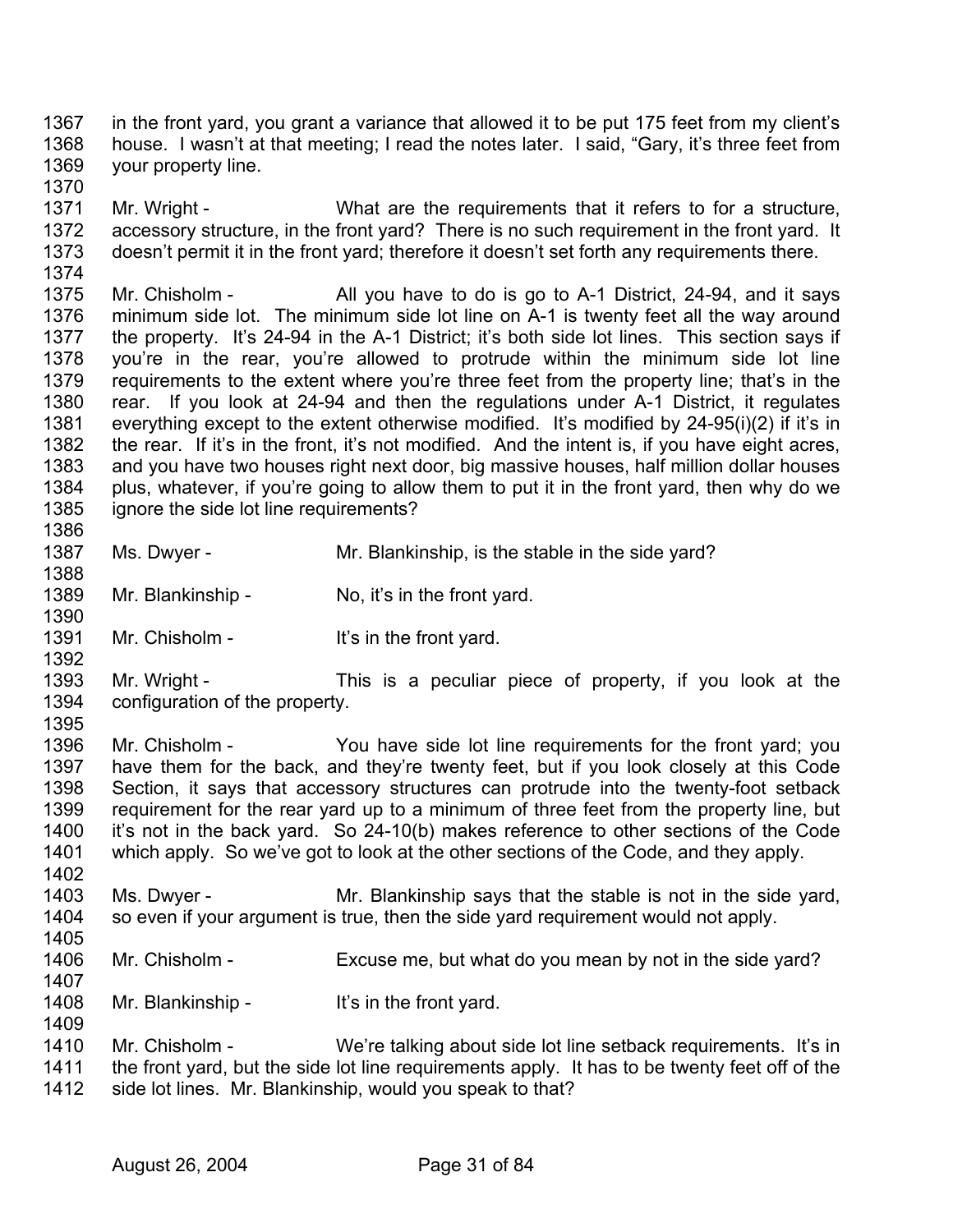in the front yard, you grant a variance that allowed it to be put 175 feet from my client's house. I wasn't at that meeting; I read the notes later. I said, "Gary, it's three feet from your property line.

Mr. Wright - What are the requirements that it refers to for a structure, accessory structure, in the front yard? There is no such requirement in the front yard. It doesn't permit it in the front yard; therefore it doesn't set forth any requirements there.

Mr. Chisholm - All you have to do is go to A-1 District, 24-94, and it says minimum side lot. The minimum side lot line on A-1 is twenty feet all the way around the property. It's 24-94 in the A-1 District; it's both side lot lines. This section says if you're in the rear, you're allowed to protrude within the minimum side lot line requirements to the extent where you're three feet from the property line; that's in the rear. If you look at 24-94 and then the regulations under A-1 District, it regulates everything except to the extent otherwise modified. It's modified by 24-95(i)(2) if it's in the rear. If it's in the front, it's not modified. And the intent is, if you have eight acres, and you have two houses right next door, big massive houses, half million dollar houses plus, whatever, if you're going to allow them to put it in the front yard, then why do we ignore the side lot line requirements?

Ms. Dwyer - Mr. Blankinship, is the stable in the side yard?

Mr. Blankinship - No, it's in the front yard.

Mr. Chisholm - It's in the front yard.

Mr. Wright - This is a peculiar piece of property, if you look at the configuration of the property.

Mr. Chisholm - You have side lot line requirements for the front yard; you have them for the back, and they're twenty feet, but if you look closely at this Code Section, it says that accessory structures can protrude into the twenty-foot setback requirement for the rear yard up to a minimum of three feet from the property line, but it's not in the back yard. So 24-10(b) makes reference to other sections of the Code which apply. So we've got to look at the other sections of the Code, and they apply.

Ms. Dwyer - Mr. Blankinship says that the stable is not in the side yard, so even if your argument is true, then the side yard requirement would not apply.

Mr. Chisholm - Excuse me, but what do you mean by not in the side yard?

Mr. Blankinship - It's in the front yard.

Mr. Chisholm - We're talking about side lot line setback requirements. It's in the front yard, but the side lot line requirements apply. It has to be twenty feet off of the side lot lines. Mr. Blankinship, would you speak to that?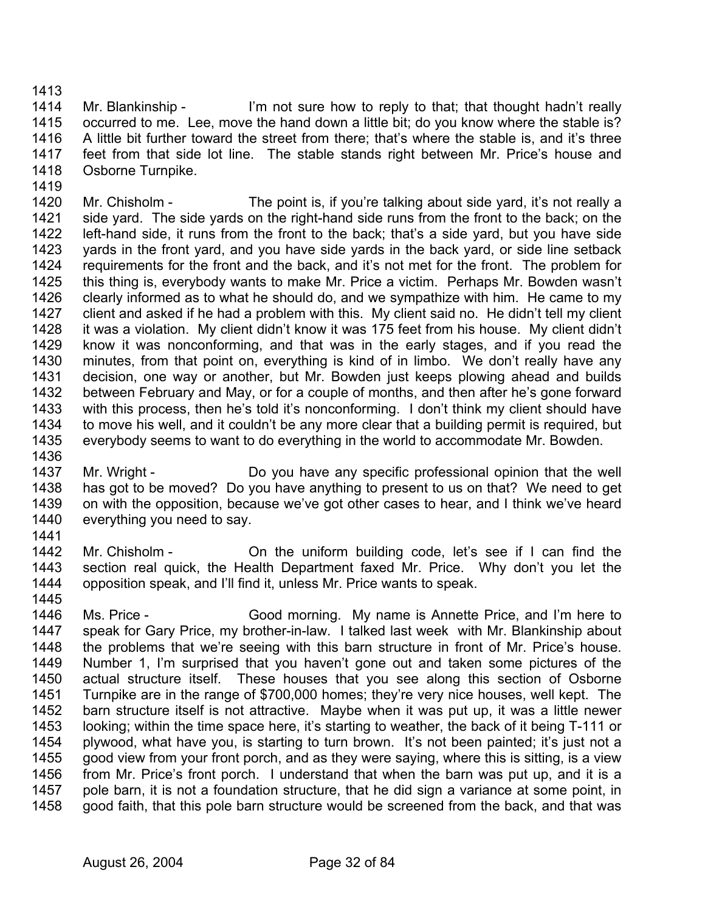Mr. Blankinship - I'm not sure how to reply to that; that thought hadn't really occurred to me. Lee, move the hand down a little bit; do you know where the stable is? A little bit further toward the street from there; that's where the stable is, and it's three feet from that side lot line. The stable stands right between Mr. Price's house and Osborne Turnpike.

Mr. Chisholm - The point is, if you're talking about side yard, it's not really a side yard. The side yards on the right-hand side runs from the front to the back; on the left-hand side, it runs from the front to the back; that's a side yard, but you have side yards in the front yard, and you have side yards in the back yard, or side line setback requirements for the front and the back, and it's not met for the front. The problem for this thing is, everybody wants to make Mr. Price a victim. Perhaps Mr. Bowden wasn't clearly informed as to what he should do, and we sympathize with him. He came to my client and asked if he had a problem with this. My client said no. He didn't tell my client it was a violation. My client didn't know it was 175 feet from his house. My client didn't know it was nonconforming, and that was in the early stages, and if you read the minutes, from that point on, everything is kind of in limbo. We don't really have any decision, one way or another, but Mr. Bowden just keeps plowing ahead and builds between February and May, or for a couple of months, and then after he's gone forward with this process, then he's told it's nonconforming. I don't think my client should have to move his well, and it couldn't be any more clear that a building permit is required, but everybody seems to want to do everything in the world to accommodate Mr. Bowden.

Mr. Wright - Do you have any specific professional opinion that the well has got to be moved? Do you have anything to present to us on that? We need to get on with the opposition, because we've got other cases to hear, and I think we've heard everything you need to say.

Mr. Chisholm - On the uniform building code, let's see if I can find the section real quick, the Health Department faxed Mr. Price. Why don't you let the opposition speak, and I'll find it, unless Mr. Price wants to speak.

Ms. Price - Good morning. My name is Annette Price, and I'm here to speak for Gary Price, my brother-in-law. I talked last week with Mr. Blankinship about the problems that we're seeing with this barn structure in front of Mr. Price's house. Number 1, I'm surprised that you haven't gone out and taken some pictures of the actual structure itself. These houses that you see along this section of Osborne Turnpike are in the range of $700,000 homes; they're very nice houses, well kept. The barn structure itself is not attractive. Maybe when it was put up, it was a little newer looking; within the time space here, it's starting to weather, the back of it being T-111 or plywood, what have you, is starting to turn brown. It's not been painted; it's just not a good view from your front porch, and as they were saying, where this is sitting, is a view from Mr. Price's front porch. I understand that when the barn was put up, and it is a pole barn, it is not a foundation structure, that he did sign a variance at some point, in good faith, that this pole barn structure would be screened from the back, and that was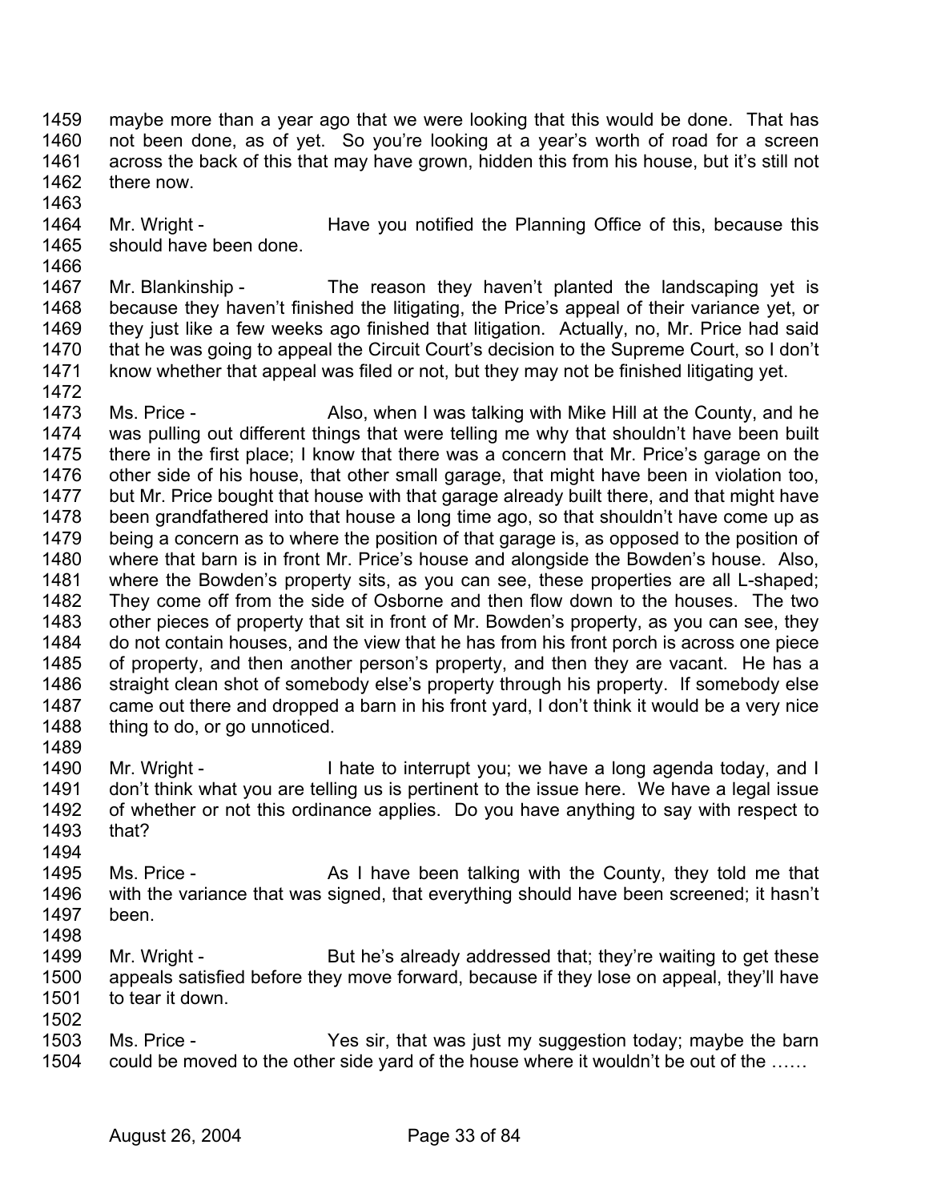maybe more than a year ago that we were looking that this would be done. That has not been done, as of yet. So you're looking at a year's worth of road for a screen across the back of this that may have grown, hidden this from his house, but it's still not there now.

Mr. Wright - Have you notified the Planning Office of this, because this should have been done.

Mr. Blankinship - The reason they haven't planted the landscaping yet is because they haven't finished the litigating, the Price's appeal of their variance yet, or they just like a few weeks ago finished that litigation. Actually, no, Mr. Price had said that he was going to appeal the Circuit Court's decision to the Supreme Court, so I don't know whether that appeal was filed or not, but they may not be finished litigating yet.

Ms. Price - Also, when I was talking with Mike Hill at the County, and he was pulling out different things that were telling me why that shouldn't have been built there in the first place; I know that there was a concern that Mr. Price's garage on the other side of his house, that other small garage, that might have been in violation too, but Mr. Price bought that house with that garage already built there, and that might have been grandfathered into that house a long time ago, so that shouldn't have come up as being a concern as to where the position of that garage is, as opposed to the position of where that barn is in front Mr. Price's house and alongside the Bowden's house. Also, where the Bowden's property sits, as you can see, these properties are all L-shaped; They come off from the side of Osborne and then flow down to the houses. The two other pieces of property that sit in front of Mr. Bowden's property, as you can see, they do not contain houses, and the view that he has from his front porch is across one piece of property, and then another person's property, and then they are vacant. He has a straight clean shot of somebody else's property through his property. If somebody else came out there and dropped a barn in his front yard, I don't think it would be a very nice thing to do, or go unnoticed.

Mr. Wright - I hate to interrupt you; we have a long agenda today, and I don't think what you are telling us is pertinent to the issue here. We have a legal issue of whether or not this ordinance applies. Do you have anything to say with respect to that?

Ms. Price - As I have been talking with the County, they told me that with the variance that was signed, that everything should have been screened; it hasn't been.

Mr. Wright - But he's already addressed that; they're waiting to get these appeals satisfied before they move forward, because if they lose on appeal, they'll have to tear it down.

Ms. Price - Yes sir, that was just my suggestion today; maybe the barn could be moved to the other side yard of the house where it wouldn't be out of the ……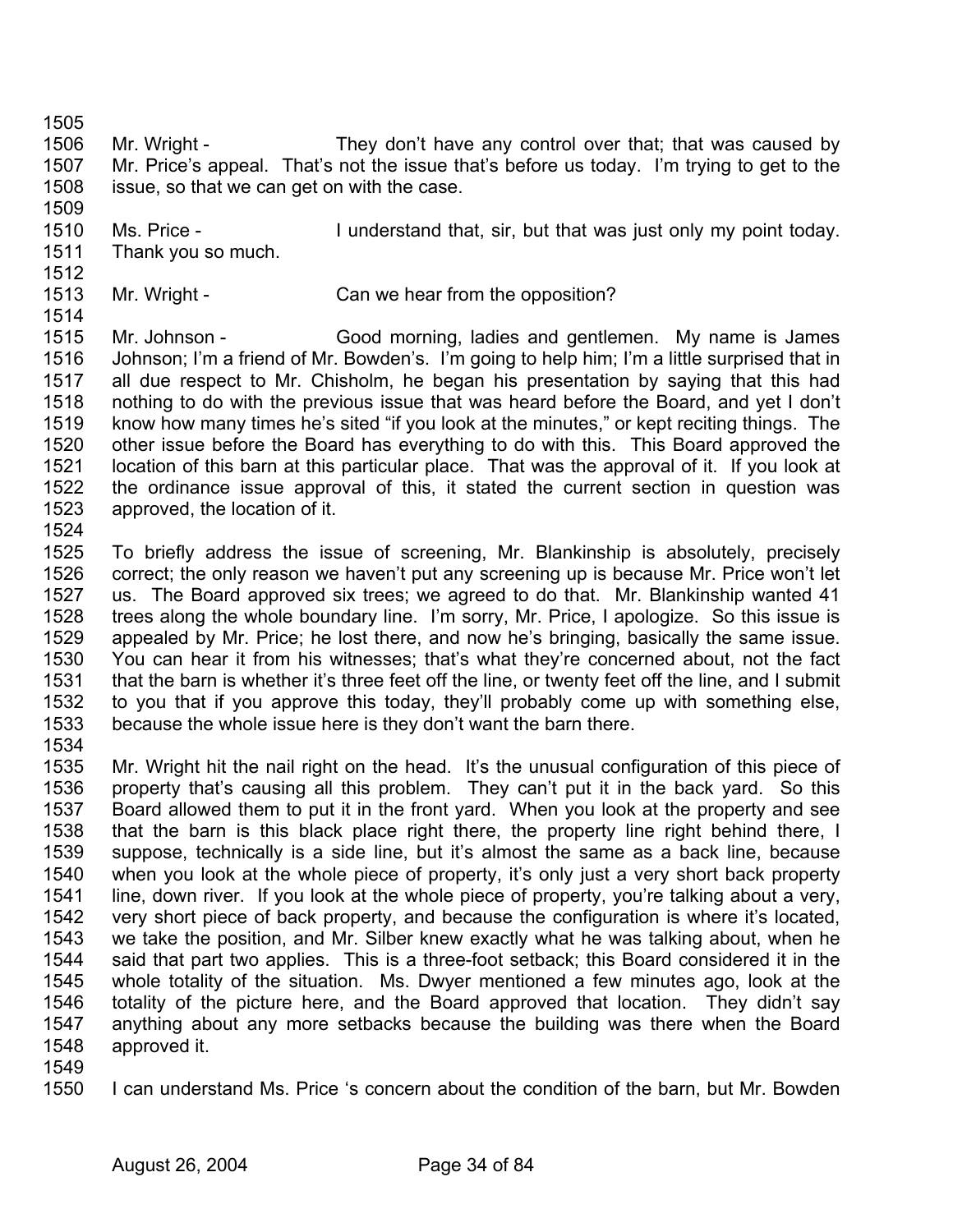Mr. Wright - They don't have any control over that; that was caused by Mr. Price's appeal. That's not the issue that's before us today. I'm trying to get to the issue, so that we can get on with the case.

Ms. Price - I understand that, sir, but that was just only my point today. Thank you so much.

Mr. Wright - Can we hear from the opposition?

Mr. Johnson - Good morning, ladies and gentlemen. My name is James Johnson; I'm a friend of Mr. Bowden's. I'm going to help him; I'm a little surprised that in all due respect to Mr. Chisholm, he began his presentation by saying that this had nothing to do with the previous issue that was heard before the Board, and yet I don't know how many times he's sited "if you look at the minutes," or kept reciting things. The other issue before the Board has everything to do with this. This Board approved the location of this barn at this particular place. That was the approval of it. If you look at the ordinance issue approval of this, it stated the current section in question was approved, the location of it.

To briefly address the issue of screening, Mr. Blankinship is absolutely, precisely correct; the only reason we haven't put any screening up is because Mr. Price won't let us. The Board approved six trees; we agreed to do that. Mr. Blankinship wanted 41 trees along the whole boundary line. I'm sorry, Mr. Price, I apologize. So this issue is appealed by Mr. Price; he lost there, and now he's bringing, basically the same issue. You can hear it from his witnesses; that's what they're concerned about, not the fact that the barn is whether it's three feet off the line, or twenty feet off the line, and I submit to you that if you approve this today, they'll probably come up with something else, because the whole issue here is they don't want the barn there.

Mr. Wright hit the nail right on the head. It's the unusual configuration of this piece of property that's causing all this problem. They can't put it in the back yard. So this Board allowed them to put it in the front yard. When you look at the property and see that the barn is this black place right there, the property line right behind there, I suppose, technically is a side line, but it's almost the same as a back line, because when you look at the whole piece of property, it's only just a very short back property line, down river. If you look at the whole piece of property, you're talking about a very, very short piece of back property, and because the configuration is where it's located, we take the position, and Mr. Silber knew exactly what he was talking about, when he said that part two applies. This is a three-foot setback; this Board considered it in the whole totality of the situation. Ms. Dwyer mentioned a few minutes ago, look at the totality of the picture here, and the Board approved that location. They didn't say anything about any more setbacks because the building was there when the Board approved it.

I can understand Ms. Price 's concern about the condition of the barn, but Mr. Bowden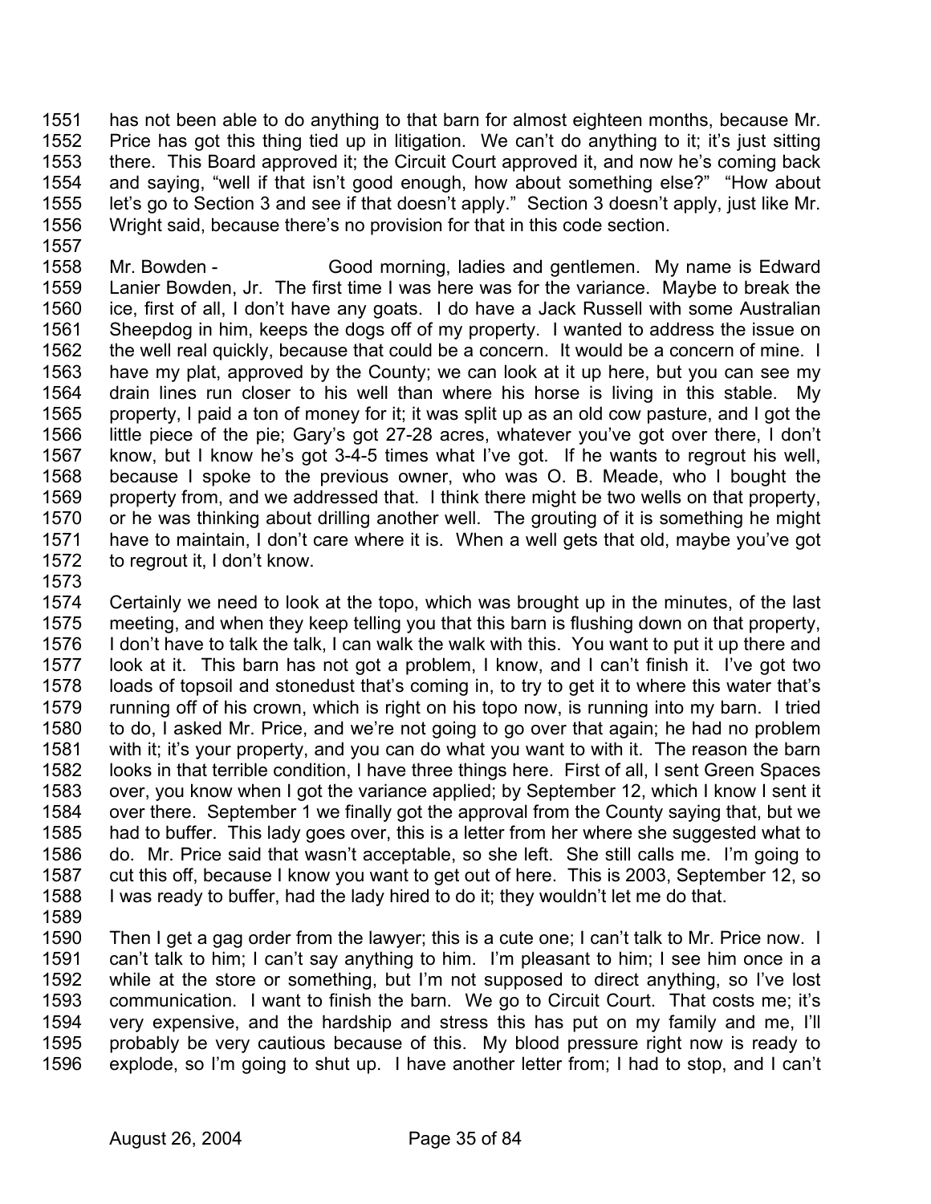has not been able to do anything to that barn for almost eighteen months, because Mr. Price has got this thing tied up in litigation. We can't do anything to it; it's just sitting there. This Board approved it; the Circuit Court approved it, and now he's coming back and saying, "well if that isn't good enough, how about something else?" "How about let's go to Section 3 and see if that doesn't apply." Section 3 doesn't apply, just like Mr. Wright said, because there's no provision for that in this code section.

Mr. Bowden - Good morning, ladies and gentlemen. My name is Edward Lanier Bowden, Jr. The first time I was here was for the variance. Maybe to break the ice, first of all, I don't have any goats. I do have a Jack Russell with some Australian Sheepdog in him, keeps the dogs off of my property. I wanted to address the issue on the well real quickly, because that could be a concern. It would be a concern of mine. I have my plat, approved by the County; we can look at it up here, but you can see my drain lines run closer to his well than where his horse is living in this stable. My property, I paid a ton of money for it; it was split up as an old cow pasture, and I got the little piece of the pie; Gary's got 27-28 acres, whatever you've got over there, I don't know, but I know he's got 3-4-5 times what I've got. If he wants to regrout his well, because I spoke to the previous owner, who was O. B. Meade, who I bought the property from, and we addressed that. I think there might be two wells on that property, or he was thinking about drilling another well. The grouting of it is something he might have to maintain, I don't care where it is. When a well gets that old, maybe you've got to regrout it, I don't know.

Certainly we need to look at the topo, which was brought up in the minutes, of the last meeting, and when they keep telling you that this barn is flushing down on that property, I don't have to talk the talk, I can walk the walk with this. You want to put it up there and look at it. This barn has not got a problem, I know, and I can't finish it. I've got two loads of topsoil and stonedust that's coming in, to try to get it to where this water that's running off of his crown, which is right on his topo now, is running into my barn. I tried to do, I asked Mr. Price, and we're not going to go over that again; he had no problem with it; it's your property, and you can do what you want to with it. The reason the barn looks in that terrible condition, I have three things here. First of all, I sent Green Spaces over, you know when I got the variance applied; by September 12, which I know I sent it over there. September 1 we finally got the approval from the County saying that, but we had to buffer. This lady goes over, this is a letter from her where she suggested what to do. Mr. Price said that wasn't acceptable, so she left. She still calls me. I'm going to cut this off, because I know you want to get out of here. This is 2003, September 12, so I was ready to buffer, had the lady hired to do it; they wouldn't let me do that.

Then I get a gag order from the lawyer; this is a cute one; I can't talk to Mr. Price now. I can't talk to him; I can't say anything to him. I'm pleasant to him; I see him once in a while at the store or something, but I'm not supposed to direct anything, so I've lost communication. I want to finish the barn. We go to Circuit Court. That costs me; it's very expensive, and the hardship and stress this has put on my family and me, I'll probably be very cautious because of this. My blood pressure right now is ready to explode, so I'm going to shut up. I have another letter from; I had to stop, and I can't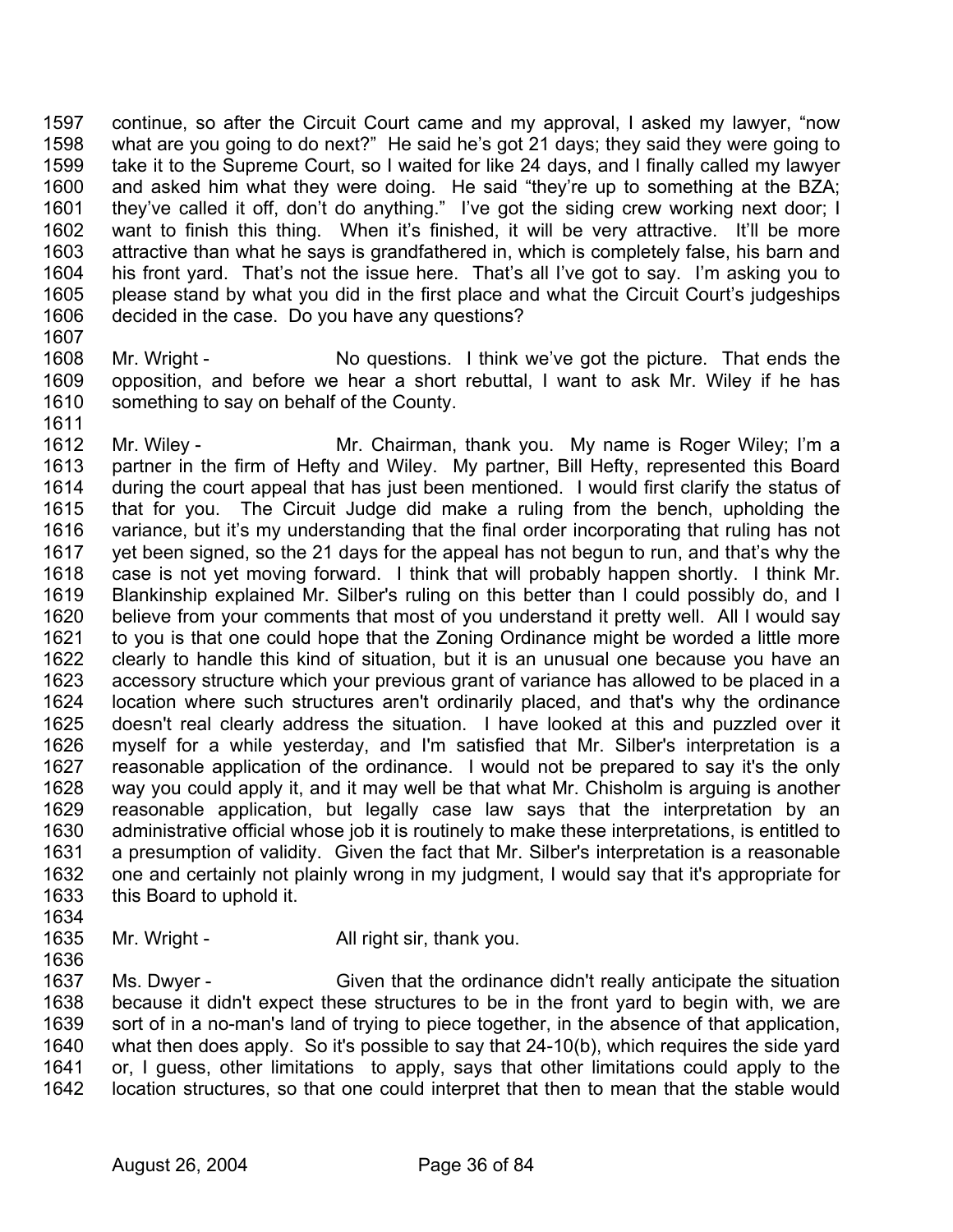continue, so after the Circuit Court came and my approval, I asked my lawyer, "now what are you going to do next?" He said he's got 21 days; they said they were going to take it to the Supreme Court, so I waited for like 24 days, and I finally called my lawyer and asked him what they were doing. He said "they're up to something at the BZA; they've called it off, don't do anything." I've got the siding crew working next door; I want to finish this thing. When it's finished, it will be very attractive. It'll be more attractive than what he says is grandfathered in, which is completely false, his barn and his front yard. That's not the issue here. That's all I've got to say. I'm asking you to please stand by what you did in the first place and what the Circuit Court's judgeships decided in the case. Do you have any questions?

Mr. Wright - No questions. I think we've got the picture. That ends the opposition, and before we hear a short rebuttal, I want to ask Mr. Wiley if he has something to say on behalf of the County.

Mr. Wiley - Mr. Chairman, thank you. My name is Roger Wiley; I'm a partner in the firm of Hefty and Wiley. My partner, Bill Hefty, represented this Board during the court appeal that has just been mentioned. I would first clarify the status of that for you. The Circuit Judge did make a ruling from the bench, upholding the variance, but it's my understanding that the final order incorporating that ruling has not yet been signed, so the 21 days for the appeal has not begun to run, and that's why the case is not yet moving forward. I think that will probably happen shortly. I think Mr. Blankinship explained Mr. Silber's ruling on this better than I could possibly do, and I believe from your comments that most of you understand it pretty well. All I would say to you is that one could hope that the Zoning Ordinance might be worded a little more clearly to handle this kind of situation, but it is an unusual one because you have an accessory structure which your previous grant of variance has allowed to be placed in a location where such structures aren't ordinarily placed, and that's why the ordinance doesn't real clearly address the situation. I have looked at this and puzzled over it myself for a while yesterday, and I'm satisfied that Mr. Silber's interpretation is a reasonable application of the ordinance. I would not be prepared to say it's the only way you could apply it, and it may well be that what Mr. Chisholm is arguing is another reasonable application, but legally case law says that the interpretation by an administrative official whose job it is routinely to make these interpretations, is entitled to a presumption of validity. Given the fact that Mr. Silber's interpretation is a reasonable one and certainly not plainly wrong in my judgment, I would say that it's appropriate for this Board to uphold it.

Mr. Wright - All right sir, thank you.

Ms. Dwyer - Given that the ordinance didn't really anticipate the situation because it didn't expect these structures to be in the front yard to begin with, we are sort of in a no-man's land of trying to piece together, in the absence of that application, what then does apply. So it's possible to say that 24-10(b), which requires the side yard or, I guess, other limitations to apply, says that other limitations could apply to the location structures, so that one could interpret that then to mean that the stable would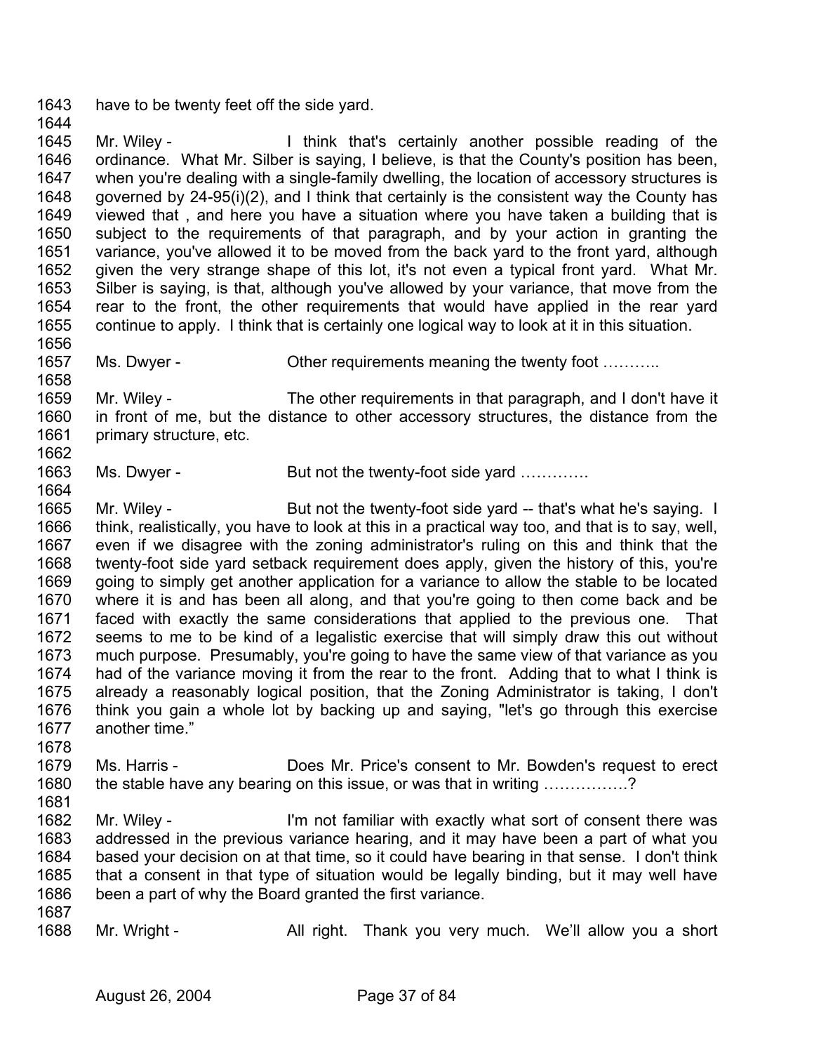1643 have to be twenty feet off the side yard.

1644

1645 Mr. Wiley - I think that's certainly another possible reading of the
1646 ordinance. What Mr. Silber is saying, I believe, is that the County's position has been,
1647 when you're dealing with a single-family dwelling, the location of accessory structures is
1648 governed by 24-95(i)(2), and I think that certainly is the consistent way the County has
1649 viewed that , and here you have a situation where you have taken a building that is
1650 subject to the requirements of that paragraph, and by your action in granting the
1651 variance, you've allowed it to be moved from the back yard to the front yard, although
1652 given the very strange shape of this lot, it's not even a typical front yard. What Mr.
1653 Silber is saying, is that, although you've allowed by your variance, that move from the
1654 rear to the front, the other requirements that would have applied in the rear yard
1655 continue to apply. I think that is certainly one logical way to look at it in this situation.

1656

1657 Ms. Dwyer - Other requirements meaning the twenty foot ………..

1658

1659 Mr. Wiley - The other requirements in that paragraph, and I don't have it
1660 in front of me, but the distance to other accessory structures, the distance from the
1661 primary structure, etc.

1662

1663 Ms. Dwyer - But not the twenty-foot side yard ………….

1664

1665 Mr. Wiley - But not the twenty-foot side yard -- that's what he's saying. I
1666 think, realistically, you have to look at this in a practical way too, and that is to say, well,
1667 even if we disagree with the zoning administrator's ruling on this and think that the
1668 twenty-foot side yard setback requirement does apply, given the history of this, you're
1669 going to simply get another application for a variance to allow the stable to be located
1670 where it is and has been all along, and that you're going to then come back and be
1671 faced with exactly the same considerations that applied to the previous one. That
1672 seems to me to be kind of a legalistic exercise that will simply draw this out without
1673 much purpose. Presumably, you're going to have the same view of that variance as you
1674 had of the variance moving it from the rear to the front. Adding that to what I think is
1675 already a reasonably logical position, that the Zoning Administrator is taking, I don't
1676 think you gain a whole lot by backing up and saying, "let's go through this exercise
1677 another time."

1678

1679 Ms. Harris - Does Mr. Price's consent to Mr. Bowden's request to erect
1680 the stable have any bearing on this issue, or was that in writing …………….?

1681

1682 Mr. Wiley - I'm not familiar with exactly what sort of consent there was
1683 addressed in the previous variance hearing, and it may have been a part of what you
1684 based your decision on at that time, so it could have bearing in that sense. I don't think
1685 that a consent in that type of situation would be legally binding, but it may well have
1686 been a part of why the Board granted the first variance.

1687

1688 Mr. Wright - All right. Thank you very much. We'll allow you a short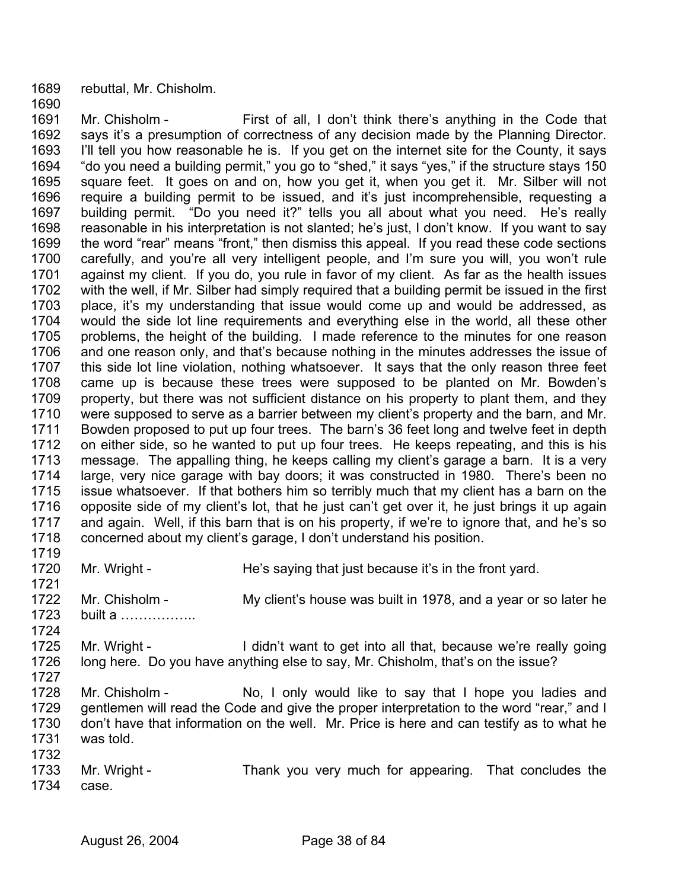rebuttal, Mr. Chisholm.

Mr. Chisholm - First of all, I don't think there's anything in the Code that says it's a presumption of correctness of any decision made by the Planning Director. I'll tell you how reasonable he is. If you get on the internet site for the County, it says "do you need a building permit," you go to "shed," it says "yes," if the structure stays 150 square feet. It goes on and on, how you get it, when you get it. Mr. Silber will not require a building permit to be issued, and it's just incomprehensible, requesting a building permit. "Do you need it?" tells you all about what you need. He's really reasonable in his interpretation is not slanted; he's just, I don't know. If you want to say the word "rear" means "front," then dismiss this appeal. If you read these code sections carefully, and you're all very intelligent people, and I'm sure you will, you won't rule against my client. If you do, you rule in favor of my client. As far as the health issues with the well, if Mr. Silber had simply required that a building permit be issued in the first place, it's my understanding that issue would come up and would be addressed, as would the side lot line requirements and everything else in the world, all these other problems, the height of the building. I made reference to the minutes for one reason and one reason only, and that's because nothing in the minutes addresses the issue of this side lot line violation, nothing whatsoever. It says that the only reason three feet came up is because these trees were supposed to be planted on Mr. Bowden's property, but there was not sufficient distance on his property to plant them, and they were supposed to serve as a barrier between my client's property and the barn, and Mr. Bowden proposed to put up four trees. The barn's 36 feet long and twelve feet in depth on either side, so he wanted to put up four trees. He keeps repeating, and this is his message. The appalling thing, he keeps calling my client's garage a barn. It is a very large, very nice garage with bay doors; it was constructed in 1980. There's been no issue whatsoever. If that bothers him so terribly much that my client has a barn on the opposite side of my client's lot, that he just can't get over it, he just brings it up again and again. Well, if this barn that is on his property, if we're to ignore that, and he's so concerned about my client's garage, I don't understand his position.

Mr. Wright - He's saying that just because it's in the front yard.

Mr. Chisholm - My client's house was built in 1978, and a year or so later he built a ……………..

Mr. Wright - I didn't want to get into all that, because we're really going long here. Do you have anything else to say, Mr. Chisholm, that's on the issue?

Mr. Chisholm - No, I only would like to say that I hope you ladies and gentlemen will read the Code and give the proper interpretation to the word "rear," and I don't have that information on the well. Mr. Price is here and can testify as to what he was told.

Mr. Wright - Thank you very much for appearing. That concludes the case.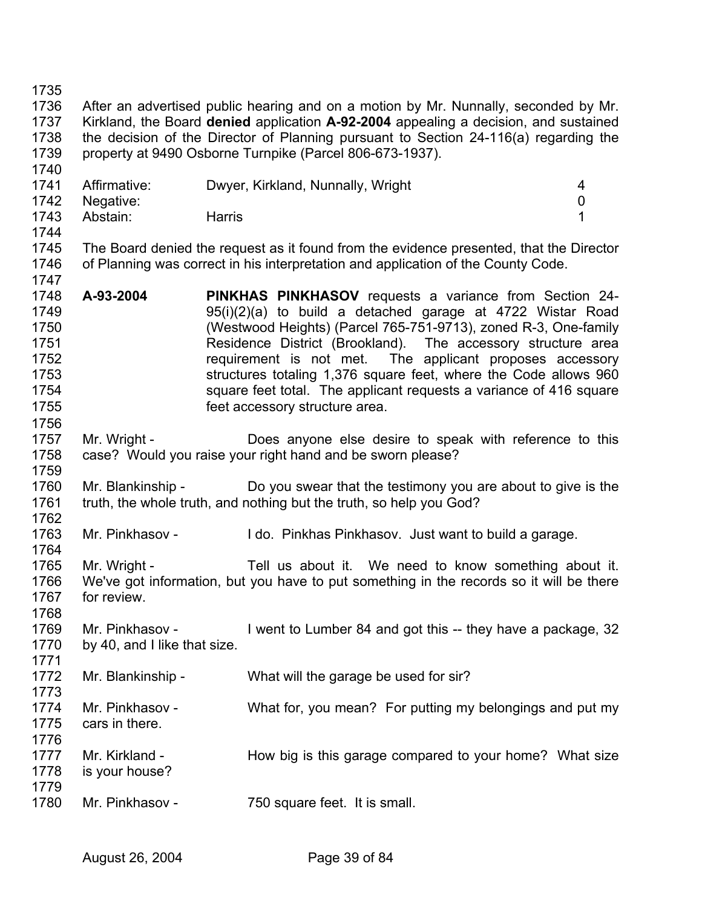After an advertised public hearing and on a motion by Mr. Nunnally, seconded by Mr. Kirkland, the Board **denied** application **A-92-2004** appealing a decision, and sustained the decision of the Director of Planning pursuant to Section 24-116(a) regarding the property at 9490 Osborne Turnpike (Parcel 806-673-1937).

| | | |
|---|---|---|
| Affirmative: | Dwyer, Kirkland, Nunnally, Wright | 4 |
| Negative: | | 0 |
| Abstain: | Harris | 1 |

The Board denied the request as it found from the evidence presented, that the Director of Planning was correct in his interpretation and application of the County Code.

**A-93-2004** **PINKHAS PINKHASOV** requests a variance from Section 24-95(i)(2)(a) to build a detached garage at 4722 Wistar Road (Westwood Heights) (Parcel 765-751-9713), zoned R-3, One-family Residence District (Brookland). The accessory structure area requirement is not met. The applicant proposes accessory structures totaling 1,376 square feet, where the Code allows 960 square feet total. The applicant requests a variance of 416 square feet accessory structure area.

Mr. Wright - Does anyone else desire to speak with reference to this case? Would you raise your right hand and be sworn please?

Mr. Blankinship - Do you swear that the testimony you are about to give is the truth, the whole truth, and nothing but the truth, so help you God?

Mr. Pinkhasov - I do. Pinkhas Pinkhasov. Just want to build a garage.

Mr. Wright - Tell us about it. We need to know something about it. We've got information, but you have to put something in the records so it will be there for review.

Mr. Pinkhasov - I went to Lumber 84 and got this -- they have a package, 32 by 40, and I like that size.

Mr. Blankinship - What will the garage be used for sir?

Mr. Pinkhasov - What for, you mean? For putting my belongings and put my cars in there.

Mr. Kirkland - How big is this garage compared to your home? What size is your house?

Mr. Pinkhasov - 750 square feet. It is small.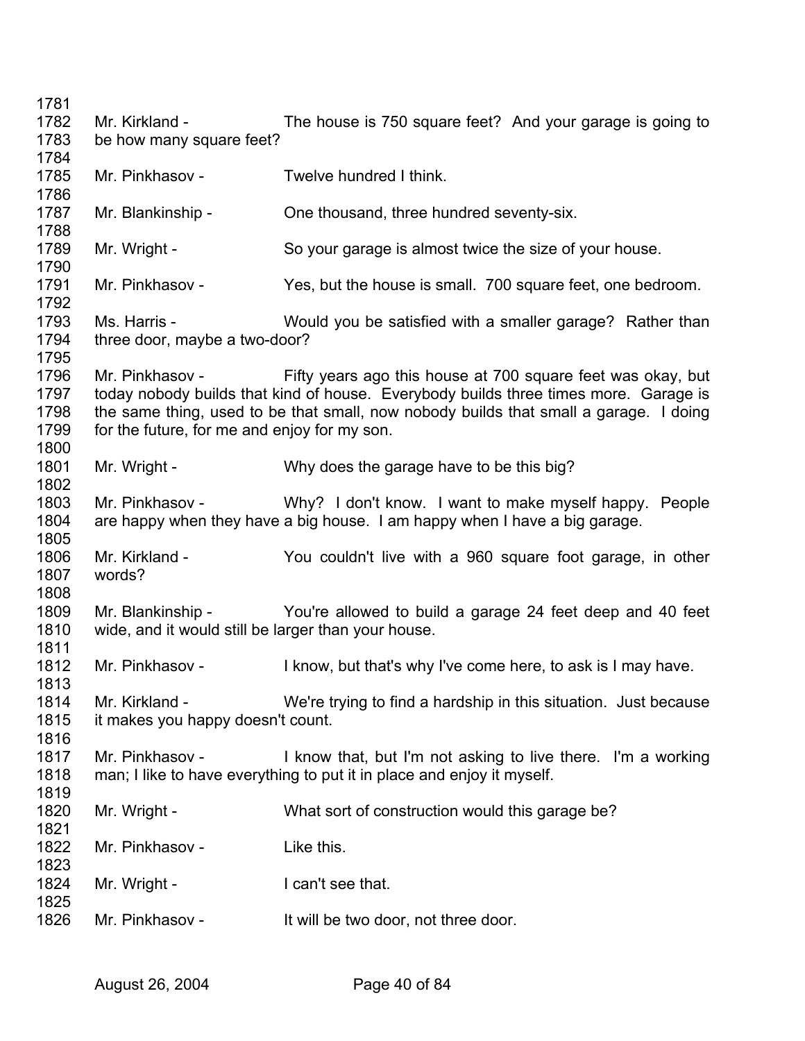Mr. Kirkland - The house is 750 square feet? And your garage is going to be how many square feet?

Mr. Pinkhasov - Twelve hundred I think.

Mr. Blankinship - One thousand, three hundred seventy-six.

Mr. Wright - So your garage is almost twice the size of your house.

Mr. Pinkhasov - Yes, but the house is small. 700 square feet, one bedroom.

Ms. Harris - Would you be satisfied with a smaller garage? Rather than three door, maybe a two-door?

Mr. Pinkhasov - Fifty years ago this house at 700 square feet was okay, but today nobody builds that kind of house. Everybody builds three times more. Garage is the same thing, used to be that small, now nobody builds that small a garage. I doing for the future, for me and enjoy for my son.

Mr. Wright - Why does the garage have to be this big?

Mr. Pinkhasov - Why? I don't know. I want to make myself happy. People are happy when they have a big house. I am happy when I have a big garage.

Mr. Kirkland - You couldn't live with a 960 square foot garage, in other words?

Mr. Blankinship - You're allowed to build a garage 24 feet deep and 40 feet wide, and it would still be larger than your house.

Mr. Pinkhasov - I know, but that's why I've come here, to ask is I may have.

Mr. Kirkland - We're trying to find a hardship in this situation. Just because it makes you happy doesn't count.

Mr. Pinkhasov - I know that, but I'm not asking to live there. I'm a working man; I like to have everything to put it in place and enjoy it myself.

Mr. Wright - What sort of construction would this garage be?

Mr. Pinkhasov - Like this.

Mr. Wright - I can't see that.

Mr. Pinkhasov - It will be two door, not three door.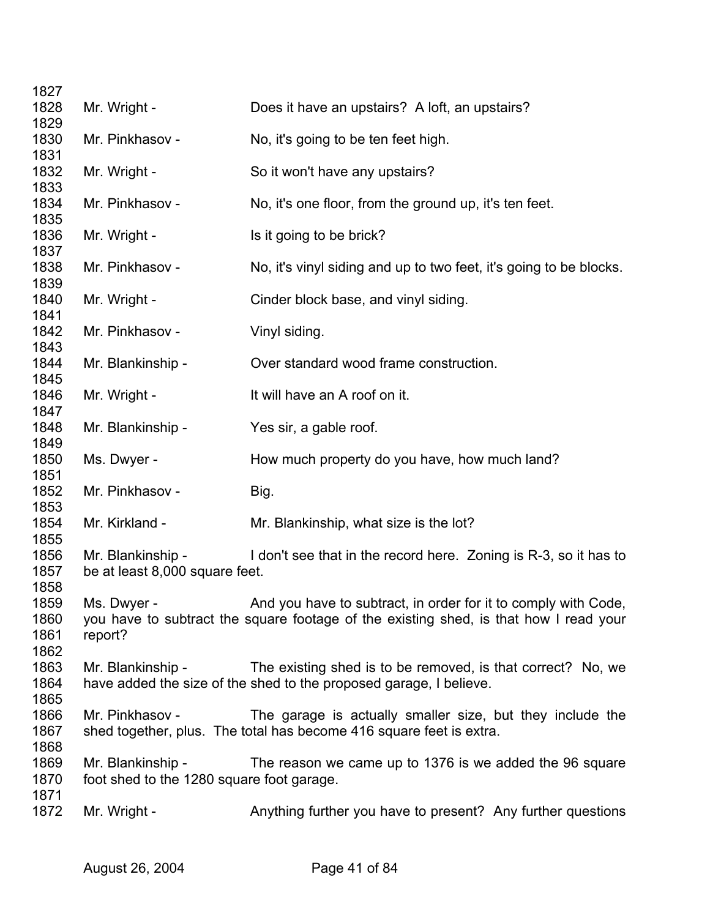1827

1828 Mr. Wright - Does it have an upstairs? A loft, an upstairs?

1829

1830 Mr. Pinkhasov - No, it's going to be ten feet high.

1831

1832 Mr. Wright - So it won't have any upstairs?

1833

1834 Mr. Pinkhasov - No, it's one floor, from the ground up, it's ten feet.

1835

1836 Mr. Wright - Is it going to be brick?

1837

1838 Mr. Pinkhasov - No, it's vinyl siding and up to two feet, it's going to be blocks.

1839

1840 Mr. Wright - Cinder block base, and vinyl siding.

1841

1842 Mr. Pinkhasov - Vinyl siding.

1843

1844 Mr. Blankinship - Over standard wood frame construction.

1845

1846 Mr. Wright - It will have an A roof on it.

1847

1848 Mr. Blankinship - Yes sir, a gable roof.

1849

1850 Ms. Dwyer - How much property do you have, how much land?

1851

1852 Mr. Pinkhasov - Big.

1853

1854 Mr. Kirkland - Mr. Blankinship, what size is the lot?

1855

1856 Mr. Blankinship - I don't see that in the record here. Zoning is R-3, so it has to
1857 be at least 8,000 square feet.

1858

1859 Ms. Dwyer - And you have to subtract, in order for it to comply with Code,
1860 you have to subtract the square footage of the existing shed, is that how I read your
1861 report?

1862

1863 Mr. Blankinship - The existing shed is to be removed, is that correct? No, we
1864 have added the size of the shed to the proposed garage, I believe.

1865

1866 Mr. Pinkhasov - The garage is actually smaller size, but they include the
1867 shed together, plus. The total has become 416 square feet is extra.

1868

1869 Mr. Blankinship - The reason we came up to 1376 is we added the 96 square
1870 foot shed to the 1280 square foot garage.

1871

1872 Mr. Wright - Anything further you have to present? Any further questions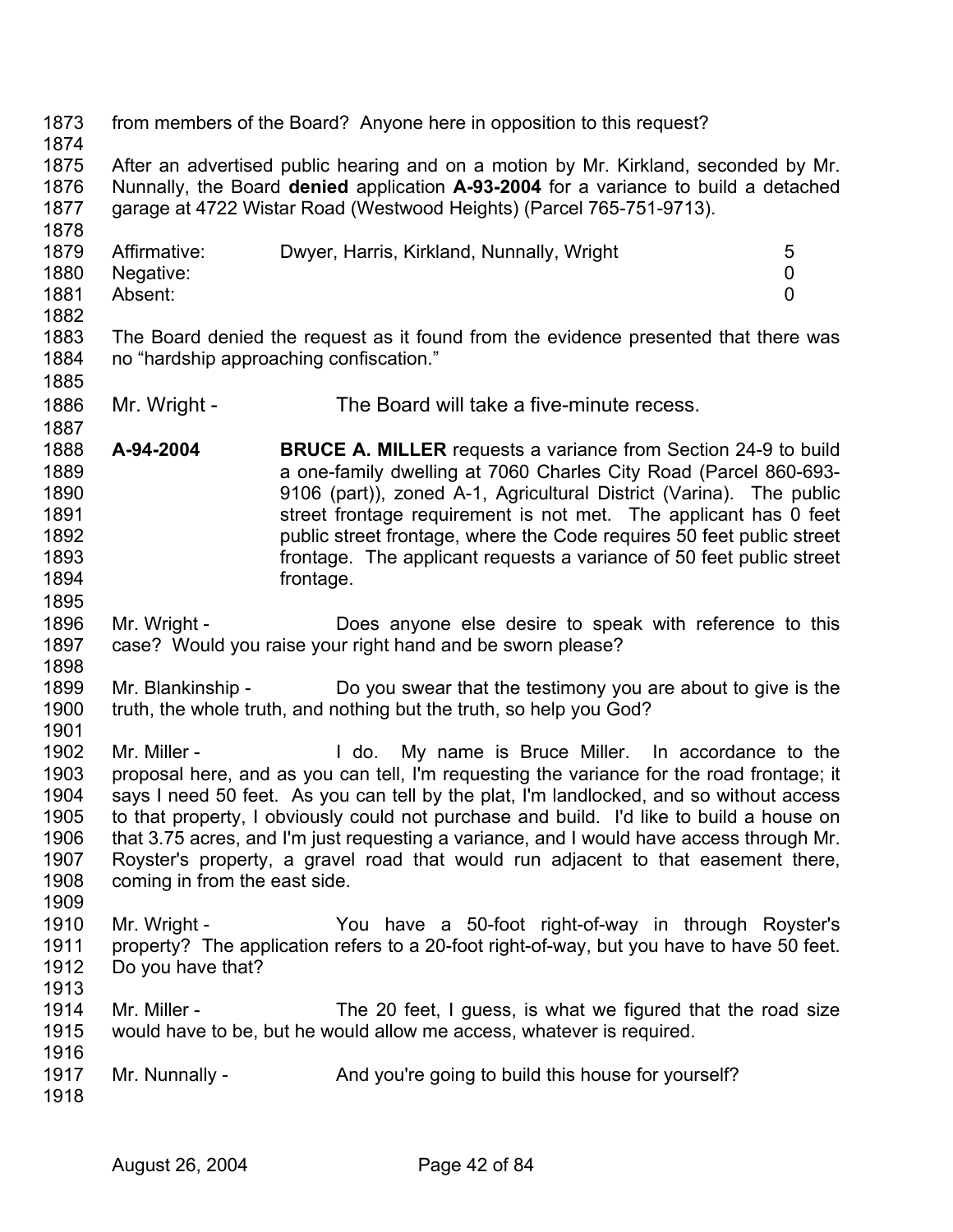from members of the Board? Anyone here in opposition to this request?

After an advertised public hearing and on a motion by Mr. Kirkland, seconded by Mr. Nunnally, the Board **denied** application **A-93-2004** for a variance to build a detached garage at 4722 Wistar Road (Westwood Heights) (Parcel 765-751-9713).

| | | |
|---|---|---|
| Affirmative: | Dwyer, Harris, Kirkland, Nunnally, Wright | 5 |
| Negative: | | 0 |
| Absent: | | 0 |

The Board denied the request as it found from the evidence presented that there was no "hardship approaching confiscation."

Mr. Wright - The Board will take a five-minute recess.

**A-94-2004** **BRUCE A. MILLER** requests a variance from Section 24-9 to build a one-family dwelling at 7060 Charles City Road (Parcel 860-693-9106 (part)), zoned A-1, Agricultural District (Varina). The public street frontage requirement is not met. The applicant has 0 feet public street frontage, where the Code requires 50 feet public street frontage. The applicant requests a variance of 50 feet public street frontage.

Mr. Wright - Does anyone else desire to speak with reference to this case? Would you raise your right hand and be sworn please?

Mr. Blankinship - Do you swear that the testimony you are about to give is the truth, the whole truth, and nothing but the truth, so help you God?

Mr. Miller - I do. My name is Bruce Miller. In accordance to the proposal here, and as you can tell, I'm requesting the variance for the road frontage; it says I need 50 feet. As you can tell by the plat, I'm landlocked, and so without access to that property, I obviously could not purchase and build. I'd like to build a house on that 3.75 acres, and I'm just requesting a variance, and I would have access through Mr. Royster's property, a gravel road that would run adjacent to that easement there, coming in from the east side.

Mr. Wright - You have a 50-foot right-of-way in through Royster's property? The application refers to a 20-foot right-of-way, but you have to have 50 feet. Do you have that?

Mr. Miller - The 20 feet, I guess, is what we figured that the road size would have to be, but he would allow me access, whatever is required.

Mr. Nunnally - And you're going to build this house for yourself?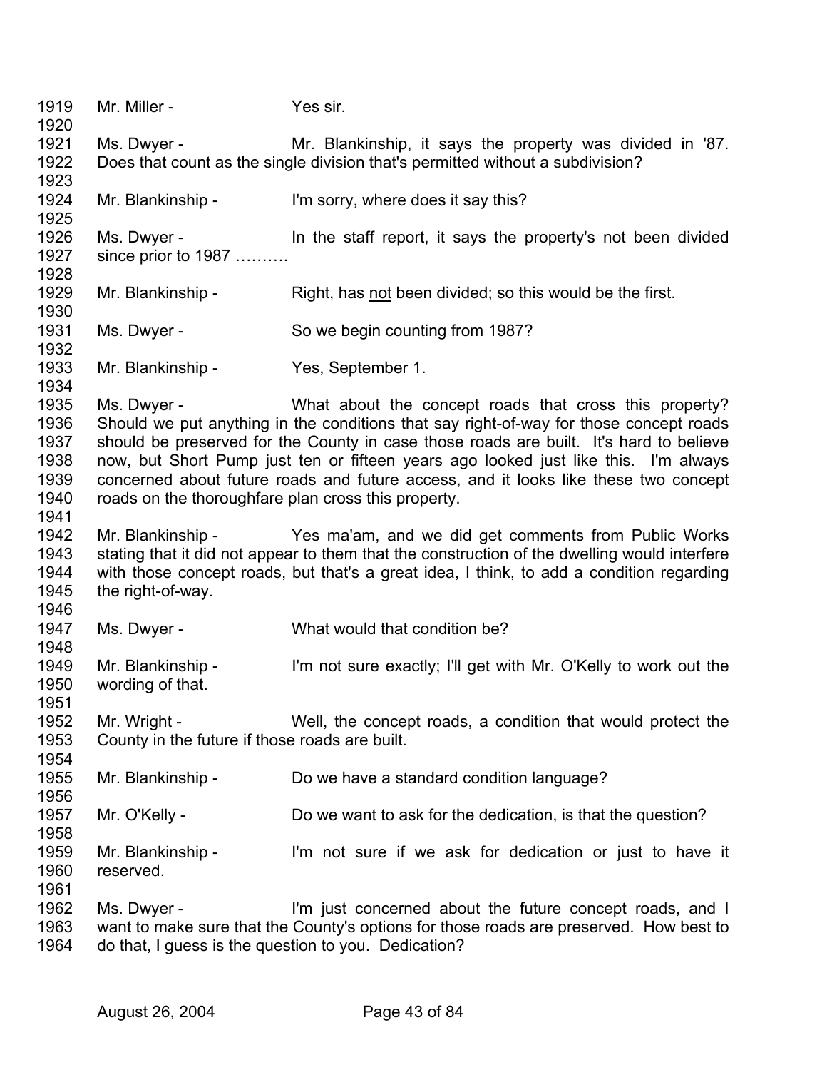1919 Mr. Miller - Yes sir.

1920

1921 Ms. Dwyer - Mr. Blankinship, it says the property was divided in '87.
1922 Does that count as the single division that's permitted without a subdivision?

1923

1924 Mr. Blankinship - I'm sorry, where does it say this?

1925

1926 Ms. Dwyer - In the staff report, it says the property's not been divided
1927 since prior to 1987 ……….

1928

1929 Mr. Blankinship - Right, has not been divided; so this would be the first.

1930

1931 Ms. Dwyer - So we begin counting from 1987?

1932

1933 Mr. Blankinship - Yes, September 1.

1934

1935 Ms. Dwyer - What about the concept roads that cross this property?
1936 Should we put anything in the conditions that say right-of-way for those concept roads
1937 should be preserved for the County in case those roads are built. It's hard to believe
1938 now, but Short Pump just ten or fifteen years ago looked just like this. I'm always
1939 concerned about future roads and future access, and it looks like these two concept
1940 roads on the thoroughfare plan cross this property.

1941

1942 Mr. Blankinship - Yes ma'am, and we did get comments from Public Works
1943 stating that it did not appear to them that the construction of the dwelling would interfere
1944 with those concept roads, but that's a great idea, I think, to add a condition regarding
1945 the right-of-way.

1946

1947 Ms. Dwyer - What would that condition be?

1948

1949 Mr. Blankinship - I'm not sure exactly; I'll get with Mr. O'Kelly to work out the
1950 wording of that.

1951

1952 Mr. Wright - Well, the concept roads, a condition that would protect the
1953 County in the future if those roads are built.

1954

1955 Mr. Blankinship - Do we have a standard condition language?

1956

1957 Mr. O'Kelly - Do we want to ask for the dedication, is that the question?

1958

1959 Mr. Blankinship - I'm not sure if we ask for dedication or just to have it
1960 reserved.

1961

1962 Ms. Dwyer - I'm just concerned about the future concept roads, and I
1963 want to make sure that the County's options for those roads are preserved. How best to
1964 do that, I guess is the question to you. Dedication?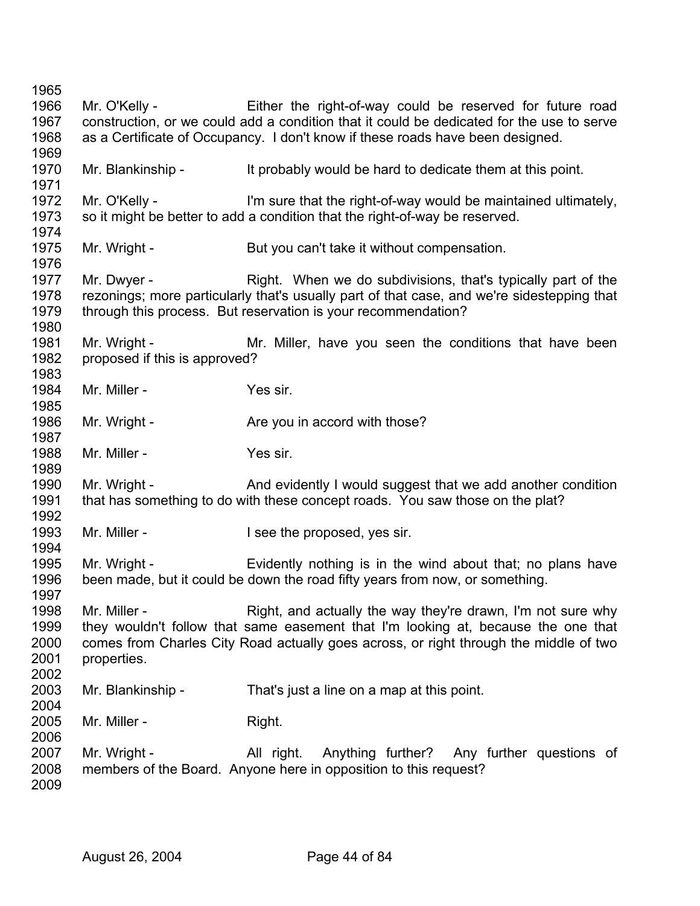Mr. O'Kelly - Either the right-of-way could be reserved for future road construction, or we could add a condition that it could be dedicated for the use to serve as a Certificate of Occupancy. I don't know if these roads have been designed.

Mr. Blankinship - It probably would be hard to dedicate them at this point.

Mr. O'Kelly - I'm sure that the right-of-way would be maintained ultimately, so it might be better to add a condition that the right-of-way be reserved.

Mr. Wright - But you can't take it without compensation.

Mr. Dwyer - Right. When we do subdivisions, that's typically part of the rezonings; more particularly that's usually part of that case, and we're sidestepping that through this process. But reservation is your recommendation?

Mr. Wright - Mr. Miller, have you seen the conditions that have been proposed if this is approved?

Mr. Miller - Yes sir.

Mr. Wright - Are you in accord with those?

Mr. Miller - Yes sir.

Mr. Wright - And evidently I would suggest that we add another condition that has something to do with these concept roads. You saw those on the plat?

Mr. Miller - I see the proposed, yes sir.

Mr. Wright - Evidently nothing is in the wind about that; no plans have been made, but it could be down the road fifty years from now, or something.

Mr. Miller - Right, and actually the way they're drawn, I'm not sure why they wouldn't follow that same easement that I'm looking at, because the one that comes from Charles City Road actually goes across, or right through the middle of two properties.

Mr. Blankinship - That's just a line on a map at this point.

Mr. Miller - Right.

Mr. Wright - All right. Anything further? Any further questions of members of the Board. Anyone here in opposition to this request?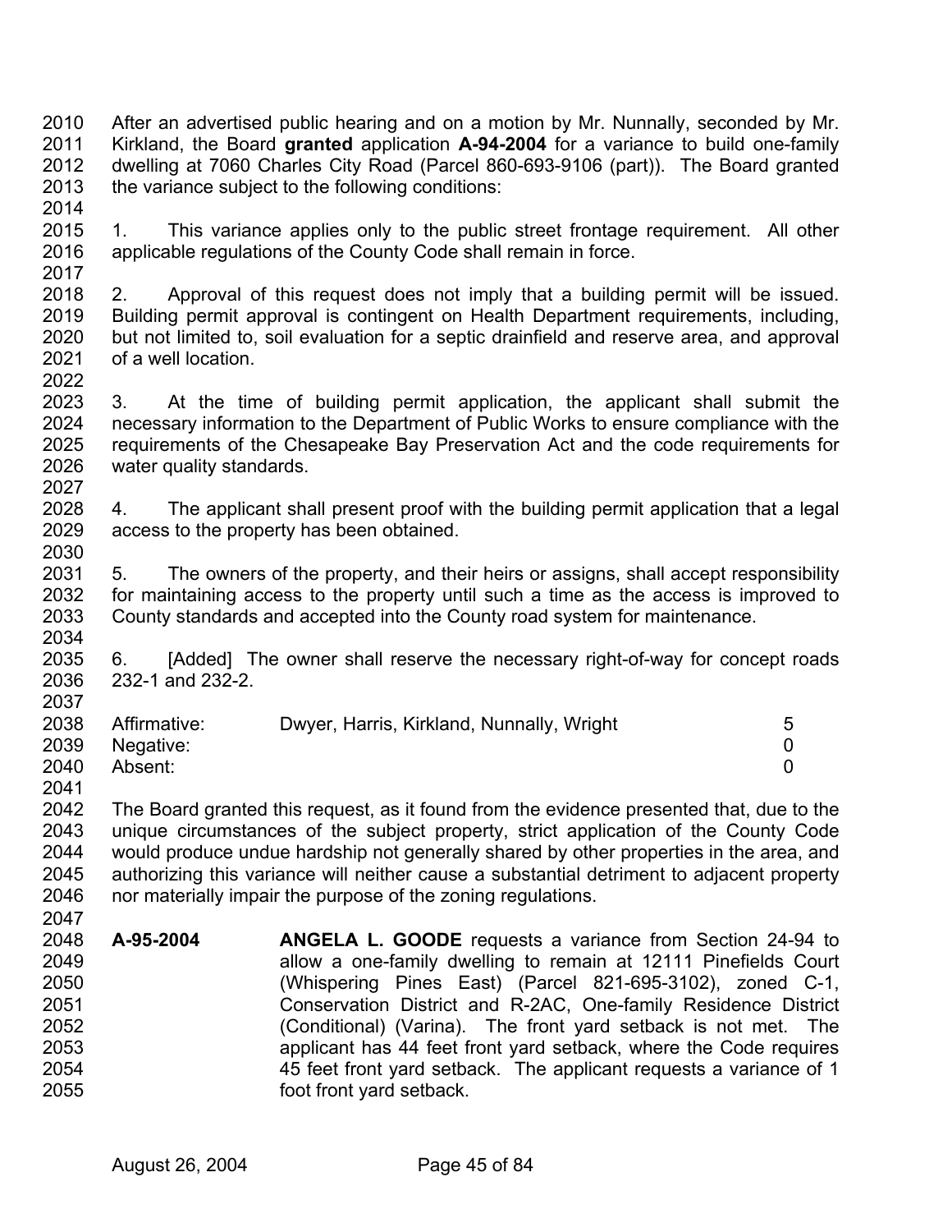After an advertised public hearing and on a motion by Mr. Nunnally, seconded by Mr. Kirkland, the Board **granted** application **A-94-2004** for a variance to build one-family dwelling at 7060 Charles City Road (Parcel 860-693-9106 (part)). The Board granted the variance subject to the following conditions:

1. This variance applies only to the public street frontage requirement. All other applicable regulations of the County Code shall remain in force.

2. Approval of this request does not imply that a building permit will be issued. Building permit approval is contingent on Health Department requirements, including, but not limited to, soil evaluation for a septic drainfield and reserve area, and approval of a well location.

3. At the time of building permit application, the applicant shall submit the necessary information to the Department of Public Works to ensure compliance with the requirements of the Chesapeake Bay Preservation Act and the code requirements for water quality standards.

4. The applicant shall present proof with the building permit application that a legal access to the property has been obtained.

5. The owners of the property, and their heirs or assigns, shall accept responsibility for maintaining access to the property until such a time as the access is improved to County standards and accepted into the County road system for maintenance.

6. [Added] The owner shall reserve the necessary right-of-way for concept roads 232-1 and 232-2.

| | | |
|---|---|---|
| Affirmative: | Dwyer, Harris, Kirkland, Nunnally, Wright | 5 |
| Negative: | | 0 |
| Absent: | | 0 |

The Board granted this request, as it found from the evidence presented that, due to the unique circumstances of the subject property, strict application of the County Code would produce undue hardship not generally shared by other properties in the area, and authorizing this variance will neither cause a substantial detriment to adjacent property nor materially impair the purpose of the zoning regulations.

**A-95-2004** **ANGELA L. GOODE** requests a variance from Section 24-94 to allow a one-family dwelling to remain at 12111 Pinefields Court (Whispering Pines East) (Parcel 821-695-3102), zoned C-1, Conservation District and R-2AC, One-family Residence District (Conditional) (Varina). The front yard setback is not met. The applicant has 44 feet front yard setback, where the Code requires 45 feet front yard setback. The applicant requests a variance of 1 foot front yard setback.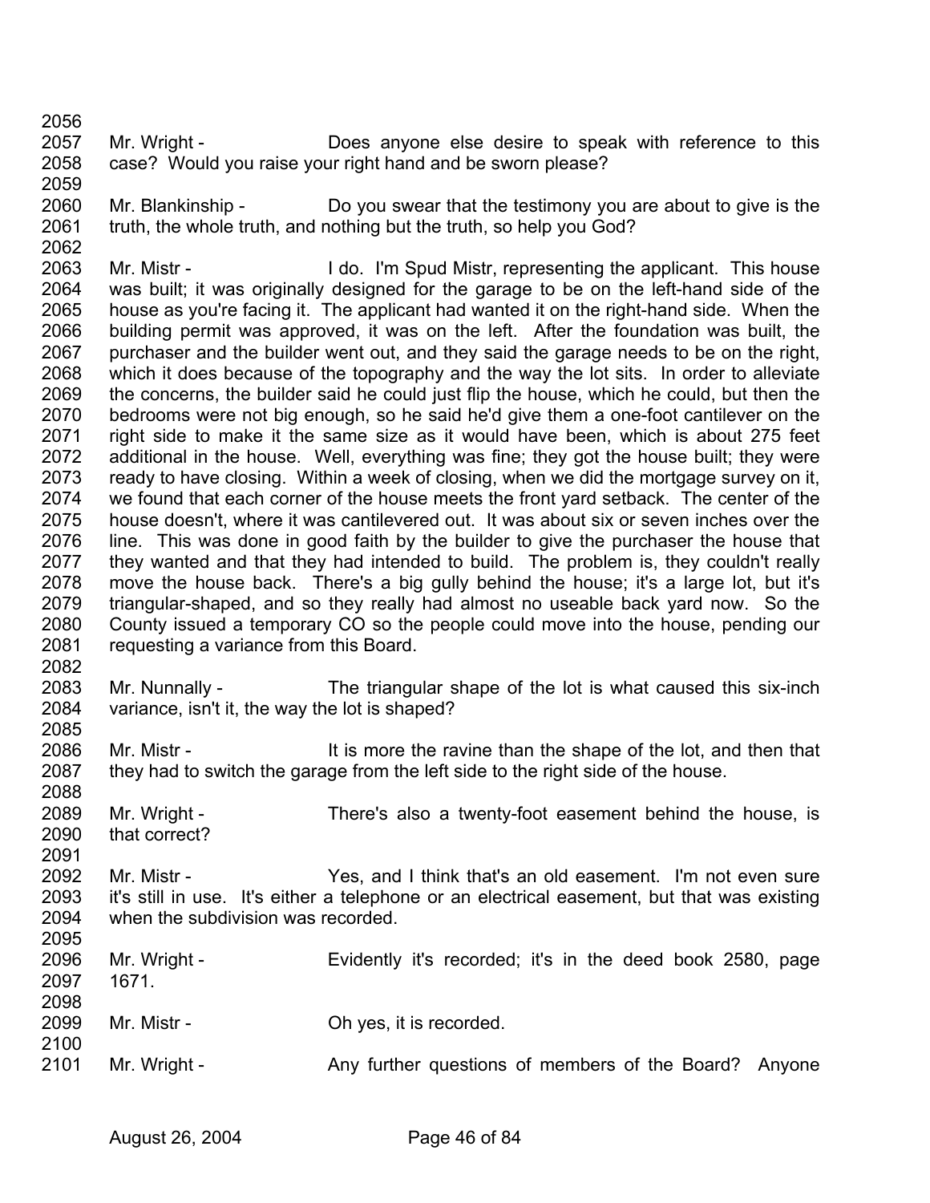Mr. Wright - Does anyone else desire to speak with reference to this case? Would you raise your right hand and be sworn please?

Mr. Blankinship - Do you swear that the testimony you are about to give is the truth, the whole truth, and nothing but the truth, so help you God?

Mr. Mistr - I do. I'm Spud Mistr, representing the applicant. This house was built; it was originally designed for the garage to be on the left-hand side of the house as you're facing it. The applicant had wanted it on the right-hand side. When the building permit was approved, it was on the left. After the foundation was built, the purchaser and the builder went out, and they said the garage needs to be on the right, which it does because of the topography and the way the lot sits. In order to alleviate the concerns, the builder said he could just flip the house, which he could, but then the bedrooms were not big enough, so he said he'd give them a one-foot cantilever on the right side to make it the same size as it would have been, which is about 275 feet additional in the house. Well, everything was fine; they got the house built; they were ready to have closing. Within a week of closing, when we did the mortgage survey on it, we found that each corner of the house meets the front yard setback. The center of the house doesn't, where it was cantilevered out. It was about six or seven inches over the line. This was done in good faith by the builder to give the purchaser the house that they wanted and that they had intended to build. The problem is, they couldn't really move the house back. There's a big gully behind the house; it's a large lot, but it's triangular-shaped, and so they really had almost no useable back yard now. So the County issued a temporary CO so the people could move into the house, pending our requesting a variance from this Board.

Mr. Nunnally - The triangular shape of the lot is what caused this six-inch variance, isn't it, the way the lot is shaped?

Mr. Mistr - It is more the ravine than the shape of the lot, and then that they had to switch the garage from the left side to the right side of the house.

Mr. Wright - There's also a twenty-foot easement behind the house, is that correct?

Mr. Mistr - Yes, and I think that's an old easement. I'm not even sure it's still in use. It's either a telephone or an electrical easement, but that was existing when the subdivision was recorded.

Mr. Wright - Evidently it's recorded; it's in the deed book 2580, page 1671.

Mr. Mistr - Oh yes, it is recorded.

Mr. Wright - Any further questions of members of the Board? Anyone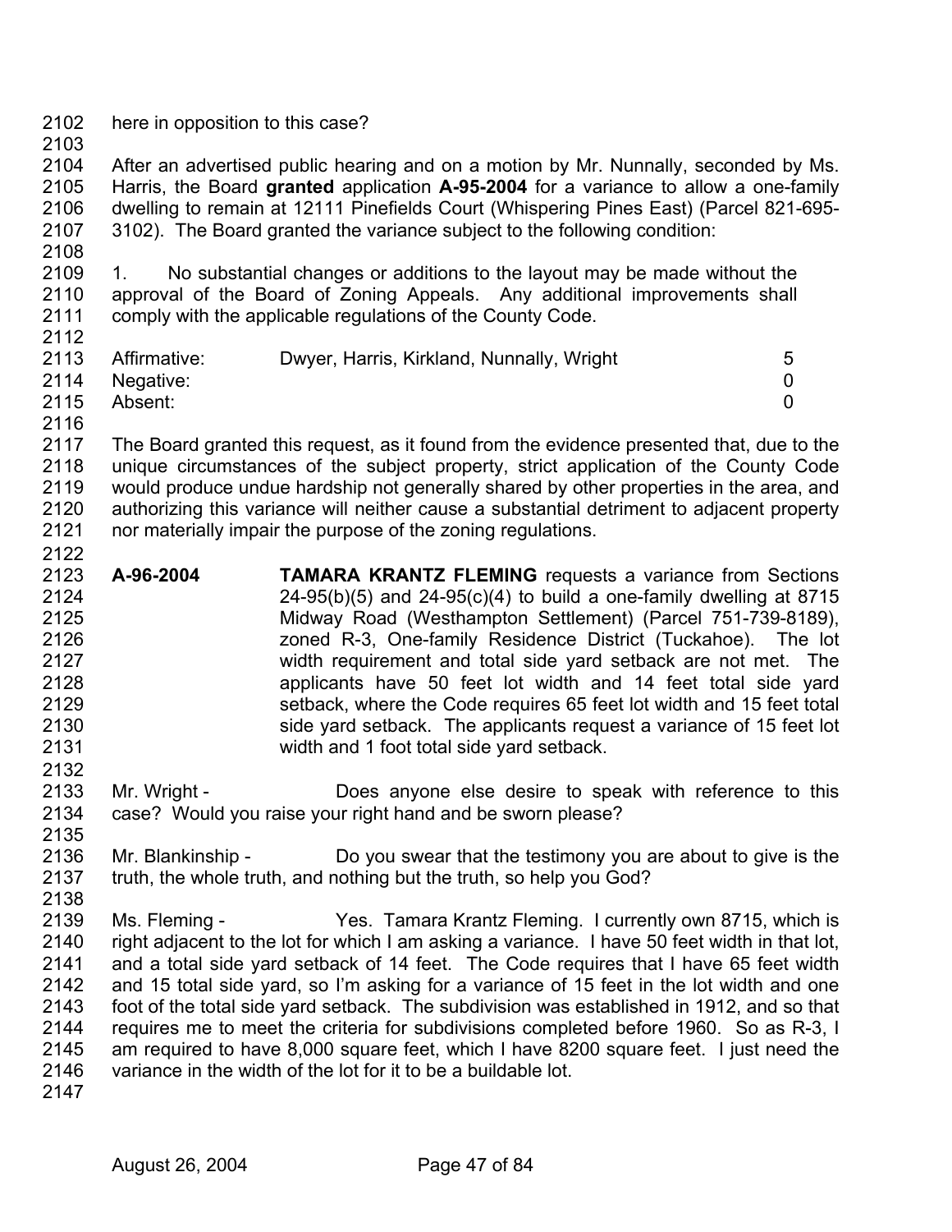here in opposition to this case?

After an advertised public hearing and on a motion by Mr. Nunnally, seconded by Ms. Harris, the Board **granted** application **A-95-2004** for a variance to allow a one-family dwelling to remain at 12111 Pinefields Court (Whispering Pines East) (Parcel 821-695-3102). The Board granted the variance subject to the following condition:

1. No substantial changes or additions to the layout may be made without the approval of the Board of Zoning Appeals. Any additional improvements shall comply with the applicable regulations of the County Code.

| | | |
|---|---|---|
| Affirmative: | Dwyer, Harris, Kirkland, Nunnally, Wright | 5 |
| Negative: | | 0 |
| Absent: | | 0 |

The Board granted this request, as it found from the evidence presented that, due to the unique circumstances of the subject property, strict application of the County Code would produce undue hardship not generally shared by other properties in the area, and authorizing this variance will neither cause a substantial detriment to adjacent property nor materially impair the purpose of the zoning regulations.

**A-96-2004** **TAMARA KRANTZ FLEMING** requests a variance from Sections 24-95(b)(5) and 24-95(c)(4) to build a one-family dwelling at 8715 Midway Road (Westhampton Settlement) (Parcel 751-739-8189), zoned R-3, One-family Residence District (Tuckahoe). The lot width requirement and total side yard setback are not met. The applicants have 50 feet lot width and 14 feet total side yard setback, where the Code requires 65 feet lot width and 15 feet total side yard setback. The applicants request a variance of 15 feet lot width and 1 foot total side yard setback.

Mr. Wright - Does anyone else desire to speak with reference to this case? Would you raise your right hand and be sworn please?

Mr. Blankinship - Do you swear that the testimony you are about to give is the truth, the whole truth, and nothing but the truth, so help you God?

Ms. Fleming - Yes. Tamara Krantz Fleming. I currently own 8715, which is right adjacent to the lot for which I am asking a variance. I have 50 feet width in that lot, and a total side yard setback of 14 feet. The Code requires that I have 65 feet width and 15 total side yard, so I'm asking for a variance of 15 feet in the lot width and one foot of the total side yard setback. The subdivision was established in 1912, and so that requires me to meet the criteria for subdivisions completed before 1960. So as R-3, I am required to have 8,000 square feet, which I have 8200 square feet. I just need the variance in the width of the lot for it to be a buildable lot.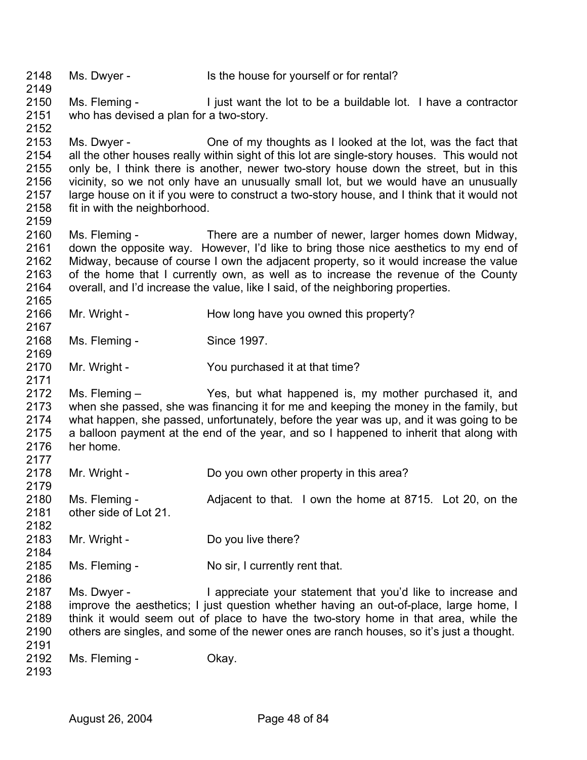2148 Ms. Dwyer - Is the house for yourself or for rental?
2149
2150 Ms. Fleming - I just want the lot to be a buildable lot. I have a contractor
2151 who has devised a plan for a two-story.
2152
2153 Ms. Dwyer - One of my thoughts as I looked at the lot, was the fact that
2154 all the other houses really within sight of this lot are single-story houses. This would not
2155 only be, I think there is another, newer two-story house down the street, but in this
2156 vicinity, so we not only have an unusually small lot, but we would have an unusually
2157 large house on it if you were to construct a two-story house, and I think that it would not
2158 fit in with the neighborhood.
2159
2160 Ms. Fleming - There are a number of newer, larger homes down Midway,
2161 down the opposite way. However, I'd like to bring those nice aesthetics to my end of
2162 Midway, because of course I own the adjacent property, so it would increase the value
2163 of the home that I currently own, as well as to increase the revenue of the County
2164 overall, and I'd increase the value, like I said, of the neighboring properties.
2165
2166 Mr. Wright - How long have you owned this property?
2167
2168 Ms. Fleming - Since 1997.
2169
2170 Mr. Wright - You purchased it at that time?
2171
2172 Ms. Fleming – Yes, but what happened is, my mother purchased it, and
2173 when she passed, she was financing it for me and keeping the money in the family, but
2174 what happen, she passed, unfortunately, before the year was up, and it was going to be
2175 a balloon payment at the end of the year, and so I happened to inherit that along with
2176 her home.
2177
2178 Mr. Wright - Do you own other property in this area?
2179
2180 Ms. Fleming - Adjacent to that. I own the home at 8715. Lot 20, on the
2181 other side of Lot 21.
2182
2183 Mr. Wright - Do you live there?
2184
2185 Ms. Fleming - No sir, I currently rent that.
2186
2187 Ms. Dwyer - I appreciate your statement that you'd like to increase and
2188 improve the aesthetics; I just question whether having an out-of-place, large home, I
2189 think it would seem out of place to have the two-story home in that area, while the
2190 others are singles, and some of the newer ones are ranch houses, so it's just a thought.
2191
2192 Ms. Fleming - Okay.
2193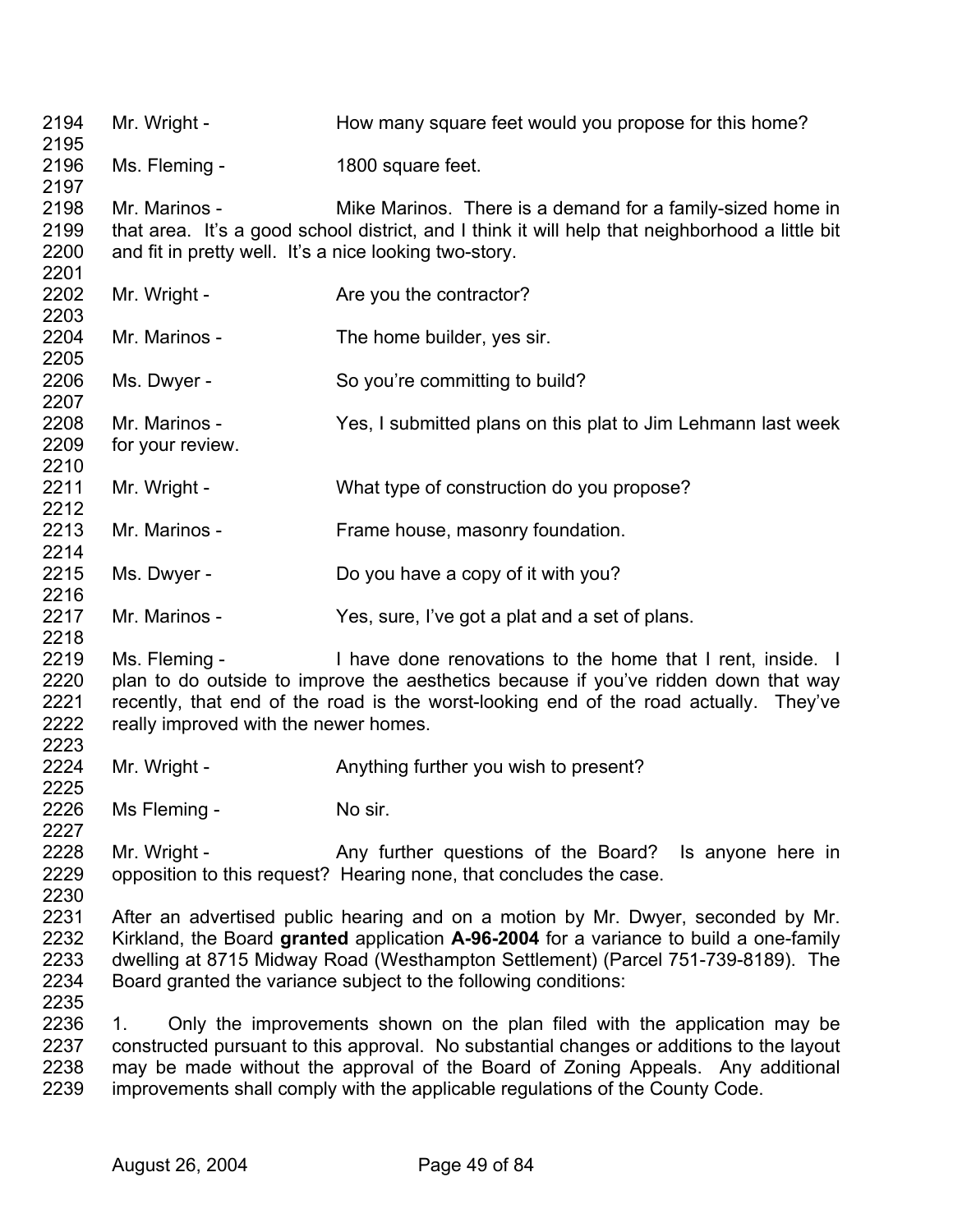2194 Mr. Wright - How many square feet would you propose for this home?

2196 Ms. Fleming - 1800 square feet.

2198 Mr. Marinos - Mike Marinos. There is a demand for a family-sized home in that area. It's a good school district, and I think it will help that neighborhood a little bit and fit in pretty well. It's a nice looking two-story.

2202 Mr. Wright - Are you the contractor?

2204 Mr. Marinos - The home builder, yes sir.

2206 Ms. Dwyer - So you're committing to build?

2208 Mr. Marinos - Yes, I submitted plans on this plat to Jim Lehmann last week for your review.

2211 Mr. Wright - What type of construction do you propose?

2213 Mr. Marinos - Frame house, masonry foundation.

2215 Ms. Dwyer - Do you have a copy of it with you?

2217 Mr. Marinos - Yes, sure, I've got a plat and a set of plans.

2219 Ms. Fleming - I have done renovations to the home that I rent, inside. I plan to do outside to improve the aesthetics because if you've ridden down that way recently, that end of the road is the worst-looking end of the road actually. They've really improved with the newer homes.

2224 Mr. Wright - Anything further you wish to present?

2226 Ms Fleming - No sir.

2228 Mr. Wright - Any further questions of the Board? Is anyone here in opposition to this request? Hearing none, that concludes the case.

2231 After an advertised public hearing and on a motion by Mr. Dwyer, seconded by Mr. Kirkland, the Board **granted** application **A-96-2004** for a variance to build a one-family dwelling at 8715 Midway Road (Westhampton Settlement) (Parcel 751-739-8189). The Board granted the variance subject to the following conditions:

2236 1. Only the improvements shown on the plan filed with the application may be constructed pursuant to this approval. No substantial changes or additions to the layout may be made without the approval of the Board of Zoning Appeals. Any additional improvements shall comply with the applicable regulations of the County Code.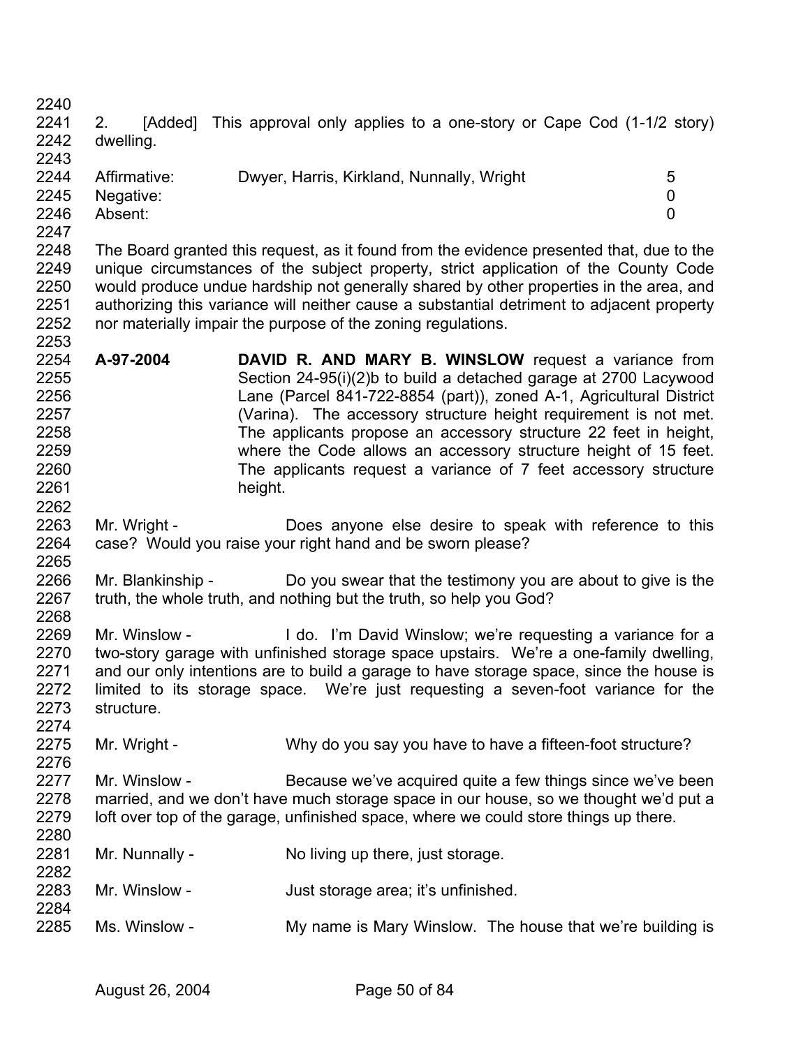2. [Added] This approval only applies to a one-story or Cape Cod (1-1/2 story) dwelling.

| | | |
|---|---|---|
| Affirmative: | Dwyer, Harris, Kirkland, Nunnally, Wright | 5 |
| Negative: | | 0 |
| Absent: | | 0 |

The Board granted this request, as it found from the evidence presented that, due to the unique circumstances of the subject property, strict application of the County Code would produce undue hardship not generally shared by other properties in the area, and authorizing this variance will neither cause a substantial detriment to adjacent property nor materially impair the purpose of the zoning regulations.

**A-97-2004** **DAVID R. AND MARY B. WINSLOW** request a variance from Section 24-95(i)(2)b to build a detached garage at 2700 Lacywood Lane (Parcel 841-722-8854 (part)), zoned A-1, Agricultural District (Varina). The accessory structure height requirement is not met. The applicants propose an accessory structure 22 feet in height, where the Code allows an accessory structure height of 15 feet. The applicants request a variance of 7 feet accessory structure height.

Mr. Wright - Does anyone else desire to speak with reference to this case? Would you raise your right hand and be sworn please?

Mr. Blankinship - Do you swear that the testimony you are about to give is the truth, the whole truth, and nothing but the truth, so help you God?

Mr. Winslow - I do. I'm David Winslow; we're requesting a variance for a two-story garage with unfinished storage space upstairs. We're a one-family dwelling, and our only intentions are to build a garage to have storage space, since the house is limited to its storage space. We're just requesting a seven-foot variance for the structure.

Mr. Wright - Why do you say you have to have a fifteen-foot structure?

Mr. Winslow - Because we've acquired quite a few things since we've been married, and we don't have much storage space in our house, so we thought we'd put a loft over top of the garage, unfinished space, where we could store things up there.

Mr. Nunnally - No living up there, just storage.

Mr. Winslow - Just storage area; it's unfinished.

Ms. Winslow - My name is Mary Winslow. The house that we're building is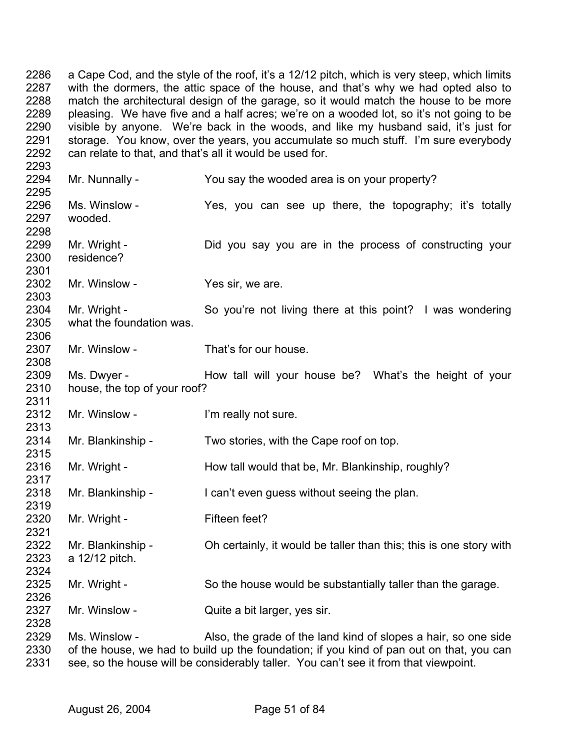a Cape Cod, and the style of the roof, it's a 12/12 pitch, which is very steep, which limits with the dormers, the attic space of the house, and that's why we had opted also to match the architectural design of the garage, so it would match the house to be more pleasing. We have five and a half acres; we're on a wooded lot, so it's not going to be visible by anyone. We're back in the woods, and like my husband said, it's just for storage. You know, over the years, you accumulate so much stuff. I'm sure everybody can relate to that, and that's all it would be used for.

Mr. Nunnally - You say the wooded area is on your property?

Ms. Winslow - Yes, you can see up there, the topography; it's totally wooded.

Mr. Wright - Did you say you are in the process of constructing your residence?

Mr. Winslow - Yes sir, we are.

Mr. Wright - So you're not living there at this point? I was wondering what the foundation was.

Mr. Winslow - That's for our house.

Ms. Dwyer - How tall will your house be? What's the height of your house, the top of your roof?

Mr. Winslow - I'm really not sure.

Mr. Blankinship - Two stories, with the Cape roof on top.

Mr. Wright - How tall would that be, Mr. Blankinship, roughly?

Mr. Blankinship - I can't even guess without seeing the plan.

Mr. Wright - Fifteen feet?

Mr. Blankinship - Oh certainly, it would be taller than this; this is one story with a 12/12 pitch.

Mr. Wright - So the house would be substantially taller than the garage.

Mr. Winslow - Quite a bit larger, yes sir.

Ms. Winslow - Also, the grade of the land kind of slopes a hair, so one side of the house, we had to build up the foundation; if you kind of pan out on that, you can see, so the house will be considerably taller. You can't see it from that viewpoint.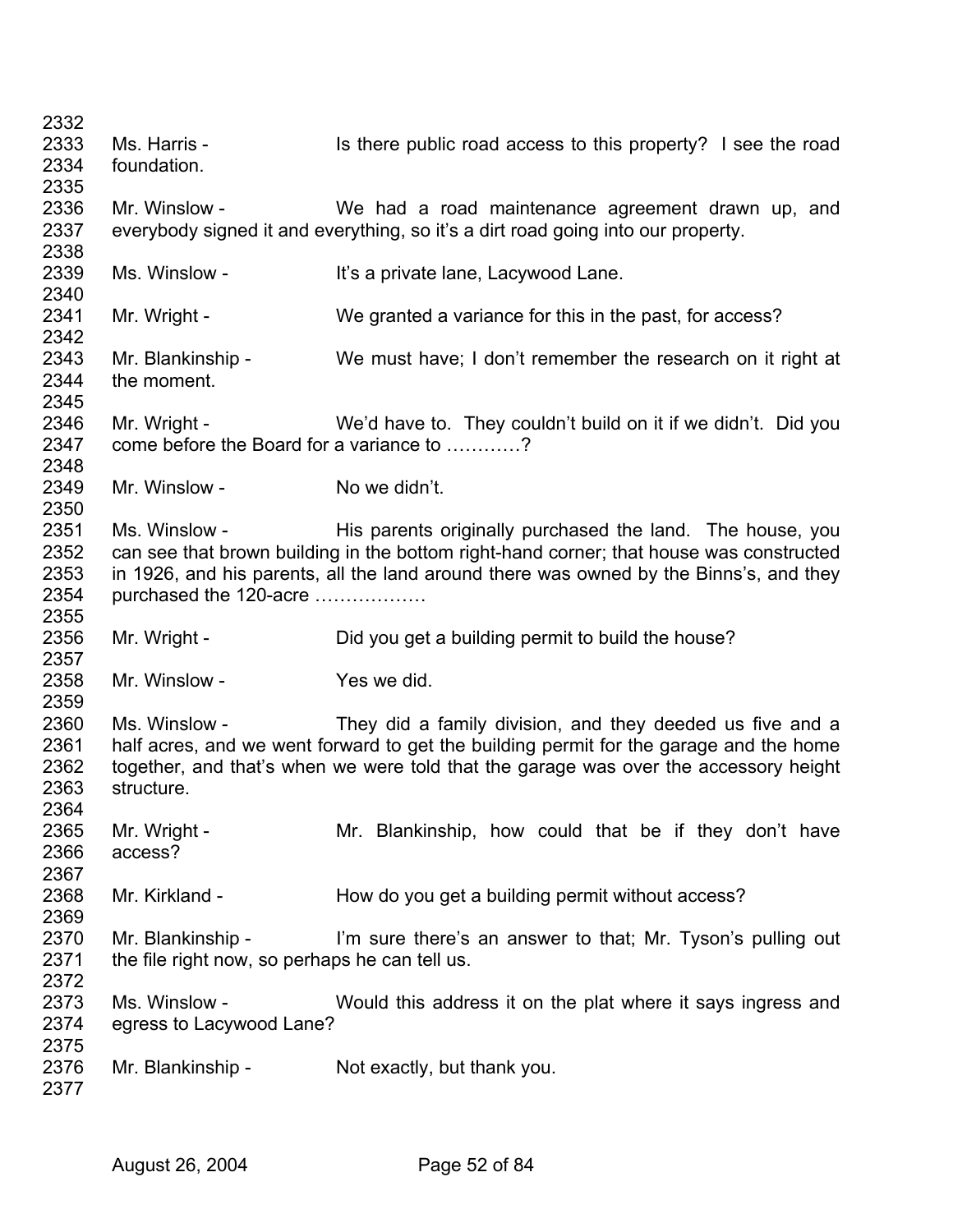Ms. Harris - Is there public road access to this property? I see the road foundation.

Mr. Winslow - We had a road maintenance agreement drawn up, and everybody signed it and everything, so it's a dirt road going into our property.

Ms. Winslow - It's a private lane, Lacywood Lane.

Mr. Wright - We granted a variance for this in the past, for access?

Mr. Blankinship - We must have; I don't remember the research on it right at the moment.

Mr. Wright - We'd have to. They couldn't build on it if we didn't. Did you come before the Board for a variance to …………?

Mr. Winslow - No we didn't.

Ms. Winslow - His parents originally purchased the land. The house, you can see that brown building in the bottom right-hand corner; that house was constructed in 1926, and his parents, all the land around there was owned by the Binns's, and they purchased the 120-acre ………………

Mr. Wright - Did you get a building permit to build the house?

Mr. Winslow - Yes we did.

Ms. Winslow - They did a family division, and they deeded us five and a half acres, and we went forward to get the building permit for the garage and the home together, and that's when we were told that the garage was over the accessory height structure.

Mr. Wright - Mr. Blankinship, how could that be if they don't have access?

Mr. Kirkland - How do you get a building permit without access?

Mr. Blankinship - I'm sure there's an answer to that; Mr. Tyson's pulling out the file right now, so perhaps he can tell us.

Ms. Winslow - Would this address it on the plat where it says ingress and egress to Lacywood Lane?

Mr. Blankinship - Not exactly, but thank you.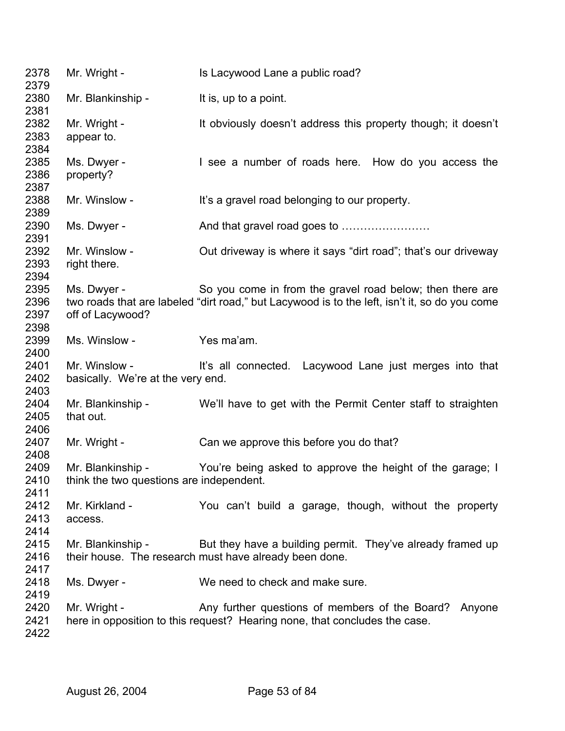2378 Mr. Wright - Is Lacywood Lane a public road?
2379
2380 Mr. Blankinship - It is, up to a point.
2381
2382 Mr. Wright - It obviously doesn't address this property though; it doesn't
2383 appear to.
2384
2385 Ms. Dwyer - I see a number of roads here. How do you access the
2386 property?
2387
2388 Mr. Winslow - It's a gravel road belonging to our property.
2389
2390 Ms. Dwyer - And that gravel road goes to ……………………
2391
2392 Mr. Winslow - Out driveway is where it says "dirt road"; that's our driveway
2393 right there.
2394
2395 Ms. Dwyer - So you come in from the gravel road below; then there are
2396 two roads that are labeled "dirt road," but Lacywood is to the left, isn't it, so do you come
2397 off of Lacywood?
2398
2399 Ms. Winslow - Yes ma'am.
2400
2401 Mr. Winslow - It's all connected. Lacywood Lane just merges into that
2402 basically. We're at the very end.
2403
2404 Mr. Blankinship - We'll have to get with the Permit Center staff to straighten
2405 that out.
2406
2407 Mr. Wright - Can we approve this before you do that?
2408
2409 Mr. Blankinship - You're being asked to approve the height of the garage; I
2410 think the two questions are independent.
2411
2412 Mr. Kirkland - You can't build a garage, though, without the property
2413 access.
2414
2415 Mr. Blankinship - But they have a building permit. They've already framed up
2416 their house. The research must have already been done.
2417
2418 Ms. Dwyer - We need to check and make sure.
2419
2420 Mr. Wright - Any further questions of members of the Board? Anyone
2421 here in opposition to this request? Hearing none, that concludes the case.
2422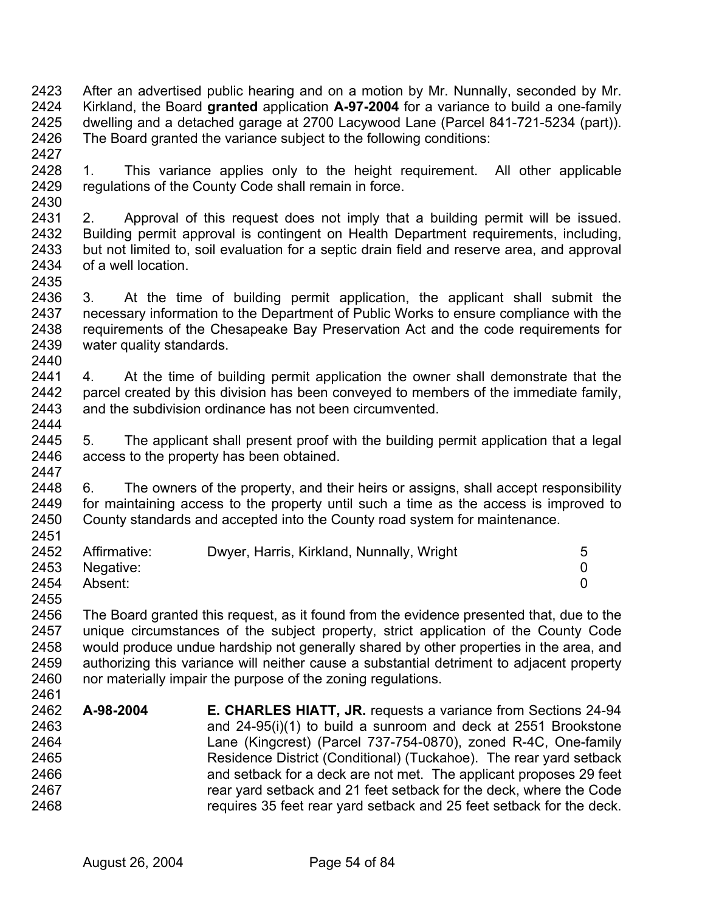After an advertised public hearing and on a motion by Mr. Nunnally, seconded by Mr. Kirkland, the Board **granted** application **A-97-2004** for a variance to build a one-family dwelling and a detached garage at 2700 Lacywood Lane (Parcel 841-721-5234 (part)). The Board granted the variance subject to the following conditions:

1. This variance applies only to the height requirement. All other applicable regulations of the County Code shall remain in force.

2. Approval of this request does not imply that a building permit will be issued. Building permit approval is contingent on Health Department requirements, including, but not limited to, soil evaluation for a septic drain field and reserve area, and approval of a well location.

3. At the time of building permit application, the applicant shall submit the necessary information to the Department of Public Works to ensure compliance with the requirements of the Chesapeake Bay Preservation Act and the code requirements for water quality standards.

4. At the time of building permit application the owner shall demonstrate that the parcel created by this division has been conveyed to members of the immediate family, and the subdivision ordinance has not been circumvented.

5. The applicant shall present proof with the building permit application that a legal access to the property has been obtained.

6. The owners of the property, and their heirs or assigns, shall accept responsibility for maintaining access to the property until such a time as the access is improved to County standards and accepted into the County road system for maintenance.

| | | |
|---|---|---|
| Affirmative: | Dwyer, Harris, Kirkland, Nunnally, Wright | 5 |
| Negative: | | 0 |
| Absent: | | 0 |

The Board granted this request, as it found from the evidence presented that, due to the unique circumstances of the subject property, strict application of the County Code would produce undue hardship not generally shared by other properties in the area, and authorizing this variance will neither cause a substantial detriment to adjacent property nor materially impair the purpose of the zoning regulations.

**A-98-2004** **E. CHARLES HIATT, JR.** requests a variance from Sections 24-94 and 24-95(i)(1) to build a sunroom and deck at 2551 Brookstone Lane (Kingcrest) (Parcel 737-754-0870), zoned R-4C, One-family Residence District (Conditional) (Tuckahoe). The rear yard setback and setback for a deck are not met. The applicant proposes 29 feet rear yard setback and 21 feet setback for the deck, where the Code requires 35 feet rear yard setback and 25 feet setback for the deck.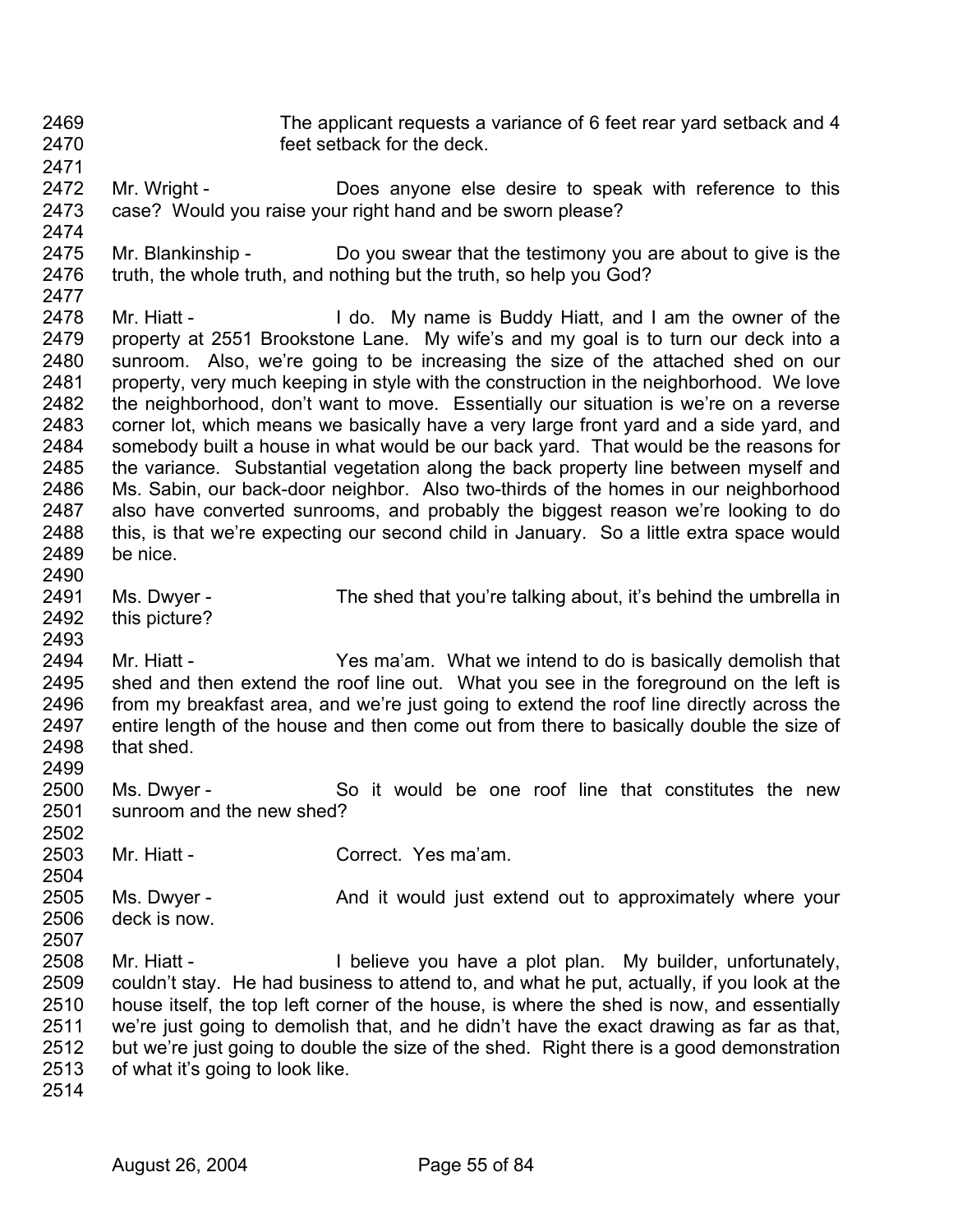The applicant requests a variance of 6 feet rear yard setback and 4 feet setback for the deck.

Mr. Wright - Does anyone else desire to speak with reference to this case? Would you raise your right hand and be sworn please?

Mr. Blankinship - Do you swear that the testimony you are about to give is the truth, the whole truth, and nothing but the truth, so help you God?

Mr. Hiatt - I do. My name is Buddy Hiatt, and I am the owner of the property at 2551 Brookstone Lane. My wife's and my goal is to turn our deck into a sunroom. Also, we're going to be increasing the size of the attached shed on our property, very much keeping in style with the construction in the neighborhood. We love the neighborhood, don't want to move. Essentially our situation is we're on a reverse corner lot, which means we basically have a very large front yard and a side yard, and somebody built a house in what would be our back yard. That would be the reasons for the variance. Substantial vegetation along the back property line between myself and Ms. Sabin, our back-door neighbor. Also two-thirds of the homes in our neighborhood also have converted sunrooms, and probably the biggest reason we're looking to do this, is that we're expecting our second child in January. So a little extra space would be nice.

Ms. Dwyer - The shed that you're talking about, it's behind the umbrella in this picture?

Mr. Hiatt - Yes ma'am. What we intend to do is basically demolish that shed and then extend the roof line out. What you see in the foreground on the left is from my breakfast area, and we're just going to extend the roof line directly across the entire length of the house and then come out from there to basically double the size of that shed.

Ms. Dwyer - So it would be one roof line that constitutes the new sunroom and the new shed?

Mr. Hiatt - Correct. Yes ma'am.

Ms. Dwyer - And it would just extend out to approximately where your deck is now.

Mr. Hiatt - I believe you have a plot plan. My builder, unfortunately, couldn't stay. He had business to attend to, and what he put, actually, if you look at the house itself, the top left corner of the house, is where the shed is now, and essentially we're just going to demolish that, and he didn't have the exact drawing as far as that, but we're just going to double the size of the shed. Right there is a good demonstration of what it's going to look like.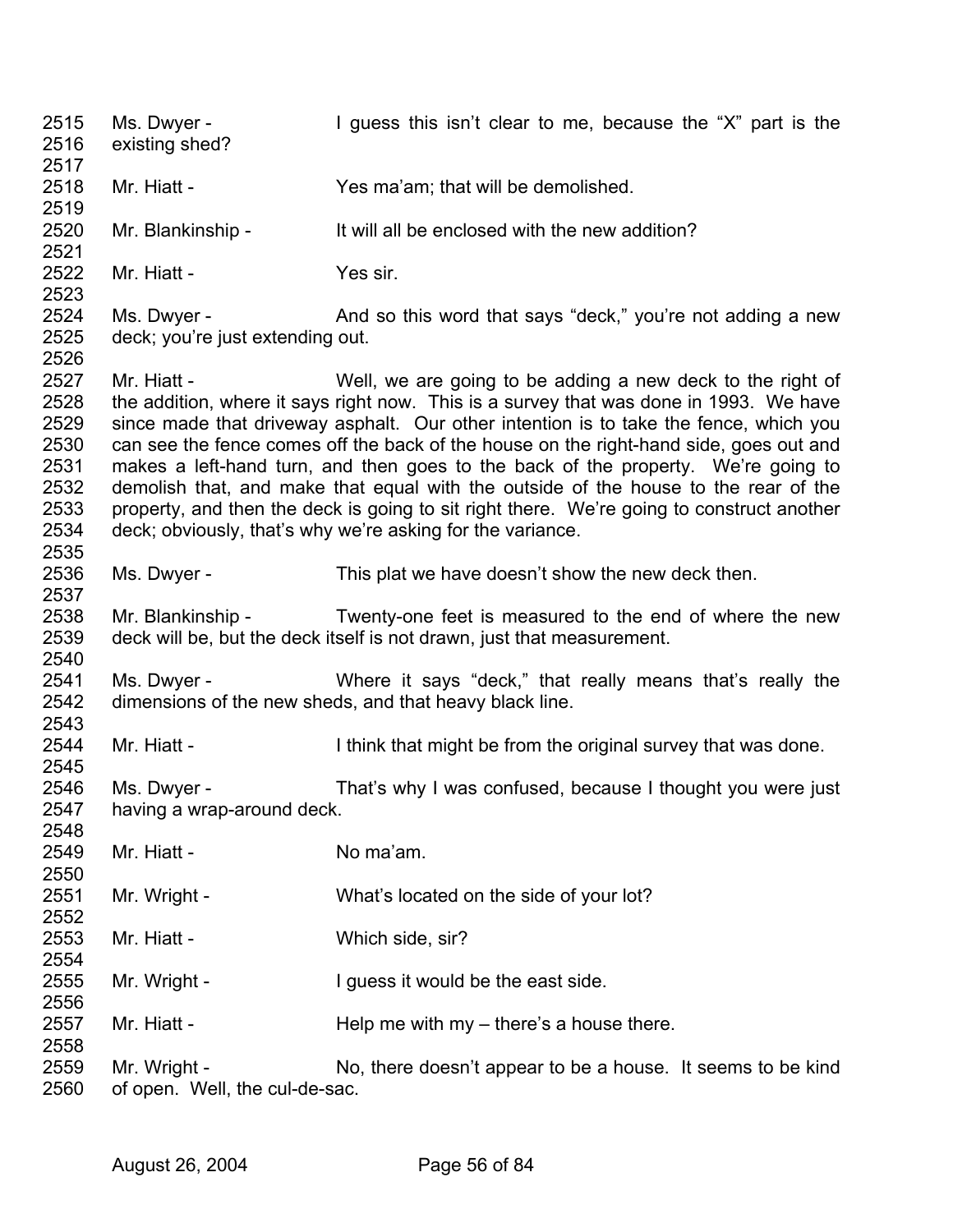2515 Ms. Dwyer - I guess this isn't clear to me, because the "X" part is the
2516 existing shed?
2517
2518 Mr. Hiatt - Yes ma'am; that will be demolished.
2519
2520 Mr. Blankinship - It will all be enclosed with the new addition?
2521
2522 Mr. Hiatt - Yes sir.
2523
2524 Ms. Dwyer - And so this word that says "deck," you're not adding a new
2525 deck; you're just extending out.
2526
2527 Mr. Hiatt - Well, we are going to be adding a new deck to the right of
2528 the addition, where it says right now. This is a survey that was done in 1993. We have
2529 since made that driveway asphalt. Our other intention is to take the fence, which you
2530 can see the fence comes off the back of the house on the right-hand side, goes out and
2531 makes a left-hand turn, and then goes to the back of the property. We're going to
2532 demolish that, and make that equal with the outside of the house to the rear of the
2533 property, and then the deck is going to sit right there. We're going to construct another
2534 deck; obviously, that's why we're asking for the variance.
2535
2536 Ms. Dwyer - This plat we have doesn't show the new deck then.
2537
2538 Mr. Blankinship - Twenty-one feet is measured to the end of where the new
2539 deck will be, but the deck itself is not drawn, just that measurement.
2540
2541 Ms. Dwyer - Where it says "deck," that really means that's really the
2542 dimensions of the new sheds, and that heavy black line.
2543
2544 Mr. Hiatt - I think that might be from the original survey that was done.
2545
2546 Ms. Dwyer - That's why I was confused, because I thought you were just
2547 having a wrap-around deck.
2548
2549 Mr. Hiatt - No ma'am.
2550
2551 Mr. Wright - What's located on the side of your lot?
2552
2553 Mr. Hiatt - Which side, sir?
2554
2555 Mr. Wright - I guess it would be the east side.
2556
2557 Mr. Hiatt - Help me with my – there's a house there.
2558
2559 Mr. Wright - No, there doesn't appear to be a house. It seems to be kind
2560 of open. Well, the cul-de-sac.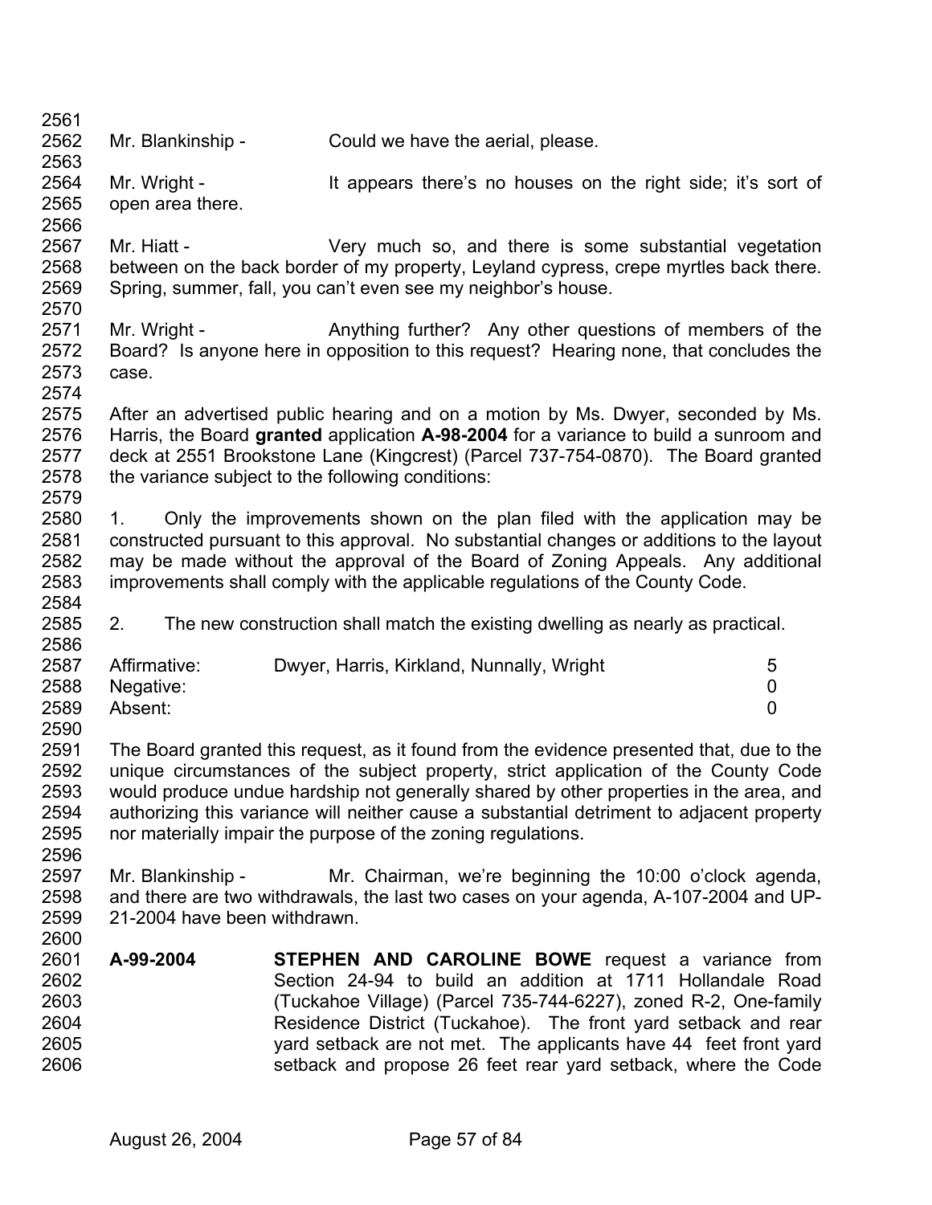Mr. Blankinship - Could we have the aerial, please.

Mr. Wright - It appears there's no houses on the right side; it's sort of open area there.

Mr. Hiatt - Very much so, and there is some substantial vegetation between on the back border of my property, Leyland cypress, crepe myrtles back there. Spring, summer, fall, you can't even see my neighbor's house.

Mr. Wright - Anything further? Any other questions of members of the Board? Is anyone here in opposition to this request? Hearing none, that concludes the case.

After an advertised public hearing and on a motion by Ms. Dwyer, seconded by Ms. Harris, the Board **granted** application **A-98-2004** for a variance to build a sunroom and deck at 2551 Brookstone Lane (Kingcrest) (Parcel 737-754-0870). The Board granted the variance subject to the following conditions:

1. Only the improvements shown on the plan filed with the application may be constructed pursuant to this approval. No substantial changes or additions to the layout may be made without the approval of the Board of Zoning Appeals. Any additional improvements shall comply with the applicable regulations of the County Code.

2. The new construction shall match the existing dwelling as nearly as practical.

| | | |
|---|---|---|
| Affirmative: | Dwyer, Harris, Kirkland, Nunnally, Wright | 5 |
| Negative: | | 0 |
| Absent: | | 0 |

The Board granted this request, as it found from the evidence presented that, due to the unique circumstances of the subject property, strict application of the County Code would produce undue hardship not generally shared by other properties in the area, and authorizing this variance will neither cause a substantial detriment to adjacent property nor materially impair the purpose of the zoning regulations.

Mr. Blankinship - Mr. Chairman, we're beginning the 10:00 o'clock agenda, and there are two withdrawals, the last two cases on your agenda, A-107-2004 and UP-21-2004 have been withdrawn.

**A-99-2004** **STEPHEN AND CAROLINE BOWE** request a variance from Section 24-94 to build an addition at 1711 Hollandale Road (Tuckahoe Village) (Parcel 735-744-6227), zoned R-2, One-family Residence District (Tuckahoe). The front yard setback and rear yard setback are not met. The applicants have 44 feet front yard setback and propose 26 feet rear yard setback, where the Code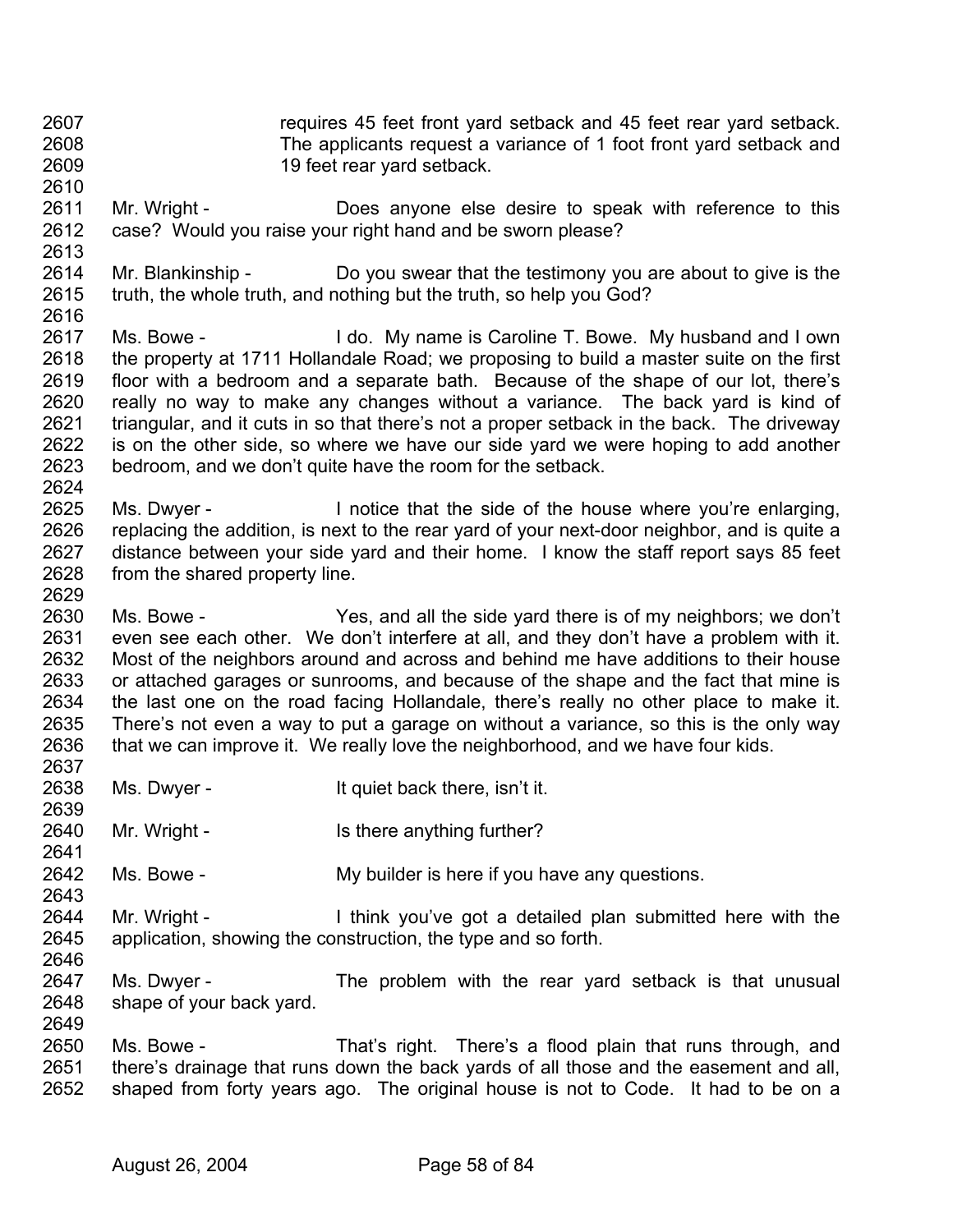requires 45 feet front yard setback and 45 feet rear yard setback. The applicants request a variance of 1 foot front yard setback and 19 feet rear yard setback.

Mr. Wright - Does anyone else desire to speak with reference to this case? Would you raise your right hand and be sworn please?

Mr. Blankinship - Do you swear that the testimony you are about to give is the truth, the whole truth, and nothing but the truth, so help you God?

Ms. Bowe - I do. My name is Caroline T. Bowe. My husband and I own the property at 1711 Hollandale Road; we proposing to build a master suite on the first floor with a bedroom and a separate bath. Because of the shape of our lot, there's really no way to make any changes without a variance. The back yard is kind of triangular, and it cuts in so that there's not a proper setback in the back. The driveway is on the other side, so where we have our side yard we were hoping to add another bedroom, and we don't quite have the room for the setback.

Ms. Dwyer - I notice that the side of the house where you're enlarging, replacing the addition, is next to the rear yard of your next-door neighbor, and is quite a distance between your side yard and their home. I know the staff report says 85 feet from the shared property line.

Ms. Bowe - Yes, and all the side yard there is of my neighbors; we don't even see each other. We don't interfere at all, and they don't have a problem with it. Most of the neighbors around and across and behind me have additions to their house or attached garages or sunrooms, and because of the shape and the fact that mine is the last one on the road facing Hollandale, there's really no other place to make it. There's not even a way to put a garage on without a variance, so this is the only way that we can improve it. We really love the neighborhood, and we have four kids.

Ms. Dwyer - It quiet back there, isn't it.

Mr. Wright - Is there anything further?

Ms. Bowe - My builder is here if you have any questions.

Mr. Wright - I think you've got a detailed plan submitted here with the application, showing the construction, the type and so forth.

Ms. Dwyer - The problem with the rear yard setback is that unusual shape of your back yard.

Ms. Bowe - That's right. There's a flood plain that runs through, and there's drainage that runs down the back yards of all those and the easement and all, shaped from forty years ago. The original house is not to Code. It had to be on a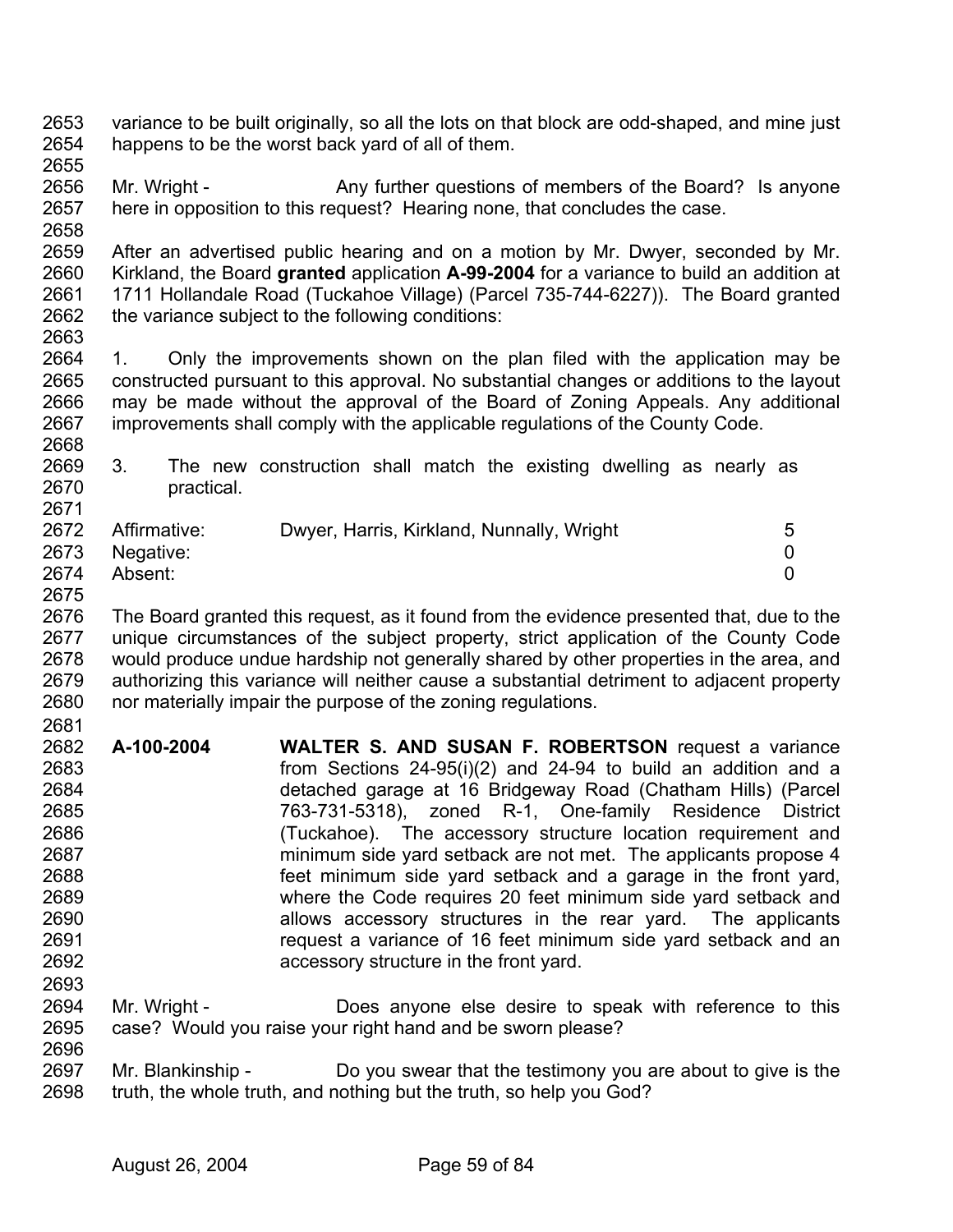variance to be built originally, so all the lots on that block are odd-shaped, and mine just happens to be the worst back yard of all of them.

Mr. Wright - Any further questions of members of the Board? Is anyone here in opposition to this request? Hearing none, that concludes the case.

After an advertised public hearing and on a motion by Mr. Dwyer, seconded by Mr. Kirkland, the Board **granted** application **A-99-2004** for a variance to build an addition at 1711 Hollandale Road (Tuckahoe Village) (Parcel 735-744-6227)). The Board granted the variance subject to the following conditions:

1. Only the improvements shown on the plan filed with the application may be constructed pursuant to this approval. No substantial changes or additions to the layout may be made without the approval of the Board of Zoning Appeals. Any additional improvements shall comply with the applicable regulations of the County Code.

3. The new construction shall match the existing dwelling as nearly as practical.

| | | |
|---|---|---|
| Affirmative: | Dwyer, Harris, Kirkland, Nunnally, Wright | 5 |
| Negative: | | 0 |
| Absent: | | 0 |

The Board granted this request, as it found from the evidence presented that, due to the unique circumstances of the subject property, strict application of the County Code would produce undue hardship not generally shared by other properties in the area, and authorizing this variance will neither cause a substantial detriment to adjacent property nor materially impair the purpose of the zoning regulations.

**A-100-2004** **WALTER S. AND SUSAN F. ROBERTSON** request a variance from Sections 24-95(i)(2) and 24-94 to build an addition and a detached garage at 16 Bridgeway Road (Chatham Hills) (Parcel 763-731-5318), zoned R-1, One-family Residence District (Tuckahoe). The accessory structure location requirement and minimum side yard setback are not met. The applicants propose 4 feet minimum side yard setback and a garage in the front yard, where the Code requires 20 feet minimum side yard setback and allows accessory structures in the rear yard. The applicants request a variance of 16 feet minimum side yard setback and an accessory structure in the front yard.

Mr. Wright - Does anyone else desire to speak with reference to this case? Would you raise your right hand and be sworn please?

Mr. Blankinship - Do you swear that the testimony you are about to give is the truth, the whole truth, and nothing but the truth, so help you God?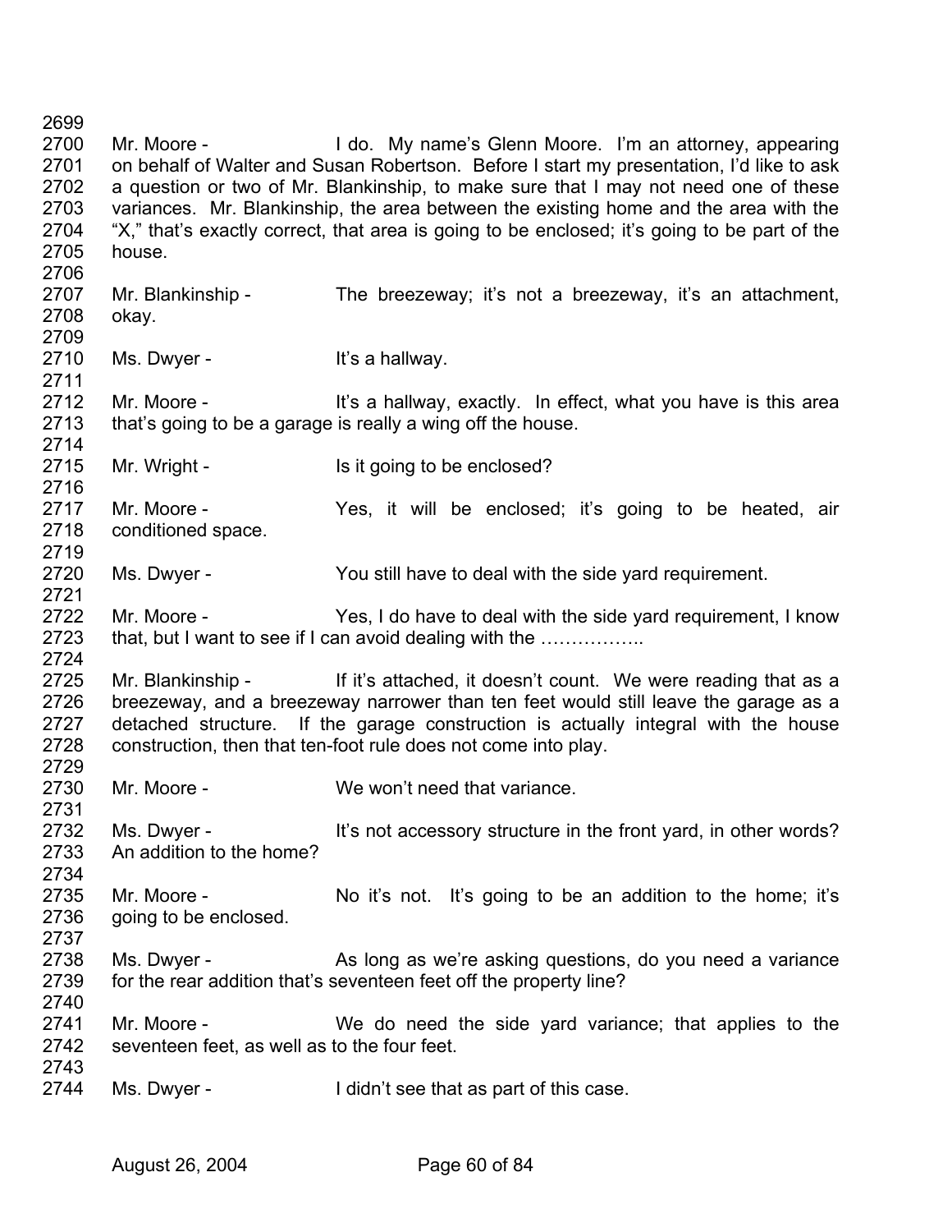2699
2700 Mr. Moore - I do. My name's Glenn Moore. I'm an attorney, appearing
2701 on behalf of Walter and Susan Robertson. Before I start my presentation, I'd like to ask
2702 a question or two of Mr. Blankinship, to make sure that I may not need one of these
2703 variances. Mr. Blankinship, the area between the existing home and the area with the
2704 "X," that's exactly correct, that area is going to be enclosed; it's going to be part of the
2705 house.
2706
2707 Mr. Blankinship - The breezeway; it's not a breezeway, it's an attachment,
2708 okay.
2709
2710 Ms. Dwyer - It's a hallway.
2711
2712 Mr. Moore - It's a hallway, exactly. In effect, what you have is this area
2713 that's going to be a garage is really a wing off the house.
2714
2715 Mr. Wright - Is it going to be enclosed?
2716
2717 Mr. Moore - Yes, it will be enclosed; it's going to be heated, air
2718 conditioned space.
2719
2720 Ms. Dwyer - You still have to deal with the side yard requirement.
2721
2722 Mr. Moore - Yes, I do have to deal with the side yard requirement, I know
2723 that, but I want to see if I can avoid dealing with the ……………..
2724
2725 Mr. Blankinship - If it's attached, it doesn't count. We were reading that as a
2726 breezeway, and a breezeway narrower than ten feet would still leave the garage as a
2727 detached structure. If the garage construction is actually integral with the house
2728 construction, then that ten-foot rule does not come into play.
2729
2730 Mr. Moore - We won't need that variance.
2731
2732 Ms. Dwyer - It's not accessory structure in the front yard, in other words?
2733 An addition to the home?
2734
2735 Mr. Moore - No it's not. It's going to be an addition to the home; it's
2736 going to be enclosed.
2737
2738 Ms. Dwyer - As long as we're asking questions, do you need a variance
2739 for the rear addition that's seventeen feet off the property line?
2740
2741 Mr. Moore - We do need the side yard variance; that applies to the
2742 seventeen feet, as well as to the four feet.
2743
2744 Ms. Dwyer - I didn't see that as part of this case.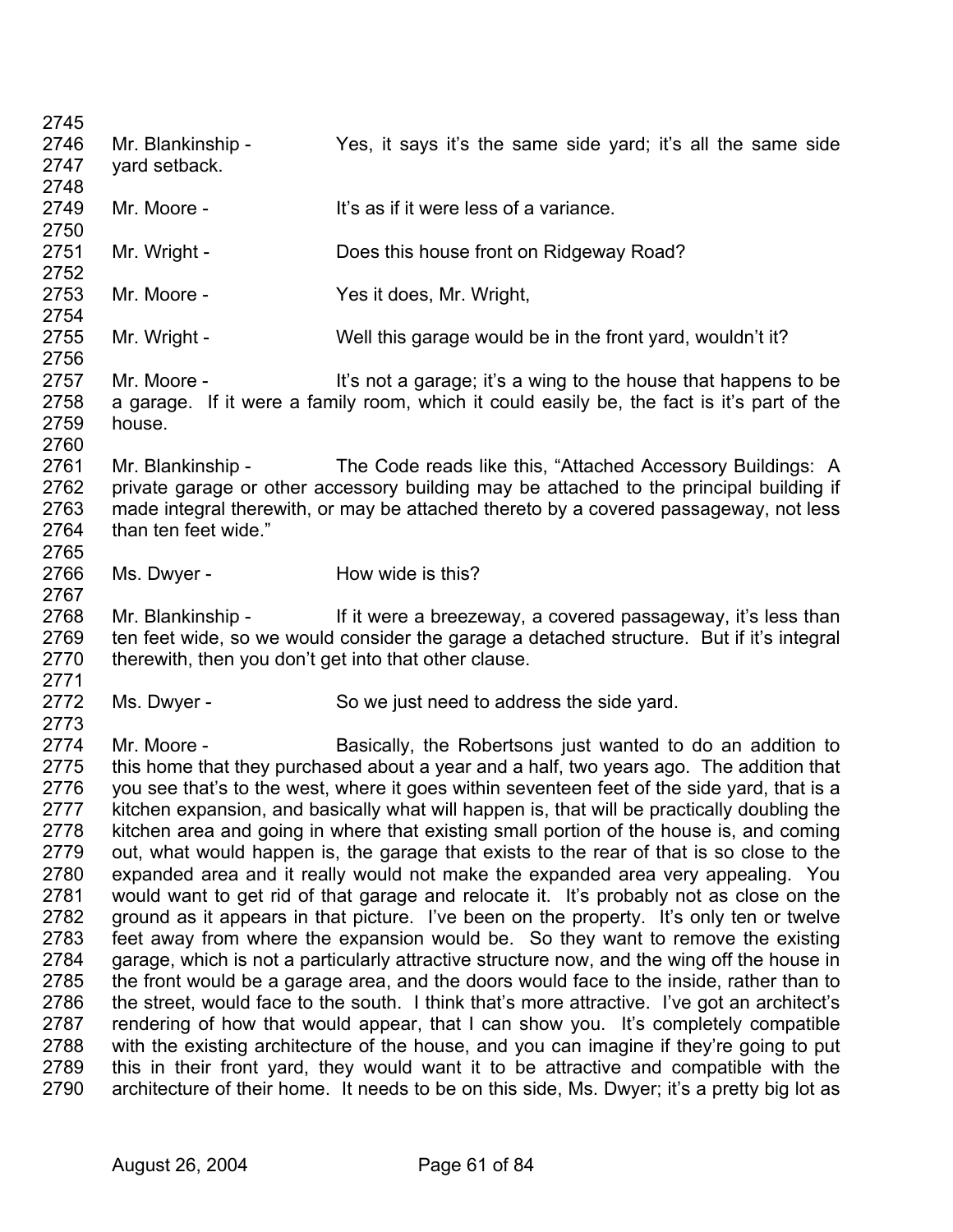Mr. Blankinship - Yes, it says it's the same side yard; it's all the same side yard setback.

Mr. Moore - It's as if it were less of a variance.

Mr. Wright - Does this house front on Ridgeway Road?

Mr. Moore - Yes it does, Mr. Wright,

Mr. Wright - Well this garage would be in the front yard, wouldn't it?

Mr. Moore - It's not a garage; it's a wing to the house that happens to be a garage. If it were a family room, which it could easily be, the fact is it's part of the house.

Mr. Blankinship - The Code reads like this, "Attached Accessory Buildings: A private garage or other accessory building may be attached to the principal building if made integral therewith, or may be attached thereto by a covered passageway, not less than ten feet wide."

Ms. Dwyer - How wide is this?

Mr. Blankinship - If it were a breezeway, a covered passageway, it's less than ten feet wide, so we would consider the garage a detached structure. But if it's integral therewith, then you don't get into that other clause.

Ms. Dwyer - So we just need to address the side yard.

Mr. Moore - Basically, the Robertsons just wanted to do an addition to this home that they purchased about a year and a half, two years ago. The addition that you see that's to the west, where it goes within seventeen feet of the side yard, that is a kitchen expansion, and basically what will happen is, that will be practically doubling the kitchen area and going in where that existing small portion of the house is, and coming out, what would happen is, the garage that exists to the rear of that is so close to the expanded area and it really would not make the expanded area very appealing. You would want to get rid of that garage and relocate it. It's probably not as close on the ground as it appears in that picture. I've been on the property. It's only ten or twelve feet away from where the expansion would be. So they want to remove the existing garage, which is not a particularly attractive structure now, and the wing off the house in the front would be a garage area, and the doors would face to the inside, rather than to the street, would face to the south. I think that's more attractive. I've got an architect's rendering of how that would appear, that I can show you. It's completely compatible with the existing architecture of the house, and you can imagine if they're going to put this in their front yard, they would want it to be attractive and compatible with the architecture of their home. It needs to be on this side, Ms. Dwyer; it's a pretty big lot as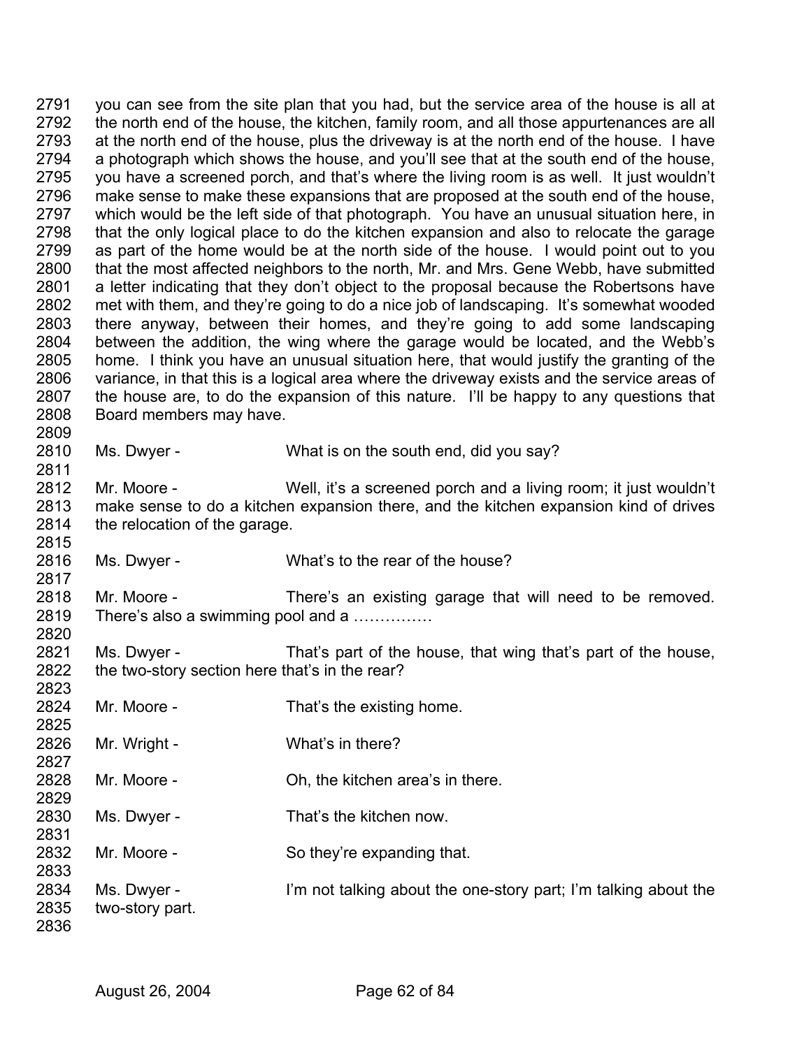you can see from the site plan that you had, but the service area of the house is all at the north end of the house, the kitchen, family room, and all those appurtenances are all at the north end of the house, plus the driveway is at the north end of the house. I have a photograph which shows the house, and you'll see that at the south end of the house, you have a screened porch, and that's where the living room is as well. It just wouldn't make sense to make these expansions that are proposed at the south end of the house, which would be the left side of that photograph. You have an unusual situation here, in that the only logical place to do the kitchen expansion and also to relocate the garage as part of the home would be at the north side of the house. I would point out to you that the most affected neighbors to the north, Mr. and Mrs. Gene Webb, have submitted a letter indicating that they don't object to the proposal because the Robertsons have met with them, and they're going to do a nice job of landscaping. It's somewhat wooded there anyway, between their homes, and they're going to add some landscaping between the addition, the wing where the garage would be located, and the Webb's home. I think you have an unusual situation here, that would justify the granting of the variance, in that this is a logical area where the driveway exists and the service areas of the house are, to do the expansion of this nature. I'll be happy to any questions that Board members may have.

Ms. Dwyer - What is on the south end, did you say?

Mr. Moore - Well, it's a screened porch and a living room; it just wouldn't make sense to do a kitchen expansion there, and the kitchen expansion kind of drives the relocation of the garage.

Ms. Dwyer - What's to the rear of the house?

Mr. Moore - There's an existing garage that will need to be removed. There's also a swimming pool and a ……………

Ms. Dwyer - That's part of the house, that wing that's part of the house, the two-story section here that's in the rear?

Mr. Moore - That's the existing home.

Mr. Wright - What's in there?

Mr. Moore - Oh, the kitchen area's in there.

Ms. Dwyer - That's the kitchen now.

Mr. Moore - So they're expanding that.

Ms. Dwyer - I'm not talking about the one-story part; I'm talking about the two-story part.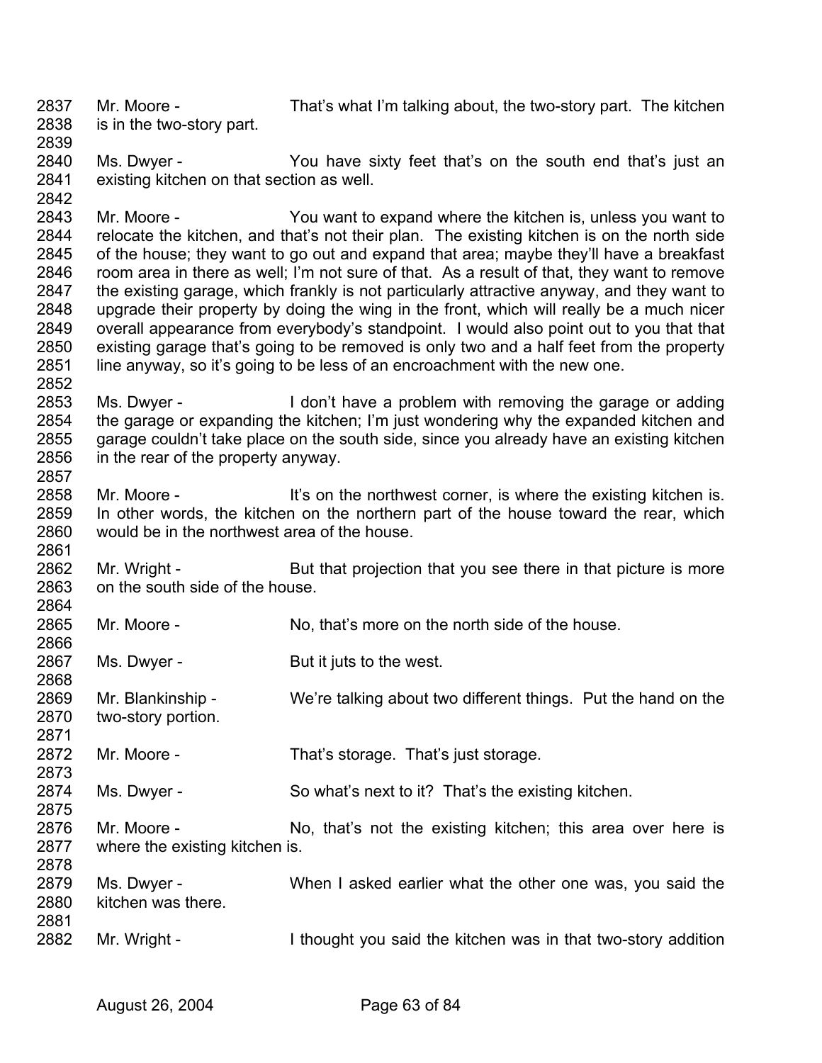2837 Mr. Moore - That's what I'm talking about, the two-story part. The kitchen
2838 is in the two-story part.
2839
2840 Ms. Dwyer - You have sixty feet that's on the south end that's just an
2841 existing kitchen on that section as well.
2842
2843 Mr. Moore - You want to expand where the kitchen is, unless you want to
2844 relocate the kitchen, and that's not their plan. The existing kitchen is on the north side
2845 of the house; they want to go out and expand that area; maybe they'll have a breakfast
2846 room area in there as well; I'm not sure of that. As a result of that, they want to remove
2847 the existing garage, which frankly is not particularly attractive anyway, and they want to
2848 upgrade their property by doing the wing in the front, which will really be a much nicer
2849 overall appearance from everybody's standpoint. I would also point out to you that that
2850 existing garage that's going to be removed is only two and a half feet from the property
2851 line anyway, so it's going to be less of an encroachment with the new one.
2852
2853 Ms. Dwyer - I don't have a problem with removing the garage or adding
2854 the garage or expanding the kitchen; I'm just wondering why the expanded kitchen and
2855 garage couldn't take place on the south side, since you already have an existing kitchen
2856 in the rear of the property anyway.
2857
2858 Mr. Moore - It's on the northwest corner, is where the existing kitchen is.
2859 In other words, the kitchen on the northern part of the house toward the rear, which
2860 would be in the northwest area of the house.
2861
2862 Mr. Wright - But that projection that you see there in that picture is more
2863 on the south side of the house.
2864
2865 Mr. Moore - No, that's more on the north side of the house.
2866
2867 Ms. Dwyer - But it juts to the west.
2868
2869 Mr. Blankinship - We're talking about two different things. Put the hand on the
2870 two-story portion.
2871
2872 Mr. Moore - That's storage. That's just storage.
2873
2874 Ms. Dwyer - So what's next to it? That's the existing kitchen.
2875
2876 Mr. Moore - No, that's not the existing kitchen; this area over here is
2877 where the existing kitchen is.
2878
2879 Ms. Dwyer - When I asked earlier what the other one was, you said the
2880 kitchen was there.
2881
2882 Mr. Wright - I thought you said the kitchen was in that two-story addition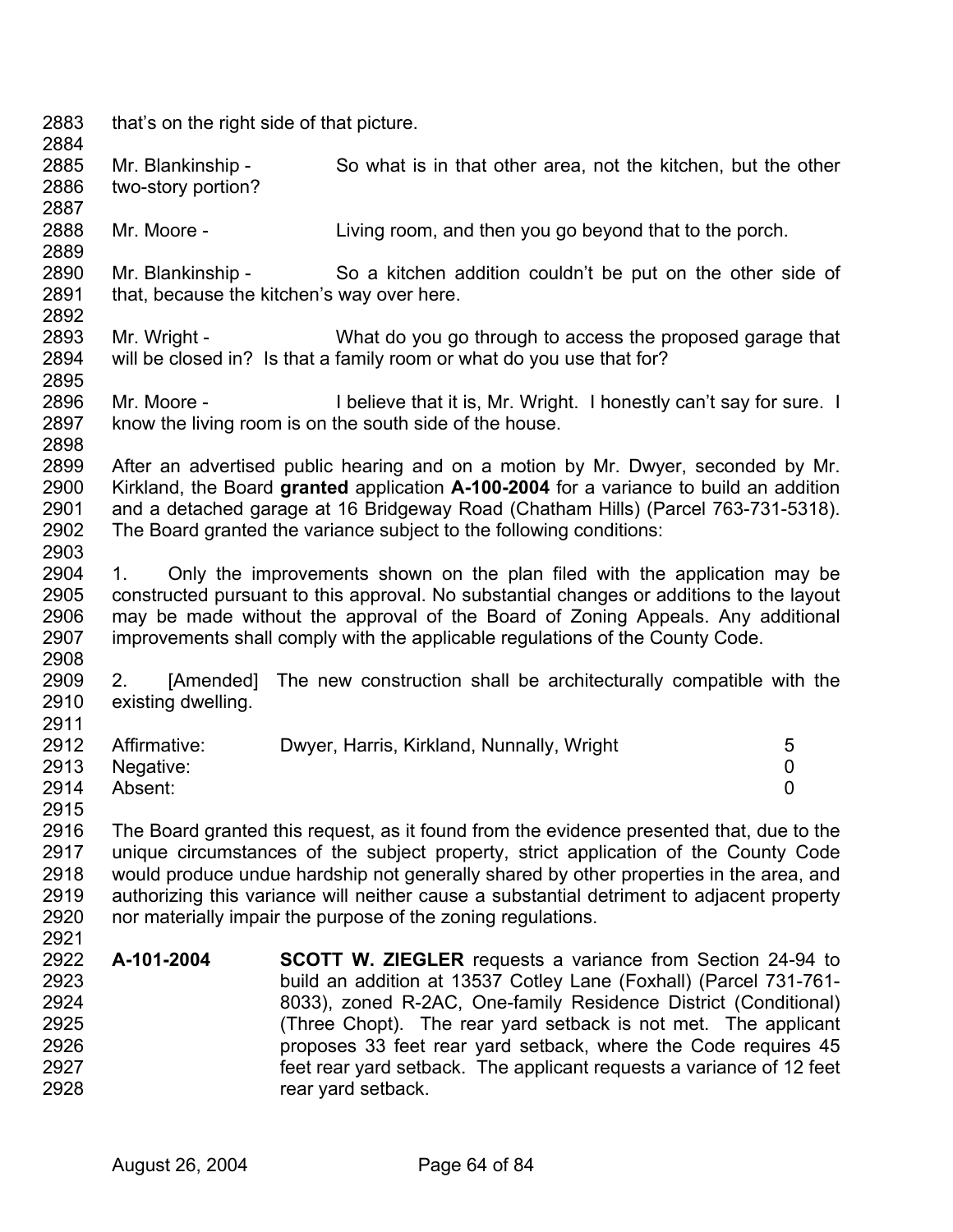that's on the right side of that picture.

Mr. Blankinship - So what is in that other area, not the kitchen, but the other two-story portion?

Mr. Moore - Living room, and then you go beyond that to the porch.

Mr. Blankinship - So a kitchen addition couldn't be put on the other side of that, because the kitchen's way over here.

Mr. Wright - What do you go through to access the proposed garage that will be closed in? Is that a family room or what do you use that for?

Mr. Moore - I believe that it is, Mr. Wright. I honestly can't say for sure. I know the living room is on the south side of the house.

After an advertised public hearing and on a motion by Mr. Dwyer, seconded by Mr. Kirkland, the Board **granted** application **A-100-2004** for a variance to build an addition and a detached garage at 16 Bridgeway Road (Chatham Hills) (Parcel 763-731-5318). The Board granted the variance subject to the following conditions:

1. Only the improvements shown on the plan filed with the application may be constructed pursuant to this approval. No substantial changes or additions to the layout may be made without the approval of the Board of Zoning Appeals. Any additional improvements shall comply with the applicable regulations of the County Code.

2. [Amended] The new construction shall be architecturally compatible with the existing dwelling.

| | | |
|---|---|---|
| Affirmative: | Dwyer, Harris, Kirkland, Nunnally, Wright | 5 |
| Negative: | | 0 |
| Absent: | | 0 |

The Board granted this request, as it found from the evidence presented that, due to the unique circumstances of the subject property, strict application of the County Code would produce undue hardship not generally shared by other properties in the area, and authorizing this variance will neither cause a substantial detriment to adjacent property nor materially impair the purpose of the zoning regulations.

**A-101-2004** **SCOTT W. ZIEGLER** requests a variance from Section 24-94 to build an addition at 13537 Cotley Lane (Foxhall) (Parcel 731-761-8033), zoned R-2AC, One-family Residence District (Conditional) (Three Chopt). The rear yard setback is not met. The applicant proposes 33 feet rear yard setback, where the Code requires 45 feet rear yard setback. The applicant requests a variance of 12 feet rear yard setback.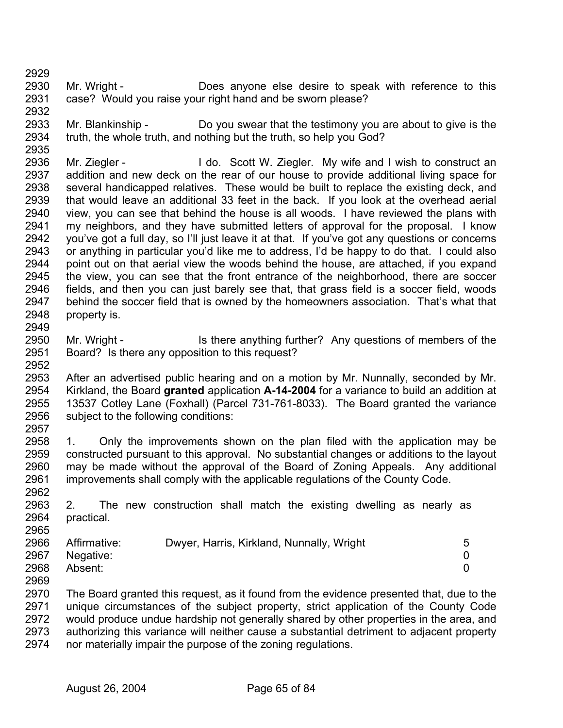Mr. Wright - Does anyone else desire to speak with reference to this case? Would you raise your right hand and be sworn please?

Mr. Blankinship - Do you swear that the testimony you are about to give is the truth, the whole truth, and nothing but the truth, so help you God?

Mr. Ziegler - I do. Scott W. Ziegler. My wife and I wish to construct an addition and new deck on the rear of our house to provide additional living space for several handicapped relatives. These would be built to replace the existing deck, and that would leave an additional 33 feet in the back. If you look at the overhead aerial view, you can see that behind the house is all woods. I have reviewed the plans with my neighbors, and they have submitted letters of approval for the proposal. I know you've got a full day, so I'll just leave it at that. If you've got any questions or concerns or anything in particular you'd like me to address, I'd be happy to do that. I could also point out on that aerial view the woods behind the house, are attached, if you expand the view, you can see that the front entrance of the neighborhood, there are soccer fields, and then you can just barely see that, that grass field is a soccer field, woods behind the soccer field that is owned by the homeowners association. That's what that property is.

Mr. Wright - Is there anything further? Any questions of members of the Board? Is there any opposition to this request?

After an advertised public hearing and on a motion by Mr. Nunnally, seconded by Mr. Kirkland, the Board **granted** application **A-14-2004** for a variance to build an addition at 13537 Cotley Lane (Foxhall) (Parcel 731-761-8033). The Board granted the variance subject to the following conditions:

1. Only the improvements shown on the plan filed with the application may be constructed pursuant to this approval. No substantial changes or additions to the layout may be made without the approval of the Board of Zoning Appeals. Any additional improvements shall comply with the applicable regulations of the County Code.

2. The new construction shall match the existing dwelling as nearly as practical.

| | | |
|---|---|---|
| Affirmative: | Dwyer, Harris, Kirkland, Nunnally, Wright | 5 |
| Negative: | | 0 |
| Absent: | | 0 |

The Board granted this request, as it found from the evidence presented that, due to the unique circumstances of the subject property, strict application of the County Code would produce undue hardship not generally shared by other properties in the area, and authorizing this variance will neither cause a substantial detriment to adjacent property nor materially impair the purpose of the zoning regulations.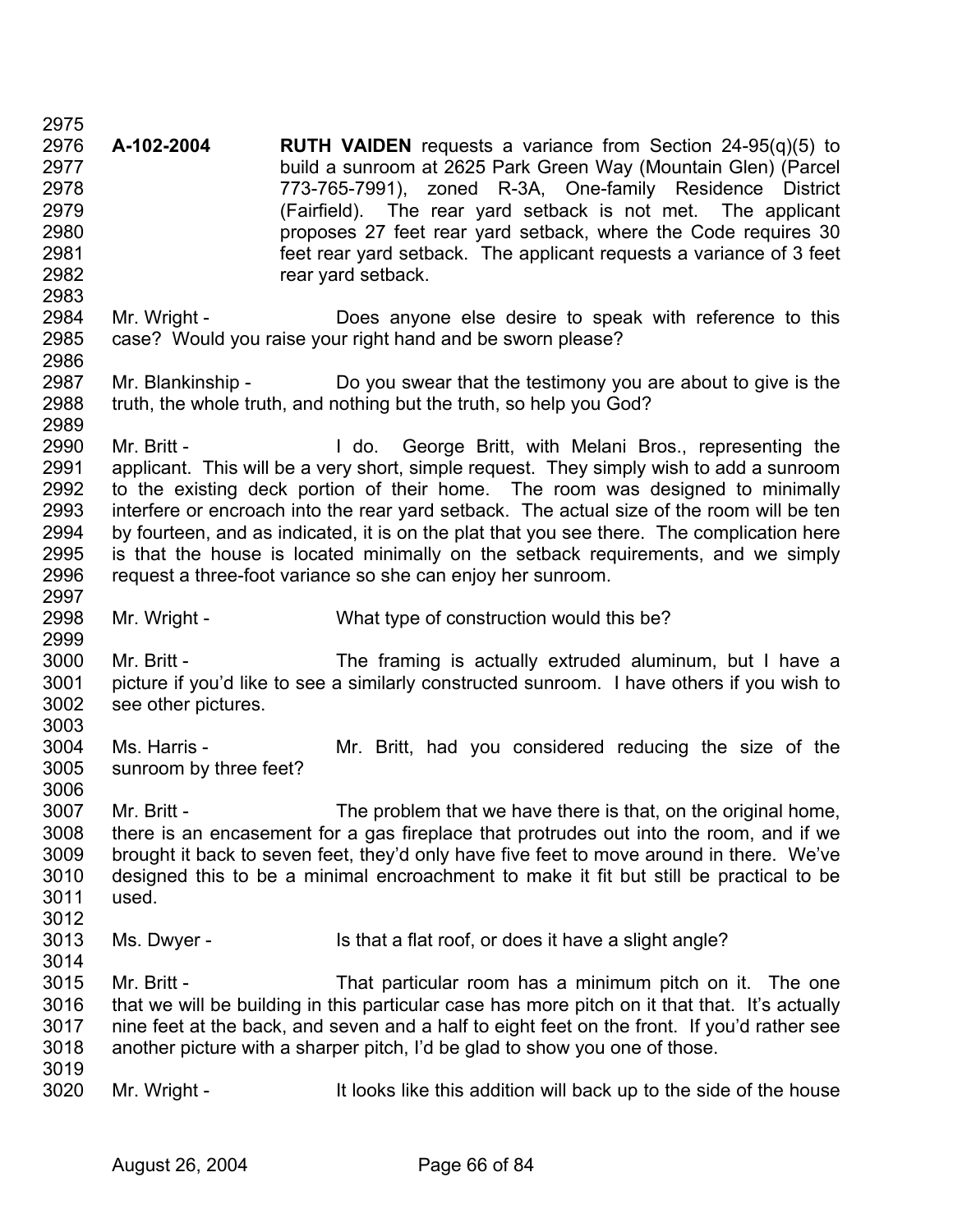**A-102-2004** **RUTH VAIDEN** requests a variance from Section 24-95(q)(5) to build a sunroom at 2625 Park Green Way (Mountain Glen) (Parcel 773-765-7991), zoned R-3A, One-family Residence District (Fairfield). The rear yard setback is not met. The applicant proposes 27 feet rear yard setback, where the Code requires 30 feet rear yard setback. The applicant requests a variance of 3 feet rear yard setback.

Mr. Wright - Does anyone else desire to speak with reference to this case? Would you raise your right hand and be sworn please?

Mr. Blankinship - Do you swear that the testimony you are about to give is the truth, the whole truth, and nothing but the truth, so help you God?

Mr. Britt - I do. George Britt, with Melani Bros., representing the applicant. This will be a very short, simple request. They simply wish to add a sunroom to the existing deck portion of their home. The room was designed to minimally interfere or encroach into the rear yard setback. The actual size of the room will be ten by fourteen, and as indicated, it is on the plat that you see there. The complication here is that the house is located minimally on the setback requirements, and we simply request a three-foot variance so she can enjoy her sunroom.

Mr. Wright - What type of construction would this be?

Mr. Britt - The framing is actually extruded aluminum, but I have a picture if you'd like to see a similarly constructed sunroom. I have others if you wish to see other pictures.

Ms. Harris - Mr. Britt, had you considered reducing the size of the sunroom by three feet?

Mr. Britt - The problem that we have there is that, on the original home, there is an encasement for a gas fireplace that protrudes out into the room, and if we brought it back to seven feet, they'd only have five feet to move around in there. We've designed this to be a minimal encroachment to make it fit but still be practical to be used.

Ms. Dwyer - Is that a flat roof, or does it have a slight angle?

Mr. Britt - That particular room has a minimum pitch on it. The one that we will be building in this particular case has more pitch on it that that. It's actually nine feet at the back, and seven and a half to eight feet on the front. If you'd rather see another picture with a sharper pitch, I'd be glad to show you one of those.

Mr. Wright - It looks like this addition will back up to the side of the house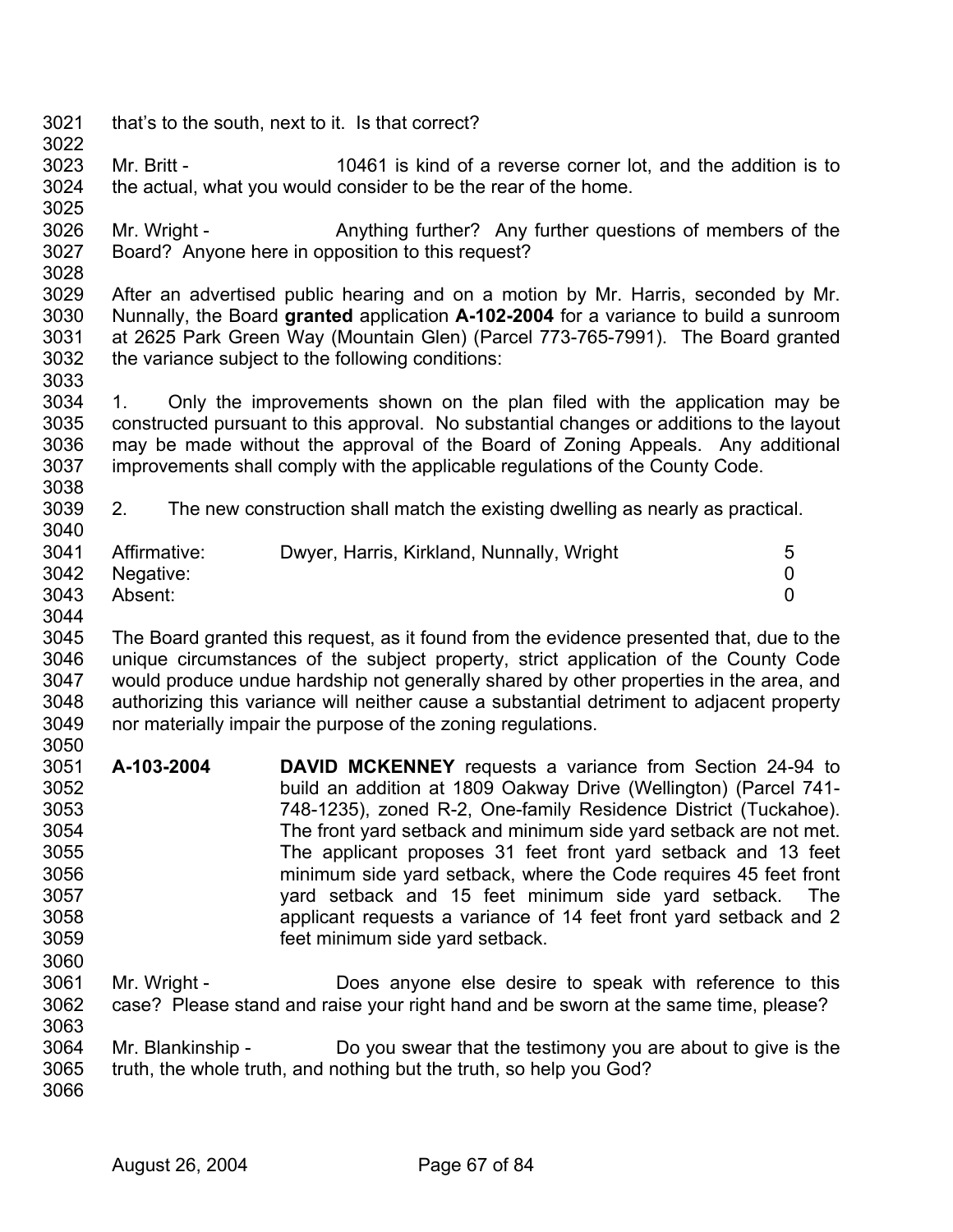that's to the south, next to it. Is that correct?

Mr. Britt - 10461 is kind of a reverse corner lot, and the addition is to the actual, what you would consider to be the rear of the home.

Mr. Wright - Anything further? Any further questions of members of the Board? Anyone here in opposition to this request?

After an advertised public hearing and on a motion by Mr. Harris, seconded by Mr. Nunnally, the Board **granted** application **A-102-2004** for a variance to build a sunroom at 2625 Park Green Way (Mountain Glen) (Parcel 773-765-7991). The Board granted the variance subject to the following conditions:

1. Only the improvements shown on the plan filed with the application may be constructed pursuant to this approval. No substantial changes or additions to the layout may be made without the approval of the Board of Zoning Appeals. Any additional improvements shall comply with the applicable regulations of the County Code.

2. The new construction shall match the existing dwelling as nearly as practical.

| | | |
|---|---|---|
| Affirmative: | Dwyer, Harris, Kirkland, Nunnally, Wright | 5 |
| Negative: | | 0 |
| Absent: | | 0 |

The Board granted this request, as it found from the evidence presented that, due to the unique circumstances of the subject property, strict application of the County Code would produce undue hardship not generally shared by other properties in the area, and authorizing this variance will neither cause a substantial detriment to adjacent property nor materially impair the purpose of the zoning regulations.

**A-103-2004** **DAVID MCKENNEY** requests a variance from Section 24-94 to build an addition at 1809 Oakway Drive (Wellington) (Parcel 741-748-1235), zoned R-2, One-family Residence District (Tuckahoe). The front yard setback and minimum side yard setback are not met. The applicant proposes 31 feet front yard setback and 13 feet minimum side yard setback, where the Code requires 45 feet front yard setback and 15 feet minimum side yard setback. The applicant requests a variance of 14 feet front yard setback and 2 feet minimum side yard setback.

Mr. Wright - Does anyone else desire to speak with reference to this case? Please stand and raise your right hand and be sworn at the same time, please?

Mr. Blankinship - Do you swear that the testimony you are about to give is the truth, the whole truth, and nothing but the truth, so help you God?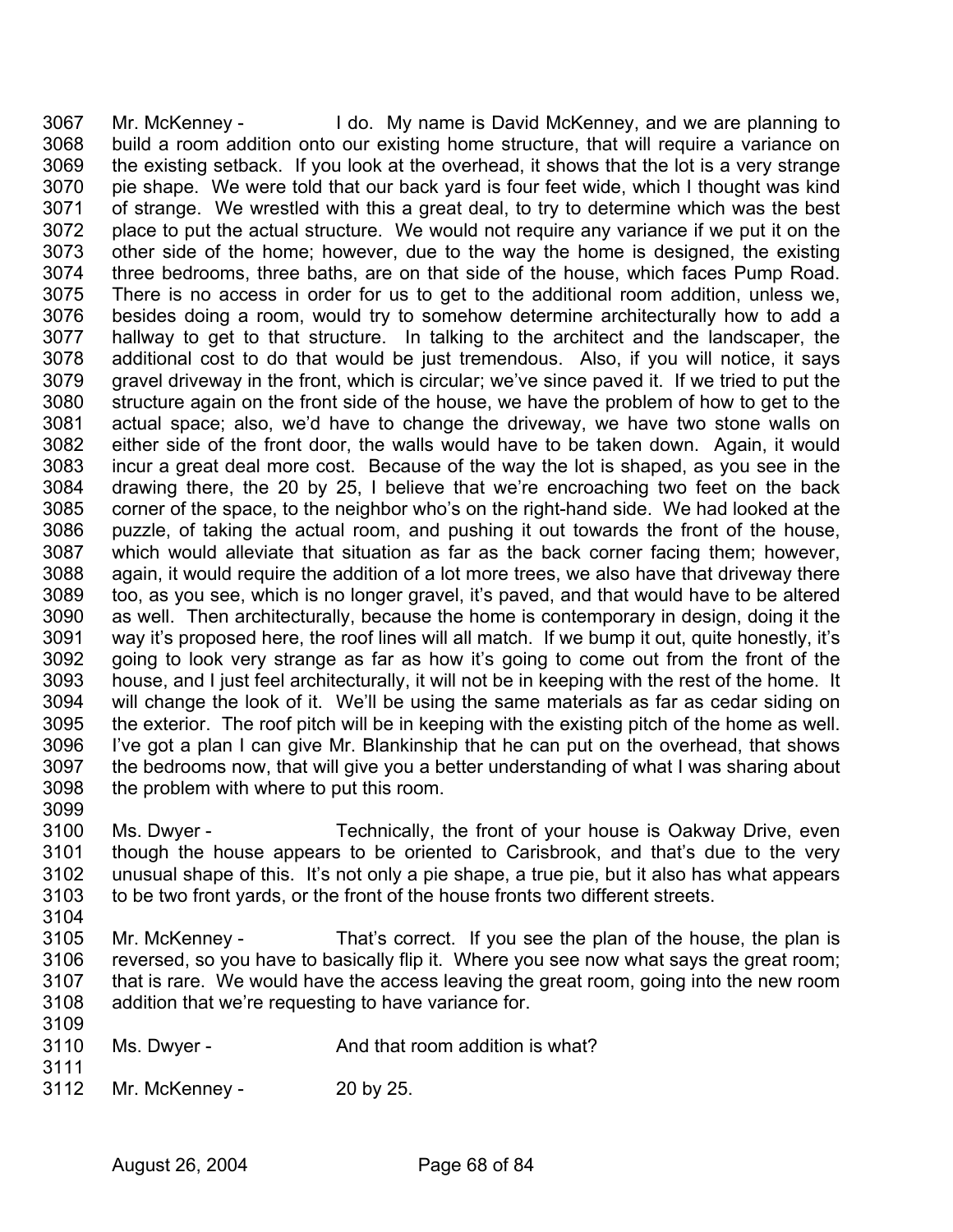Mr. McKenney - I do. My name is David McKenney, and we are planning to build a room addition onto our existing home structure, that will require a variance on the existing setback. If you look at the overhead, it shows that the lot is a very strange pie shape. We were told that our back yard is four feet wide, which I thought was kind of strange. We wrestled with this a great deal, to try to determine which was the best place to put the actual structure. We would not require any variance if we put it on the other side of the home; however, due to the way the home is designed, the existing three bedrooms, three baths, are on that side of the house, which faces Pump Road. There is no access in order for us to get to the additional room addition, unless we, besides doing a room, would try to somehow determine architecturally how to add a hallway to get to that structure. In talking to the architect and the landscaper, the additional cost to do that would be just tremendous. Also, if you will notice, it says gravel driveway in the front, which is circular; we've since paved it. If we tried to put the structure again on the front side of the house, we have the problem of how to get to the actual space; also, we'd have to change the driveway, we have two stone walls on either side of the front door, the walls would have to be taken down. Again, it would incur a great deal more cost. Because of the way the lot is shaped, as you see in the drawing there, the 20 by 25, I believe that we're encroaching two feet on the back corner of the space, to the neighbor who's on the right-hand side. We had looked at the puzzle, of taking the actual room, and pushing it out towards the front of the house, which would alleviate that situation as far as the back corner facing them; however, again, it would require the addition of a lot more trees, we also have that driveway there too, as you see, which is no longer gravel, it's paved, and that would have to be altered as well. Then architecturally, because the home is contemporary in design, doing it the way it's proposed here, the roof lines will all match. If we bump it out, quite honestly, it's going to look very strange as far as how it's going to come out from the front of the house, and I just feel architecturally, it will not be in keeping with the rest of the home. It will change the look of it. We'll be using the same materials as far as cedar siding on the exterior. The roof pitch will be in keeping with the existing pitch of the home as well. I've got a plan I can give Mr. Blankinship that he can put on the overhead, that shows the bedrooms now, that will give you a better understanding of what I was sharing about the problem with where to put this room.

Ms. Dwyer - Technically, the front of your house is Oakway Drive, even though the house appears to be oriented to Carisbrook, and that's due to the very unusual shape of this. It's not only a pie shape, a true pie, but it also has what appears to be two front yards, or the front of the house fronts two different streets.

Mr. McKenney - That's correct. If you see the plan of the house, the plan is reversed, so you have to basically flip it. Where you see now what says the great room; that is rare. We would have the access leaving the great room, going into the new room addition that we're requesting to have variance for.

Ms. Dwyer - And that room addition is what?

Mr. McKenney - 20 by 25.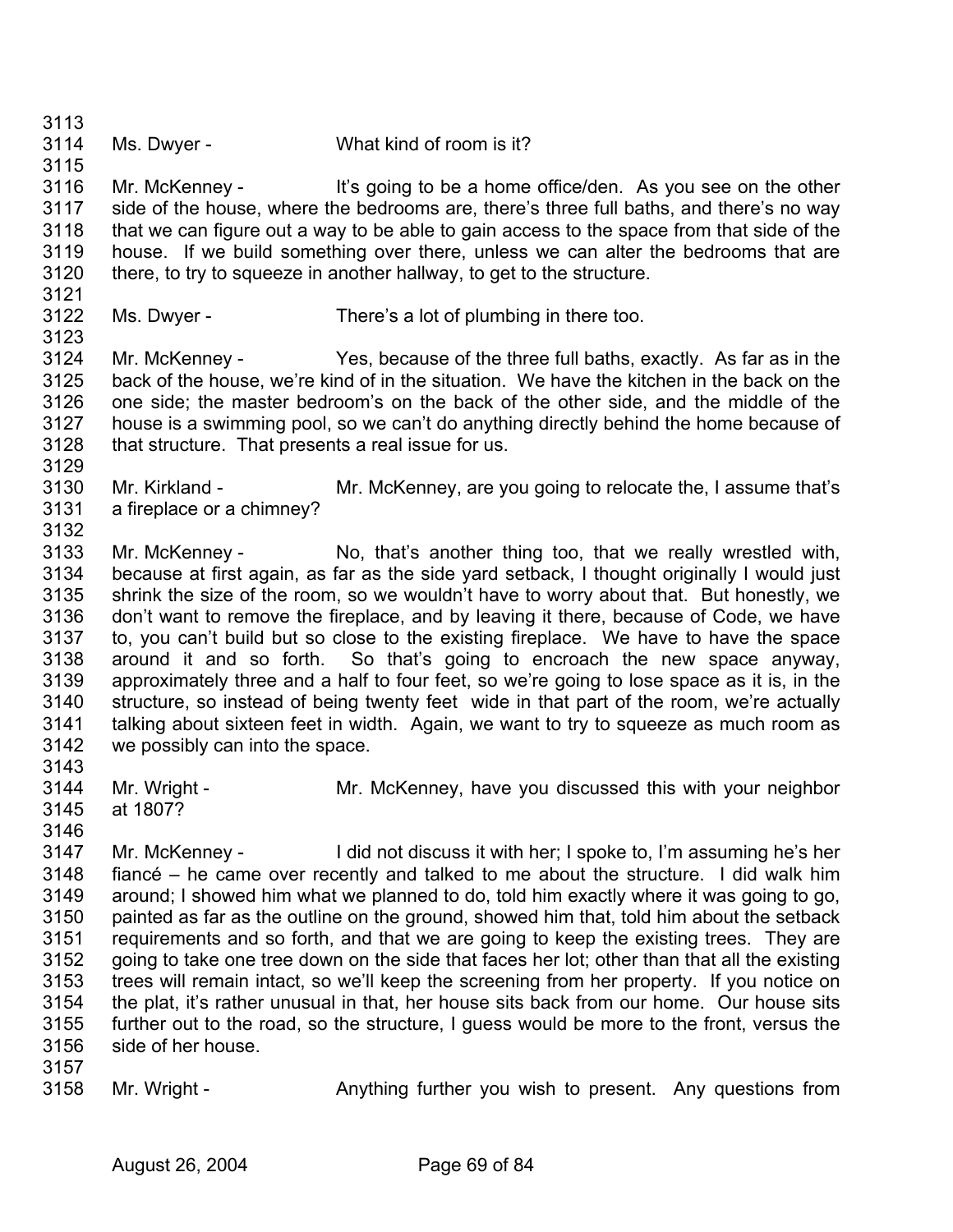Ms. Dwyer - What kind of room is it?

Mr. McKenney - It's going to be a home office/den. As you see on the other side of the house, where the bedrooms are, there's three full baths, and there's no way that we can figure out a way to be able to gain access to the space from that side of the house. If we build something over there, unless we can alter the bedrooms that are there, to try to squeeze in another hallway, to get to the structure.

Ms. Dwyer - There's a lot of plumbing in there too.

Mr. McKenney - Yes, because of the three full baths, exactly. As far as in the back of the house, we're kind of in the situation. We have the kitchen in the back on the one side; the master bedroom's on the back of the other side, and the middle of the house is a swimming pool, so we can't do anything directly behind the home because of that structure. That presents a real issue for us.

Mr. Kirkland - Mr. McKenney, are you going to relocate the, I assume that's a fireplace or a chimney?

Mr. McKenney - No, that's another thing too, that we really wrestled with, because at first again, as far as the side yard setback, I thought originally I would just shrink the size of the room, so we wouldn't have to worry about that. But honestly, we don't want to remove the fireplace, and by leaving it there, because of Code, we have to, you can't build but so close to the existing fireplace. We have to have the space around it and so forth. So that's going to encroach the new space anyway, approximately three and a half to four feet, so we're going to lose space as it is, in the structure, so instead of being twenty feet wide in that part of the room, we're actually talking about sixteen feet in width. Again, we want to try to squeeze as much room as we possibly can into the space.

Mr. Wright - Mr. McKenney, have you discussed this with your neighbor at 1807?

Mr. McKenney - I did not discuss it with her; I spoke to, I'm assuming he's her fiancé – he came over recently and talked to me about the structure. I did walk him around; I showed him what we planned to do, told him exactly where it was going to go, painted as far as the outline on the ground, showed him that, told him about the setback requirements and so forth, and that we are going to keep the existing trees. They are going to take one tree down on the side that faces her lot; other than that all the existing trees will remain intact, so we'll keep the screening from her property. If you notice on the plat, it's rather unusual in that, her house sits back from our home. Our house sits further out to the road, so the structure, I guess would be more to the front, versus the side of her house.

Mr. Wright - Anything further you wish to present. Any questions from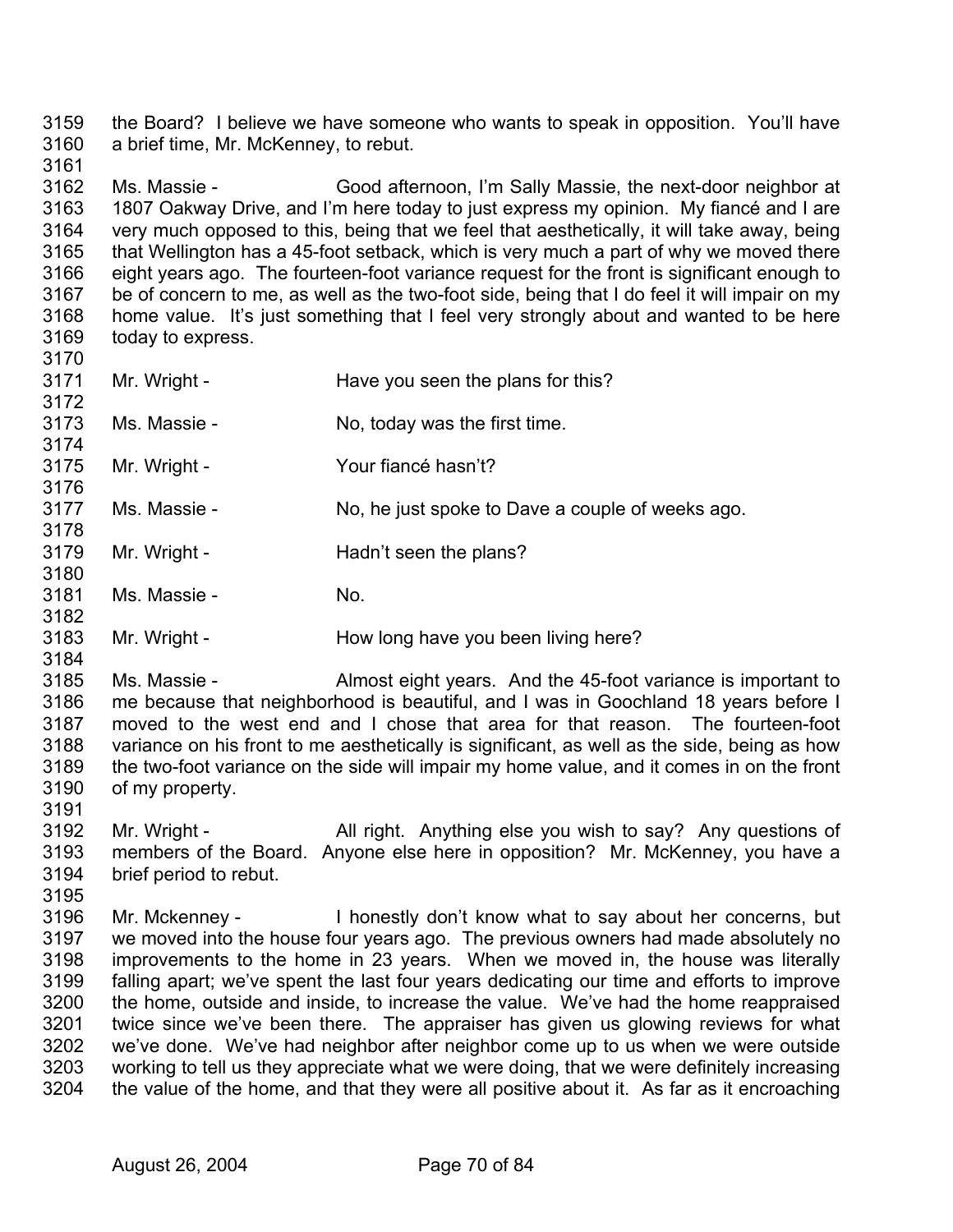the Board? I believe we have someone who wants to speak in opposition. You'll have a brief time, Mr. McKenney, to rebut.

Ms. Massie - Good afternoon, I'm Sally Massie, the next-door neighbor at 1807 Oakway Drive, and I'm here today to just express my opinion. My fiancé and I are very much opposed to this, being that we feel that aesthetically, it will take away, being that Wellington has a 45-foot setback, which is very much a part of why we moved there eight years ago. The fourteen-foot variance request for the front is significant enough to be of concern to me, as well as the two-foot side, being that I do feel it will impair on my home value. It's just something that I feel very strongly about and wanted to be here today to express.

Mr. Wright - Have you seen the plans for this?

Ms. Massie - No, today was the first time.

Mr. Wright - Your fiancé hasn't?

Ms. Massie - No, he just spoke to Dave a couple of weeks ago.

Mr. Wright - Hadn't seen the plans?

Ms. Massie - No.

Mr. Wright - How long have you been living here?

Ms. Massie - Almost eight years. And the 45-foot variance is important to me because that neighborhood is beautiful, and I was in Goochland 18 years before I moved to the west end and I chose that area for that reason. The fourteen-foot variance on his front to me aesthetically is significant, as well as the side, being as how the two-foot variance on the side will impair my home value, and it comes in on the front of my property.

Mr. Wright - All right. Anything else you wish to say? Any questions of members of the Board. Anyone else here in opposition? Mr. McKenney, you have a brief period to rebut.

Mr. Mckenney - I honestly don't know what to say about her concerns, but we moved into the house four years ago. The previous owners had made absolutely no improvements to the home in 23 years. When we moved in, the house was literally falling apart; we've spent the last four years dedicating our time and efforts to improve the home, outside and inside, to increase the value. We've had the home reappraised twice since we've been there. The appraiser has given us glowing reviews for what we've done. We've had neighbor after neighbor come up to us when we were outside working to tell us they appreciate what we were doing, that we were definitely increasing the value of the home, and that they were all positive about it. As far as it encroaching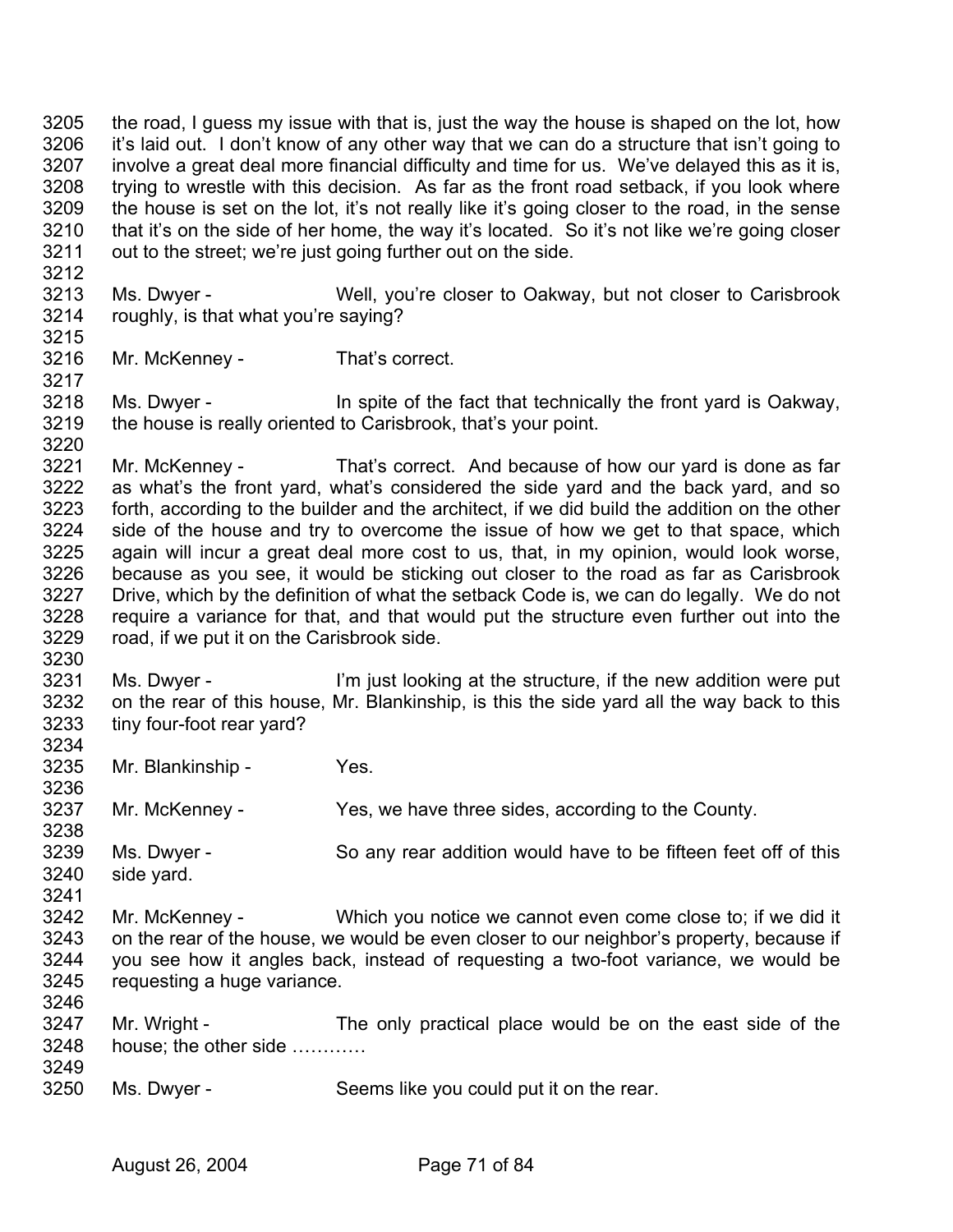the road, I guess my issue with that is, just the way the house is shaped on the lot, how it's laid out. I don't know of any other way that we can do a structure that isn't going to involve a great deal more financial difficulty and time for us. We've delayed this as it is, trying to wrestle with this decision. As far as the front road setback, if you look where the house is set on the lot, it's not really like it's going closer to the road, in the sense that it's on the side of her home, the way it's located. So it's not like we're going closer out to the street; we're just going further out on the side.

Ms. Dwyer - Well, you're closer to Oakway, but not closer to Carisbrook roughly, is that what you're saying?

Mr. McKenney - That's correct.

Ms. Dwyer - In spite of the fact that technically the front yard is Oakway, the house is really oriented to Carisbrook, that's your point.

Mr. McKenney - That's correct. And because of how our yard is done as far as what's the front yard, what's considered the side yard and the back yard, and so forth, according to the builder and the architect, if we did build the addition on the other side of the house and try to overcome the issue of how we get to that space, which again will incur a great deal more cost to us, that, in my opinion, would look worse, because as you see, it would be sticking out closer to the road as far as Carisbrook Drive, which by the definition of what the setback Code is, we can do legally. We do not require a variance for that, and that would put the structure even further out into the road, if we put it on the Carisbrook side.

Ms. Dwyer - I'm just looking at the structure, if the new addition were put on the rear of this house, Mr. Blankinship, is this the side yard all the way back to this tiny four-foot rear yard?

Mr. Blankinship - Yes.

Mr. McKenney - Yes, we have three sides, according to the County.

Ms. Dwyer - So any rear addition would have to be fifteen feet off of this side yard.

Mr. McKenney - Which you notice we cannot even come close to; if we did it on the rear of the house, we would be even closer to our neighbor's property, because if you see how it angles back, instead of requesting a two-foot variance, we would be requesting a huge variance.

Mr. Wright - The only practical place would be on the east side of the house; the other side …………

Ms. Dwyer - Seems like you could put it on the rear.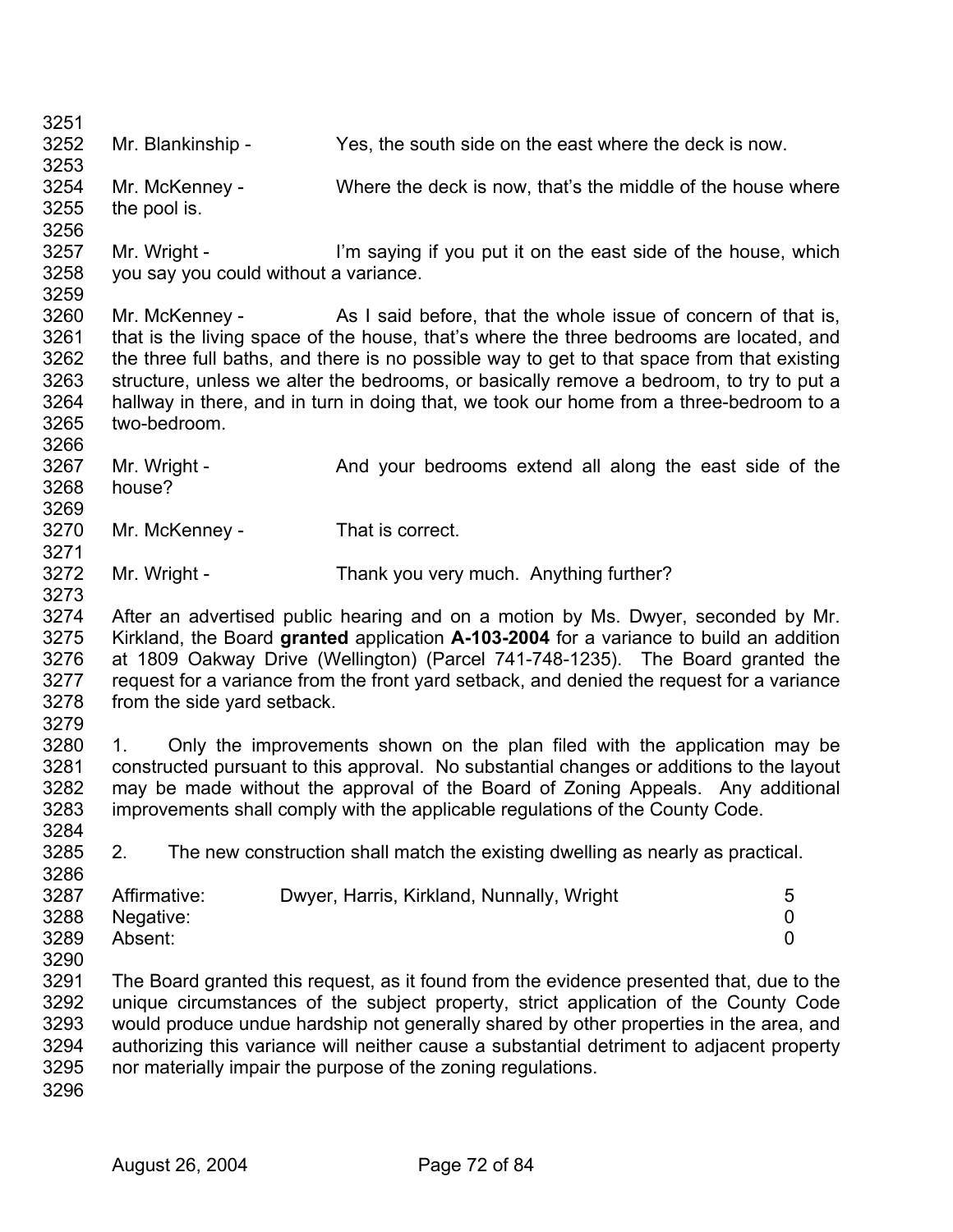Mr. Blankinship - Yes, the south side on the east where the deck is now.

Mr. McKenney - Where the deck is now, that's the middle of the house where the pool is.

Mr. Wright - I'm saying if you put it on the east side of the house, which you say you could without a variance.

Mr. McKenney - As I said before, that the whole issue of concern of that is, that is the living space of the house, that's where the three bedrooms are located, and the three full baths, and there is no possible way to get to that space from that existing structure, unless we alter the bedrooms, or basically remove a bedroom, to try to put a hallway in there, and in turn in doing that, we took our home from a three-bedroom to a two-bedroom.

Mr. Wright - And your bedrooms extend all along the east side of the house?

Mr. McKenney - That is correct.

Mr. Wright - Thank you very much. Anything further?

After an advertised public hearing and on a motion by Ms. Dwyer, seconded by Mr. Kirkland, the Board **granted** application **A-103-2004** for a variance to build an addition at 1809 Oakway Drive (Wellington) (Parcel 741-748-1235). The Board granted the request for a variance from the front yard setback, and denied the request for a variance from the side yard setback.

1. Only the improvements shown on the plan filed with the application may be constructed pursuant to this approval. No substantial changes or additions to the layout may be made without the approval of the Board of Zoning Appeals. Any additional improvements shall comply with the applicable regulations of the County Code.

2. The new construction shall match the existing dwelling as nearly as practical.

| | | |
|---|---|---|
| Affirmative: | Dwyer, Harris, Kirkland, Nunnally, Wright | 5 |
| Negative: | | 0 |
| Absent: | | 0 |

The Board granted this request, as it found from the evidence presented that, due to the unique circumstances of the subject property, strict application of the County Code would produce undue hardship not generally shared by other properties in the area, and authorizing this variance will neither cause a substantial detriment to adjacent property nor materially impair the purpose of the zoning regulations.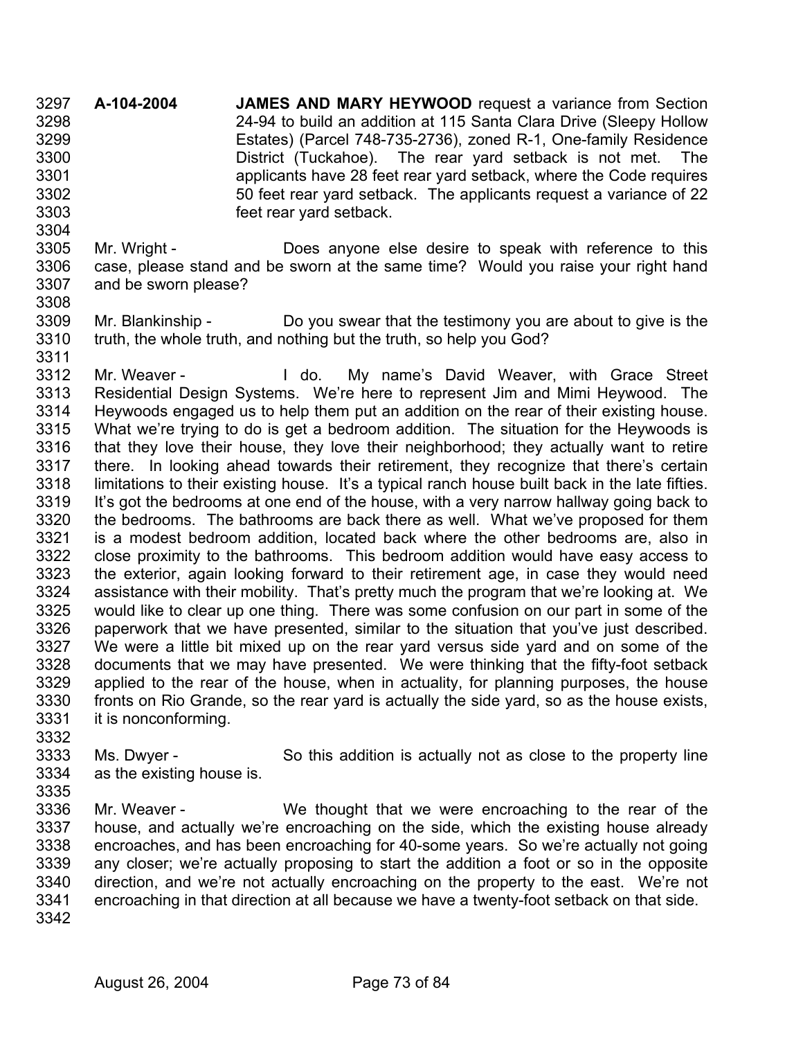**A-104-2004** **JAMES AND MARY HEYWOOD** request a variance from Section 24-94 to build an addition at 115 Santa Clara Drive (Sleepy Hollow Estates) (Parcel 748-735-2736), zoned R-1, One-family Residence District (Tuckahoe). The rear yard setback is not met. The applicants have 28 feet rear yard setback, where the Code requires 50 feet rear yard setback. The applicants request a variance of 22 feet rear yard setback.

Mr. Wright - Does anyone else desire to speak with reference to this case, please stand and be sworn at the same time? Would you raise your right hand and be sworn please?

Mr. Blankinship - Do you swear that the testimony you are about to give is the truth, the whole truth, and nothing but the truth, so help you God?

Mr. Weaver - I do. My name's David Weaver, with Grace Street Residential Design Systems. We're here to represent Jim and Mimi Heywood. The Heywoods engaged us to help them put an addition on the rear of their existing house. What we're trying to do is get a bedroom addition. The situation for the Heywoods is that they love their house, they love their neighborhood; they actually want to retire there. In looking ahead towards their retirement, they recognize that there's certain limitations to their existing house. It's a typical ranch house built back in the late fifties. It's got the bedrooms at one end of the house, with a very narrow hallway going back to the bedrooms. The bathrooms are back there as well. What we've proposed for them is a modest bedroom addition, located back where the other bedrooms are, also in close proximity to the bathrooms. This bedroom addition would have easy access to the exterior, again looking forward to their retirement age, in case they would need assistance with their mobility. That's pretty much the program that we're looking at. We would like to clear up one thing. There was some confusion on our part in some of the paperwork that we have presented, similar to the situation that you've just described. We were a little bit mixed up on the rear yard versus side yard and on some of the documents that we may have presented. We were thinking that the fifty-foot setback applied to the rear of the house, when in actuality, for planning purposes, the house fronts on Rio Grande, so the rear yard is actually the side yard, so as the house exists, it is nonconforming.

Ms. Dwyer - So this addition is actually not as close to the property line as the existing house is.

Mr. Weaver - We thought that we were encroaching to the rear of the house, and actually we're encroaching on the side, which the existing house already encroaches, and has been encroaching for 40-some years. So we're actually not going any closer; we're actually proposing to start the addition a foot or so in the opposite direction, and we're not actually encroaching on the property to the east. We're not encroaching in that direction at all because we have a twenty-foot setback on that side.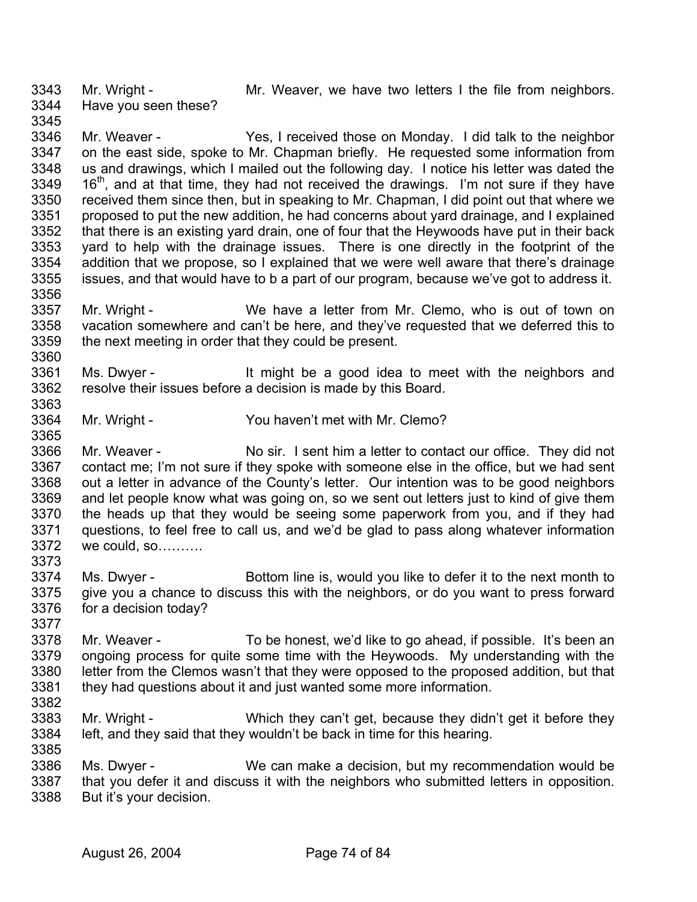3343 Mr. Wright - Mr. Weaver, we have two letters I the file from neighbors.
3344 Have you seen these?
3345
3346 Mr. Weaver - Yes, I received those on Monday. I did talk to the neighbor
3347 on the east side, spoke to Mr. Chapman briefly. He requested some information from
3348 us and drawings, which I mailed out the following day. I notice his letter was dated the
3349 16th, and at that time, they had not received the drawings. I'm not sure if they have
3350 received them since then, but in speaking to Mr. Chapman, I did point out that where we
3351 proposed to put the new addition, he had concerns about yard drainage, and I explained
3352 that there is an existing yard drain, one of four that the Heywoods have put in their back
3353 yard to help with the drainage issues. There is one directly in the footprint of the
3354 addition that we propose, so I explained that we were well aware that there's drainage
3355 issues, and that would have to b a part of our program, because we've got to address it.
3356
3357 Mr. Wright - We have a letter from Mr. Clemo, who is out of town on
3358 vacation somewhere and can't be here, and they've requested that we deferred this to
3359 the next meeting in order that they could be present.
3360
3361 Ms. Dwyer - It might be a good idea to meet with the neighbors and
3362 resolve their issues before a decision is made by this Board.
3363
3364 Mr. Wright - You haven't met with Mr. Clemo?
3365
3366 Mr. Weaver - No sir. I sent him a letter to contact our office. They did not
3367 contact me; I'm not sure if they spoke with someone else in the office, but we had sent
3368 out a letter in advance of the County's letter. Our intention was to be good neighbors
3369 and let people know what was going on, so we sent out letters just to kind of give them
3370 the heads up that they would be seeing some paperwork from you, and if they had
3371 questions, to feel free to call us, and we'd be glad to pass along whatever information
3372 we could, so……….
3373
3374 Ms. Dwyer - Bottom line is, would you like to defer it to the next month to
3375 give you a chance to discuss this with the neighbors, or do you want to press forward
3376 for a decision today?
3377
3378 Mr. Weaver - To be honest, we'd like to go ahead, if possible. It's been an
3379 ongoing process for quite some time with the Heywoods. My understanding with the
3380 letter from the Clemos wasn't that they were opposed to the proposed addition, but that
3381 they had questions about it and just wanted some more information.
3382
3383 Mr. Wright - Which they can't get, because they didn't get it before they
3384 left, and they said that they wouldn't be back in time for this hearing.
3385
3386 Ms. Dwyer - We can make a decision, but my recommendation would be
3387 that you defer it and discuss it with the neighbors who submitted letters in opposition.
3388 But it's your decision.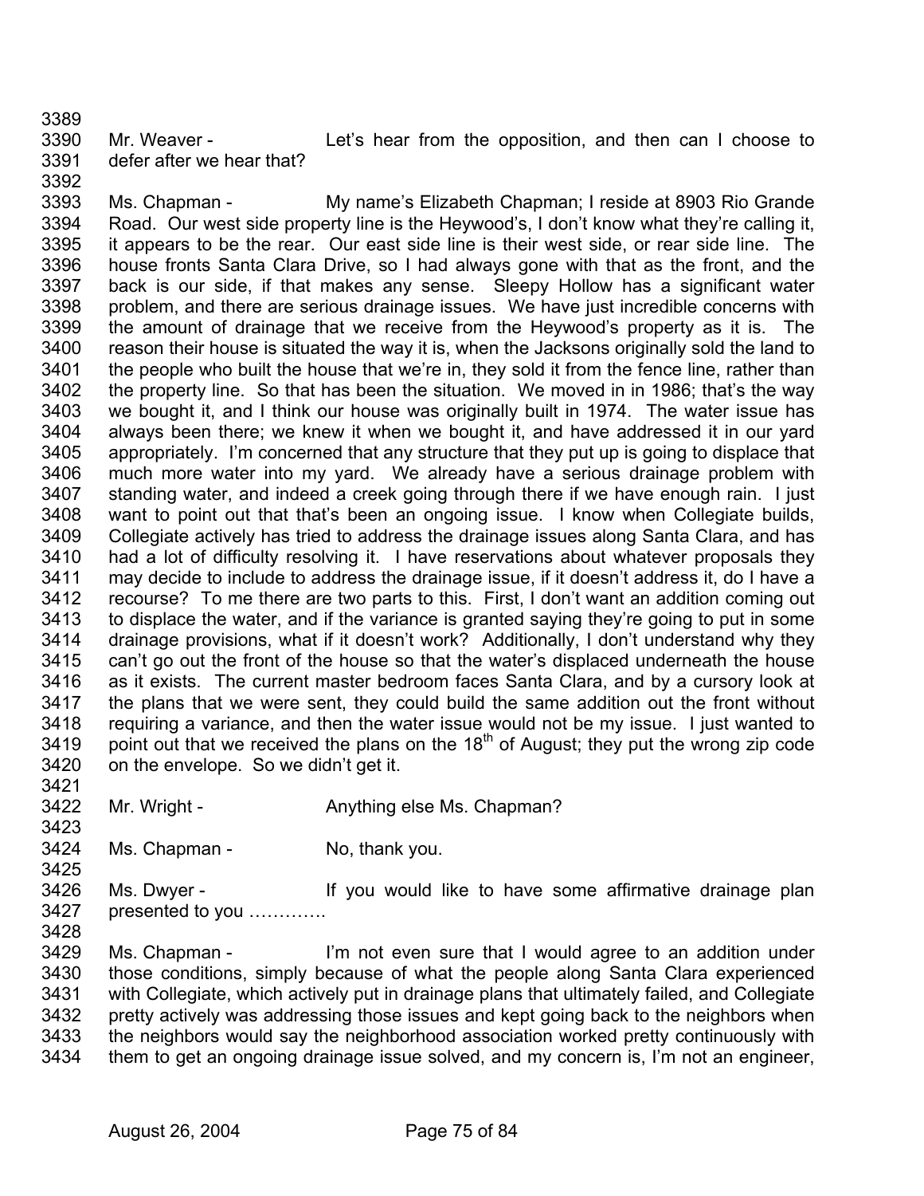Mr. Weaver - Let's hear from the opposition, and then can I choose to defer after we hear that?

Ms. Chapman - My name's Elizabeth Chapman; I reside at 8903 Rio Grande Road. Our west side property line is the Heywood's, I don't know what they're calling it, it appears to be the rear. Our east side line is their west side, or rear side line. The house fronts Santa Clara Drive, so I had always gone with that as the front, and the back is our side, if that makes any sense. Sleepy Hollow has a significant water problem, and there are serious drainage issues. We have just incredible concerns with the amount of drainage that we receive from the Heywood's property as it is. The reason their house is situated the way it is, when the Jacksons originally sold the land to the people who built the house that we're in, they sold it from the fence line, rather than the property line. So that has been the situation. We moved in in 1986; that's the way we bought it, and I think our house was originally built in 1974. The water issue has always been there; we knew it when we bought it, and have addressed it in our yard appropriately. I'm concerned that any structure that they put up is going to displace that much more water into my yard. We already have a serious drainage problem with standing water, and indeed a creek going through there if we have enough rain. I just want to point out that that's been an ongoing issue. I know when Collegiate builds, Collegiate actively has tried to address the drainage issues along Santa Clara, and has had a lot of difficulty resolving it. I have reservations about whatever proposals they may decide to include to address the drainage issue, if it doesn't address it, do I have a recourse? To me there are two parts to this. First, I don't want an addition coming out to displace the water, and if the variance is granted saying they're going to put in some drainage provisions, what if it doesn't work? Additionally, I don't understand why they can't go out the front of the house so that the water's displaced underneath the house as it exists. The current master bedroom faces Santa Clara, and by a cursory look at the plans that we were sent, they could build the same addition out the front without requiring a variance, and then the water issue would not be my issue. I just wanted to point out that we received the plans on the 18th of August; they put the wrong zip code on the envelope. So we didn't get it.

Mr. Wright - Anything else Ms. Chapman?

Ms. Chapman - No, thank you.

Ms. Dwyer - If you would like to have some affirmative drainage plan presented to you ………….

Ms. Chapman - I'm not even sure that I would agree to an addition under those conditions, simply because of what the people along Santa Clara experienced with Collegiate, which actively put in drainage plans that ultimately failed, and Collegiate pretty actively was addressing those issues and kept going back to the neighbors when the neighbors would say the neighborhood association worked pretty continuously with them to get an ongoing drainage issue solved, and my concern is, I'm not an engineer,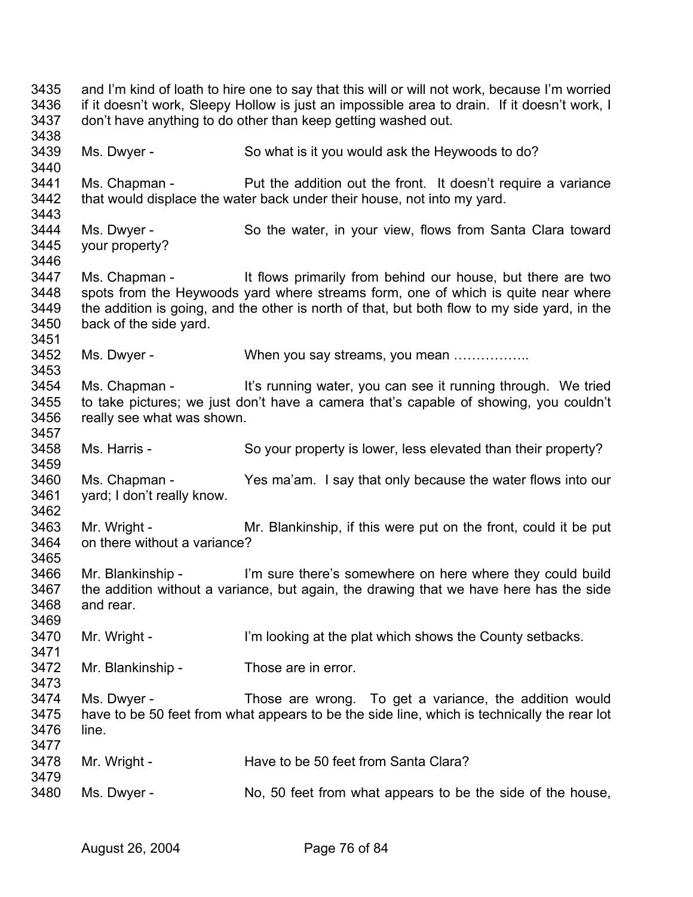3435 and I'm kind of loath to hire one to say that this will or will not work, because I'm worried
3436 if it doesn't work, Sleepy Hollow is just an impossible area to drain. If it doesn't work, I
3437 don't have anything to do other than keep getting washed out.
3438
3439 Ms. Dwyer - So what is it you would ask the Heywoods to do?
3440
3441 Ms. Chapman - Put the addition out the front. It doesn't require a variance
3442 that would displace the water back under their house, not into my yard.
3443
3444 Ms. Dwyer - So the water, in your view, flows from Santa Clara toward
3445 your property?
3446
3447 Ms. Chapman - It flows primarily from behind our house, but there are two
3448 spots from the Heywoods yard where streams form, one of which is quite near where
3449 the addition is going, and the other is north of that, but both flow to my side yard, in the
3450 back of the side yard.
3451
3452 Ms. Dwyer - When you say streams, you mean ……………..
3453
3454 Ms. Chapman - It's running water, you can see it running through. We tried
3455 to take pictures; we just don't have a camera that's capable of showing, you couldn't
3456 really see what was shown.
3457
3458 Ms. Harris - So your property is lower, less elevated than their property?
3459
3460 Ms. Chapman - Yes ma'am. I say that only because the water flows into our
3461 yard; I don't really know.
3462
3463 Mr. Wright - Mr. Blankinship, if this were put on the front, could it be put
3464 on there without a variance?
3465
3466 Mr. Blankinship - I'm sure there's somewhere on here where they could build
3467 the addition without a variance, but again, the drawing that we have here has the side
3468 and rear.
3469
3470 Mr. Wright - I'm looking at the plat which shows the County setbacks.
3471
3472 Mr. Blankinship - Those are in error.
3473
3474 Ms. Dwyer - Those are wrong. To get a variance, the addition would
3475 have to be 50 feet from what appears to be the side line, which is technically the rear lot
3476 line.
3477
3478 Mr. Wright - Have to be 50 feet from Santa Clara?
3479
3480 Ms. Dwyer - No, 50 feet from what appears to be the side of the house,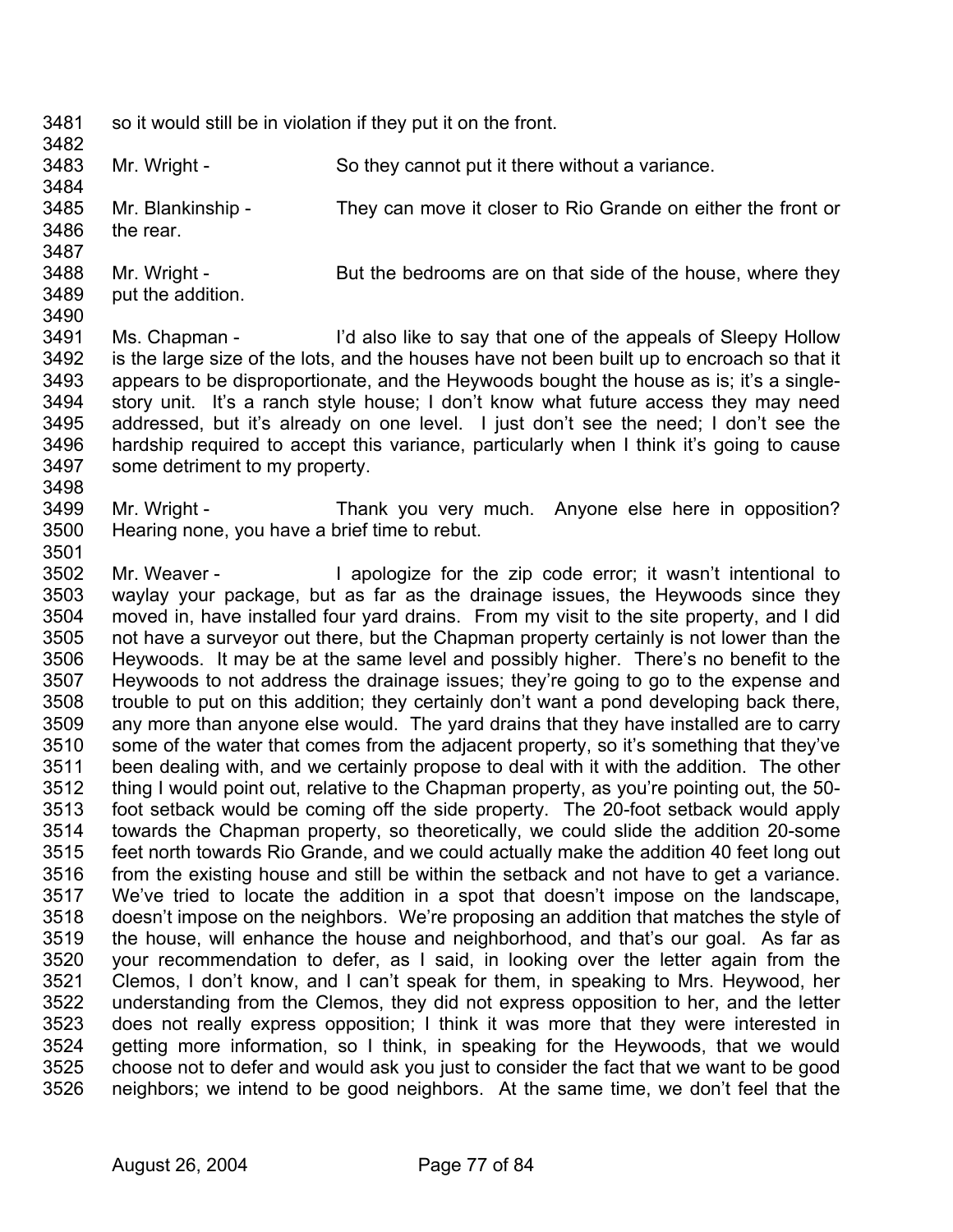so it would still be in violation if they put it on the front.

Mr. Wright - So they cannot put it there without a variance.

Mr. Blankinship - They can move it closer to Rio Grande on either the front or the rear.

Mr. Wright - But the bedrooms are on that side of the house, where they put the addition.

Ms. Chapman - I'd also like to say that one of the appeals of Sleepy Hollow is the large size of the lots, and the houses have not been built up to encroach so that it appears to be disproportionate, and the Heywoods bought the house as is; it's a single-story unit. It's a ranch style house; I don't know what future access they may need addressed, but it's already on one level. I just don't see the need; I don't see the hardship required to accept this variance, particularly when I think it's going to cause some detriment to my property.

Mr. Wright - Thank you very much. Anyone else here in opposition? Hearing none, you have a brief time to rebut.

Mr. Weaver - I apologize for the zip code error; it wasn't intentional to waylay your package, but as far as the drainage issues, the Heywoods since they moved in, have installed four yard drains. From my visit to the site property, and I did not have a surveyor out there, but the Chapman property certainly is not lower than the Heywoods. It may be at the same level and possibly higher. There's no benefit to the Heywoods to not address the drainage issues; they're going to go to the expense and trouble to put on this addition; they certainly don't want a pond developing back there, any more than anyone else would. The yard drains that they have installed are to carry some of the water that comes from the adjacent property, so it's something that they've been dealing with, and we certainly propose to deal with it with the addition. The other thing I would point out, relative to the Chapman property, as you're pointing out, the 50-foot setback would be coming off the side property. The 20-foot setback would apply towards the Chapman property, so theoretically, we could slide the addition 20-some feet north towards Rio Grande, and we could actually make the addition 40 feet long out from the existing house and still be within the setback and not have to get a variance. We've tried to locate the addition in a spot that doesn't impose on the landscape, doesn't impose on the neighbors. We're proposing an addition that matches the style of the house, will enhance the house and neighborhood, and that's our goal. As far as your recommendation to defer, as I said, in looking over the letter again from the Clemos, I don't know, and I can't speak for them, in speaking to Mrs. Heywood, her understanding from the Clemos, they did not express opposition to her, and the letter does not really express opposition; I think it was more that they were interested in getting more information, so I think, in speaking for the Heywoods, that we would choose not to defer and would ask you just to consider the fact that we want to be good neighbors; we intend to be good neighbors. At the same time, we don't feel that the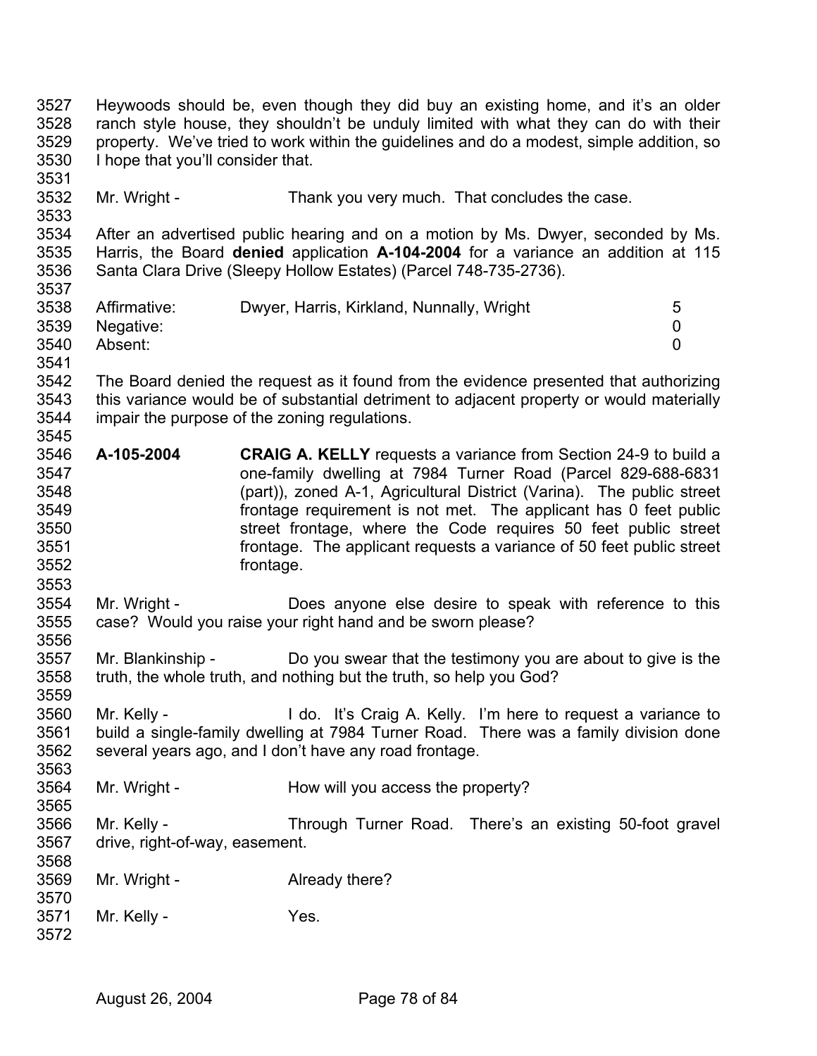Heywoods should be, even though they did buy an existing home, and it's an older ranch style house, they shouldn't be unduly limited with what they can do with their property. We've tried to work within the guidelines and do a modest, simple addition, so I hope that you'll consider that.

Mr. Wright - Thank you very much. That concludes the case.

After an advertised public hearing and on a motion by Ms. Dwyer, seconded by Ms. Harris, the Board **denied** application **A-104-2004** for a variance an addition at 115 Santa Clara Drive (Sleepy Hollow Estates) (Parcel 748-735-2736).

| | | |
|---|---|---|
| Affirmative: | Dwyer, Harris, Kirkland, Nunnally, Wright | 5 |
| Negative: | | 0 |
| Absent: | | 0 |

The Board denied the request as it found from the evidence presented that authorizing this variance would be of substantial detriment to adjacent property or would materially impair the purpose of the zoning regulations.

**A-105-2004** **CRAIG A. KELLY** requests a variance from Section 24-9 to build a one-family dwelling at 7984 Turner Road (Parcel 829-688-6831 (part)), zoned A-1, Agricultural District (Varina). The public street frontage requirement is not met. The applicant has 0 feet public street frontage, where the Code requires 50 feet public street frontage. The applicant requests a variance of 50 feet public street frontage.

Mr. Wright - Does anyone else desire to speak with reference to this case? Would you raise your right hand and be sworn please?

Mr. Blankinship - Do you swear that the testimony you are about to give is the truth, the whole truth, and nothing but the truth, so help you God?

Mr. Kelly - I do. It's Craig A. Kelly. I'm here to request a variance to build a single-family dwelling at 7984 Turner Road. There was a family division done several years ago, and I don't have any road frontage.

Mr. Wright - How will you access the property?

Mr. Kelly - Through Turner Road. There's an existing 50-foot gravel drive, right-of-way, easement.

Mr. Wright - Already there?

Mr. Kelly - Yes.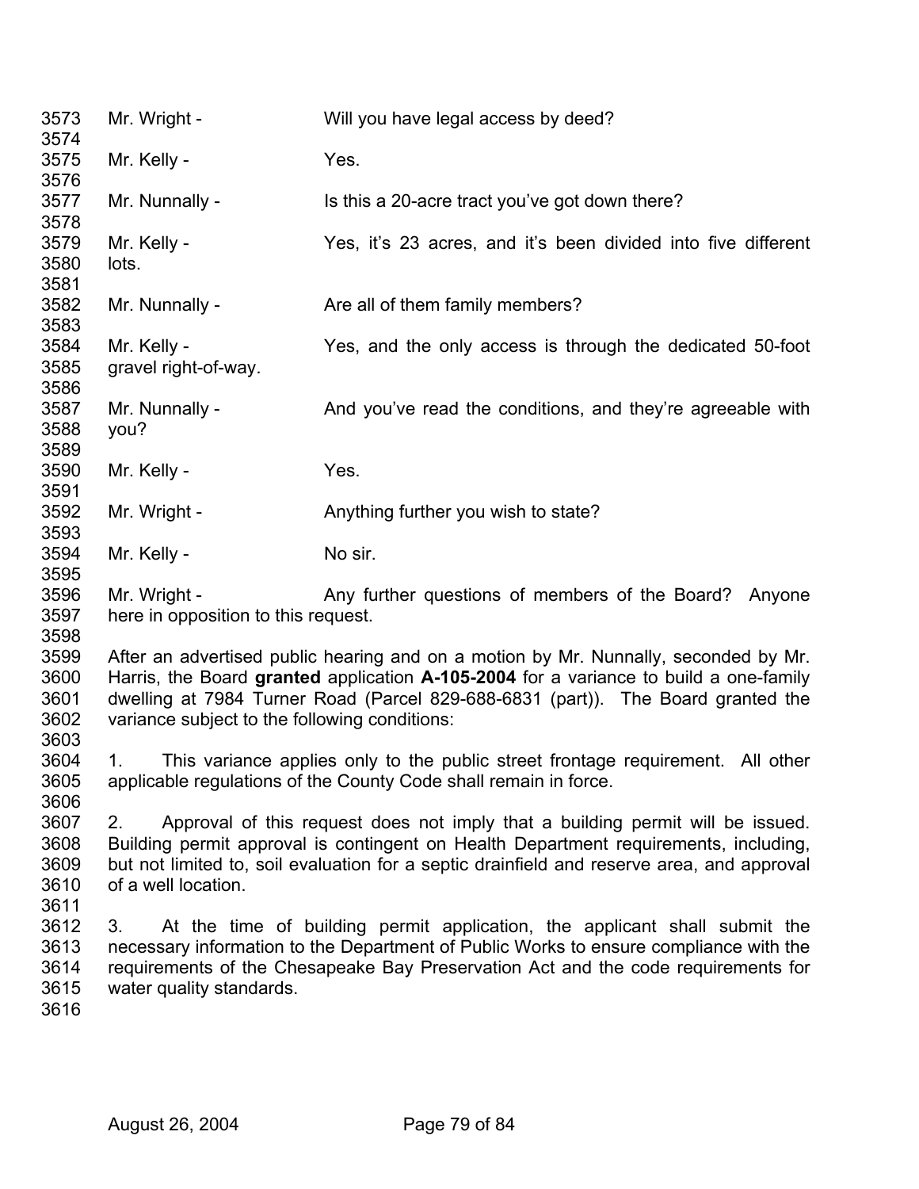Mr. Wright - Will you have legal access by deed?

Mr. Kelly - Yes.

Mr. Nunnally - Is this a 20-acre tract you've got down there?

Mr. Kelly - Yes, it's 23 acres, and it's been divided into five different lots.

Mr. Nunnally - Are all of them family members?

Mr. Kelly - Yes, and the only access is through the dedicated 50-foot gravel right-of-way.

Mr. Nunnally - And you've read the conditions, and they're agreeable with you?

Mr. Kelly - Yes.

Mr. Wright - Anything further you wish to state?

Mr. Kelly - No sir.

Mr. Wright - Any further questions of members of the Board? Anyone here in opposition to this request.

After an advertised public hearing and on a motion by Mr. Nunnally, seconded by Mr. Harris, the Board **granted** application **A-105-2004** for a variance to build a one-family dwelling at 7984 Turner Road (Parcel 829-688-6831 (part)). The Board granted the variance subject to the following conditions:

1. This variance applies only to the public street frontage requirement. All other applicable regulations of the County Code shall remain in force.

2. Approval of this request does not imply that a building permit will be issued. Building permit approval is contingent on Health Department requirements, including, but not limited to, soil evaluation for a septic drainfield and reserve area, and approval of a well location.

3. At the time of building permit application, the applicant shall submit the necessary information to the Department of Public Works to ensure compliance with the requirements of the Chesapeake Bay Preservation Act and the code requirements for water quality standards.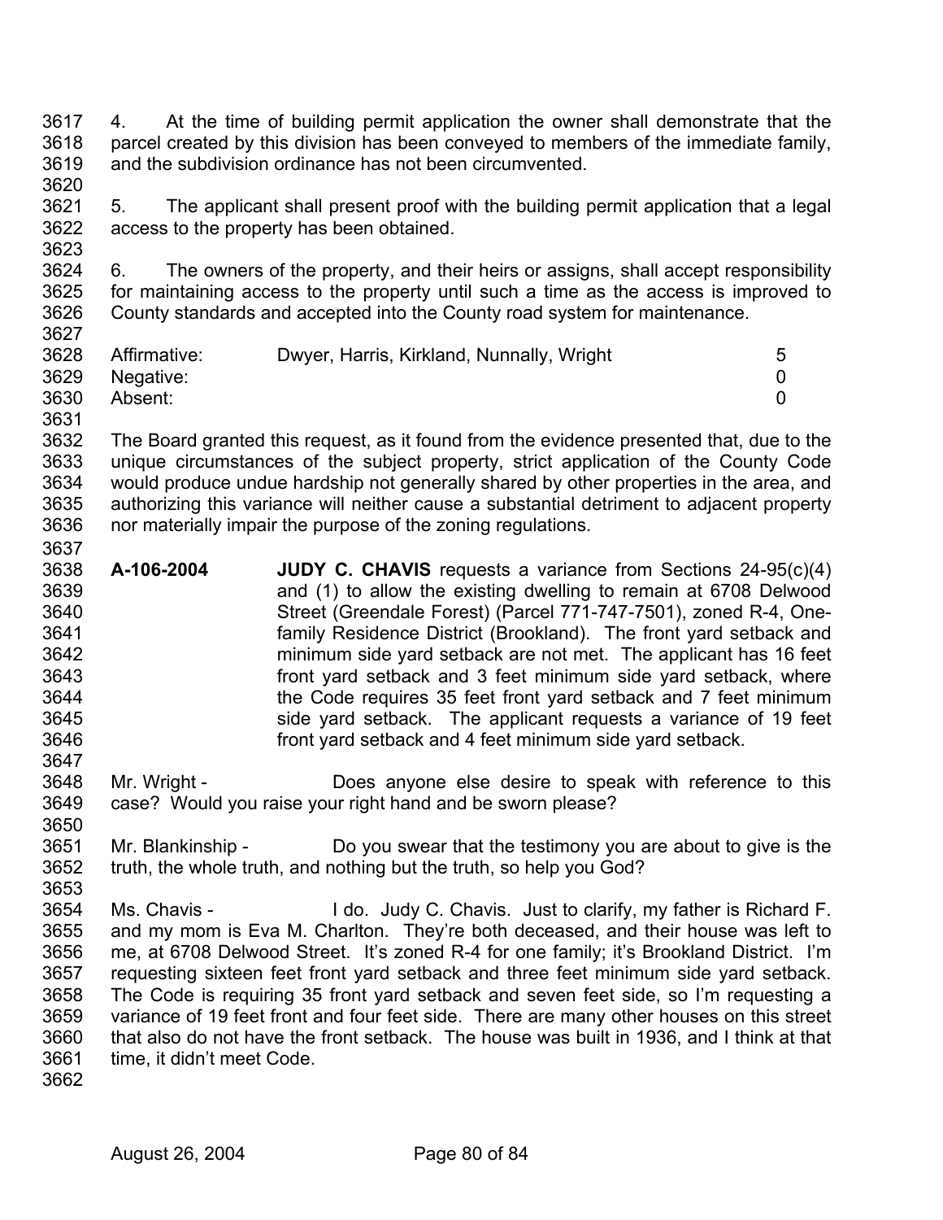4. At the time of building permit application the owner shall demonstrate that the parcel created by this division has been conveyed to members of the immediate family, and the subdivision ordinance has not been circumvented.

5. The applicant shall present proof with the building permit application that a legal access to the property has been obtained.

6. The owners of the property, and their heirs or assigns, shall accept responsibility for maintaining access to the property until such a time as the access is improved to County standards and accepted into the County road system for maintenance.

| | | |
|---|---|---|
| Affirmative: | Dwyer, Harris, Kirkland, Nunnally, Wright | 5 |
| Negative: | | 0 |
| Absent: | | 0 |

The Board granted this request, as it found from the evidence presented that, due to the unique circumstances of the subject property, strict application of the County Code would produce undue hardship not generally shared by other properties in the area, and authorizing this variance will neither cause a substantial detriment to adjacent property nor materially impair the purpose of the zoning regulations.

**A-106-2004** **JUDY C. CHAVIS** requests a variance from Sections 24-95(c)(4) and (1) to allow the existing dwelling to remain at 6708 Delwood Street (Greendale Forest) (Parcel 771-747-7501), zoned R-4, One-family Residence District (Brookland). The front yard setback and minimum side yard setback are not met. The applicant has 16 feet front yard setback and 3 feet minimum side yard setback, where the Code requires 35 feet front yard setback and 7 feet minimum side yard setback. The applicant requests a variance of 19 feet front yard setback and 4 feet minimum side yard setback.

Mr. Wright - Does anyone else desire to speak with reference to this case? Would you raise your right hand and be sworn please?

Mr. Blankinship - Do you swear that the testimony you are about to give is the truth, the whole truth, and nothing but the truth, so help you God?

Ms. Chavis - I do. Judy C. Chavis. Just to clarify, my father is Richard F. and my mom is Eva M. Charlton. They're both deceased, and their house was left to me, at 6708 Delwood Street. It's zoned R-4 for one family; it's Brookland District. I'm requesting sixteen feet front yard setback and three feet minimum side yard setback. The Code is requiring 35 front yard setback and seven feet side, so I'm requesting a variance of 19 feet front and four feet side. There are many other houses on this street that also do not have the front setback. The house was built in 1936, and I think at that time, it didn't meet Code.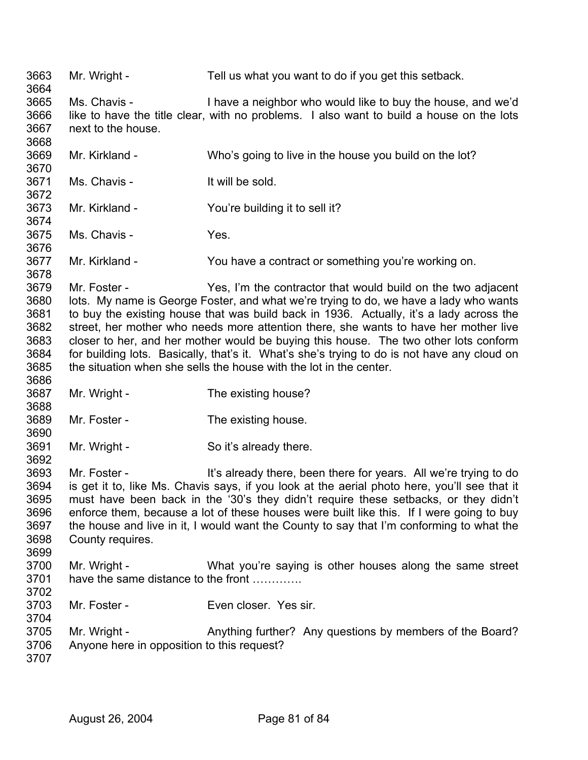3663 Mr. Wright - Tell us what you want to do if you get this setback.
3664
3665 Ms. Chavis - I have a neighbor who would like to buy the house, and we'd
3666 like to have the title clear, with no problems. I also want to build a house on the lots
3667 next to the house.
3668
3669 Mr. Kirkland - Who's going to live in the house you build on the lot?
3670
3671 Ms. Chavis - It will be sold.
3672
3673 Mr. Kirkland - You're building it to sell it?
3674
3675 Ms. Chavis - Yes.
3676
3677 Mr. Kirkland - You have a contract or something you're working on.
3678
3679 Mr. Foster - Yes, I'm the contractor that would build on the two adjacent
3680 lots. My name is George Foster, and what we're trying to do, we have a lady who wants
3681 to buy the existing house that was build back in 1936. Actually, it's a lady across the
3682 street, her mother who needs more attention there, she wants to have her mother live
3683 closer to her, and her mother would be buying this house. The two other lots conform
3684 for building lots. Basically, that's it. What's she's trying to do is not have any cloud on
3685 the situation when she sells the house with the lot in the center.
3686
3687 Mr. Wright - The existing house?
3688
3689 Mr. Foster - The existing house.
3690
3691 Mr. Wright - So it's already there.
3692
3693 Mr. Foster - It's already there, been there for years. All we're trying to do
3694 is get it to, like Ms. Chavis says, if you look at the aerial photo here, you'll see that it
3695 must have been back in the '30's they didn't require these setbacks, or they didn't
3696 enforce them, because a lot of these houses were built like this. If I were going to buy
3697 the house and live in it, I would want the County to say that I'm conforming to what the
3698 County requires.
3699
3700 Mr. Wright - What you're saying is other houses along the same street
3701 have the same distance to the front ………….
3702
3703 Mr. Foster - Even closer. Yes sir.
3704
3705 Mr. Wright - Anything further? Any questions by members of the Board?
3706 Anyone here in opposition to this request?
3707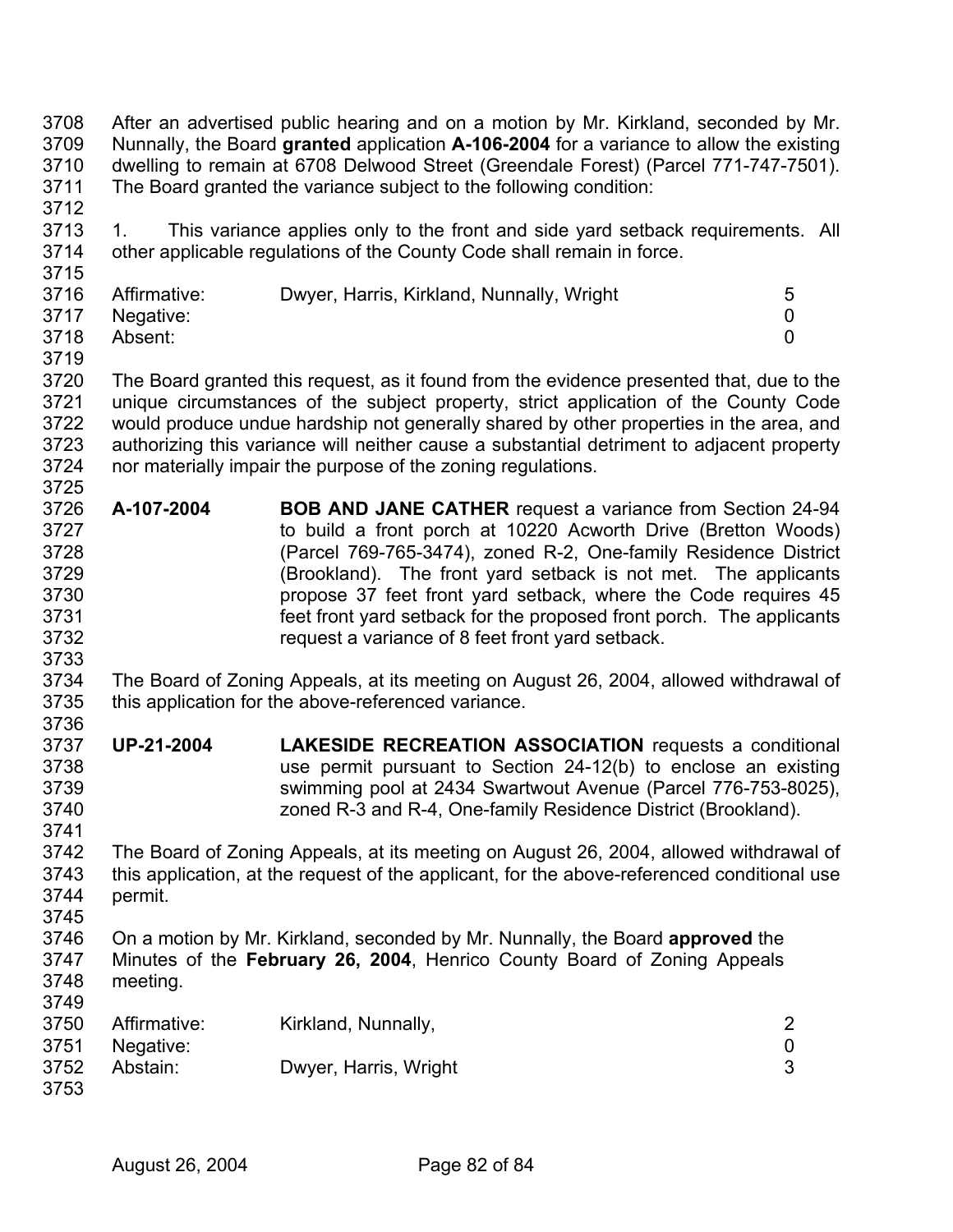After an advertised public hearing and on a motion by Mr. Kirkland, seconded by Mr. Nunnally, the Board **granted** application **A-106-2004** for a variance to allow the existing dwelling to remain at 6708 Delwood Street (Greendale Forest) (Parcel 771-747-7501). The Board granted the variance subject to the following condition:

1. This variance applies only to the front and side yard setback requirements. All other applicable regulations of the County Code shall remain in force.

| | | |
|---|---|---|
| Affirmative: | Dwyer, Harris, Kirkland, Nunnally, Wright | 5 |
| Negative: | | 0 |
| Absent: | | 0 |

The Board granted this request, as it found from the evidence presented that, due to the unique circumstances of the subject property, strict application of the County Code would produce undue hardship not generally shared by other properties in the area, and authorizing this variance will neither cause a substantial detriment to adjacent property nor materially impair the purpose of the zoning regulations.

**A-107-2004** **BOB AND JANE CATHER** request a variance from Section 24-94 to build a front porch at 10220 Acworth Drive (Bretton Woods) (Parcel 769-765-3474), zoned R-2, One-family Residence District (Brookland). The front yard setback is not met. The applicants propose 37 feet front yard setback, where the Code requires 45 feet front yard setback for the proposed front porch. The applicants request a variance of 8 feet front yard setback.

The Board of Zoning Appeals, at its meeting on August 26, 2004, allowed withdrawal of this application for the above-referenced variance.

**UP-21-2004** **LAKESIDE RECREATION ASSOCIATION** requests a conditional use permit pursuant to Section 24-12(b) to enclose an existing swimming pool at 2434 Swartwout Avenue (Parcel 776-753-8025), zoned R-3 and R-4, One-family Residence District (Brookland).

The Board of Zoning Appeals, at its meeting on August 26, 2004, allowed withdrawal of this application, at the request of the applicant, for the above-referenced conditional use permit.

On a motion by Mr. Kirkland, seconded by Mr. Nunnally, the Board **approved** the Minutes of the **February 26, 2004**, Henrico County Board of Zoning Appeals meeting.

| | | |
|---|---|---|
| Affirmative: | Kirkland, Nunnally, | 2 |
| Negative: | | 0 |
| Abstain: | Dwyer, Harris, Wright | 3 |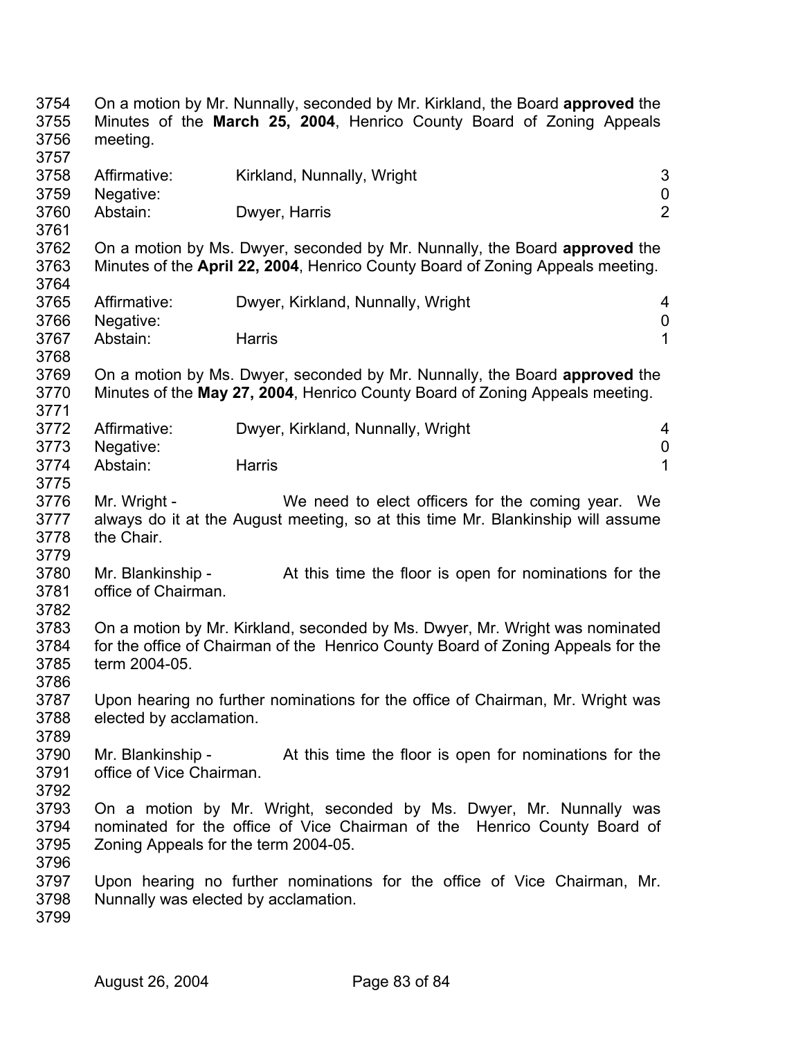On a motion by Mr. Nunnally, seconded by Mr. Kirkland, the Board **approved** the Minutes of the **March 25, 2004**, Henrico County Board of Zoning Appeals meeting.

| | | |
|---|---|---|
| Affirmative: | Kirkland, Nunnally, Wright | 3 |
| Negative: | | 0 |
| Abstain: | Dwyer, Harris | 2 |

On a motion by Ms. Dwyer, seconded by Mr. Nunnally, the Board **approved** the Minutes of the **April 22, 2004**, Henrico County Board of Zoning Appeals meeting.

| | | |
|---|---|---|
| Affirmative: | Dwyer, Kirkland, Nunnally, Wright | 4 |
| Negative: | | 0 |
| Abstain: | Harris | 1 |

On a motion by Ms. Dwyer, seconded by Mr. Nunnally, the Board **approved** the Minutes of the **May 27, 2004**, Henrico County Board of Zoning Appeals meeting.

| | | |
|---|---|---|
| Affirmative: | Dwyer, Kirkland, Nunnally, Wright | 4 |
| Negative: | | 0 |
| Abstain: | Harris | 1 |

Mr. Wright - We need to elect officers for the coming year. We always do it at the August meeting, so at this time Mr. Blankinship will assume the Chair.

Mr. Blankinship - At this time the floor is open for nominations for the office of Chairman.

On a motion by Mr. Kirkland, seconded by Ms. Dwyer, Mr. Wright was nominated for the office of Chairman of the Henrico County Board of Zoning Appeals for the term 2004-05.

Upon hearing no further nominations for the office of Chairman, Mr. Wright was elected by acclamation.

Mr. Blankinship - At this time the floor is open for nominations for the office of Vice Chairman.

On a motion by Mr. Wright, seconded by Ms. Dwyer, Mr. Nunnally was nominated for the office of Vice Chairman of the Henrico County Board of Zoning Appeals for the term 2004-05.

Upon hearing no further nominations for the office of Vice Chairman, Mr. Nunnally was elected by acclamation.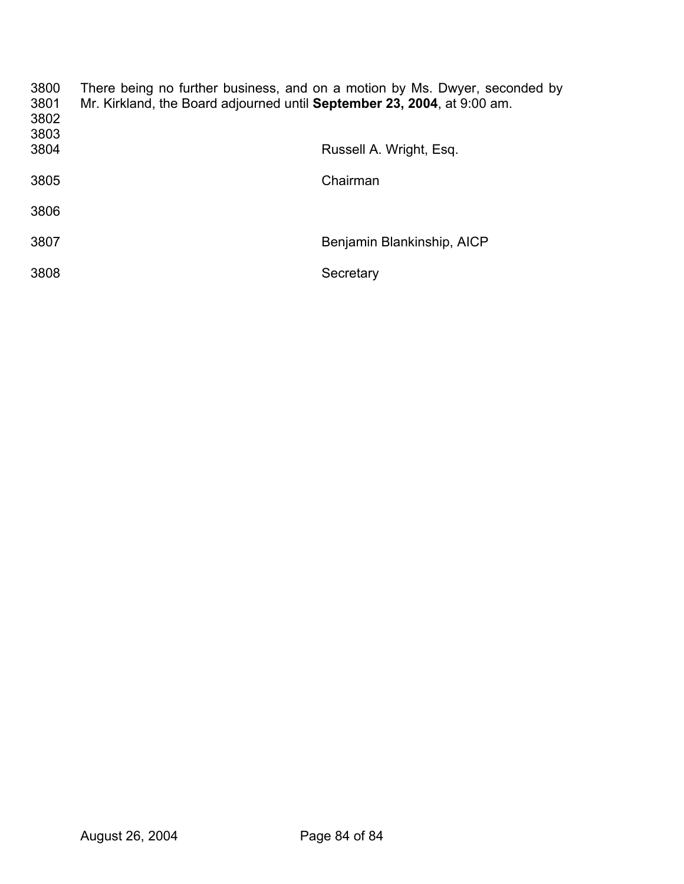3800 There being no further business, and on a motion by Ms. Dwyer, seconded by
3801 Mr. Kirkland, the Board adjourned until **September 23, 2004**, at 9:00 am.
3802
3803
3804 Russell A. Wright, Esq.

3805 Chairman

3806

3807 Benjamin Blankinship, AICP

3808 Secretary